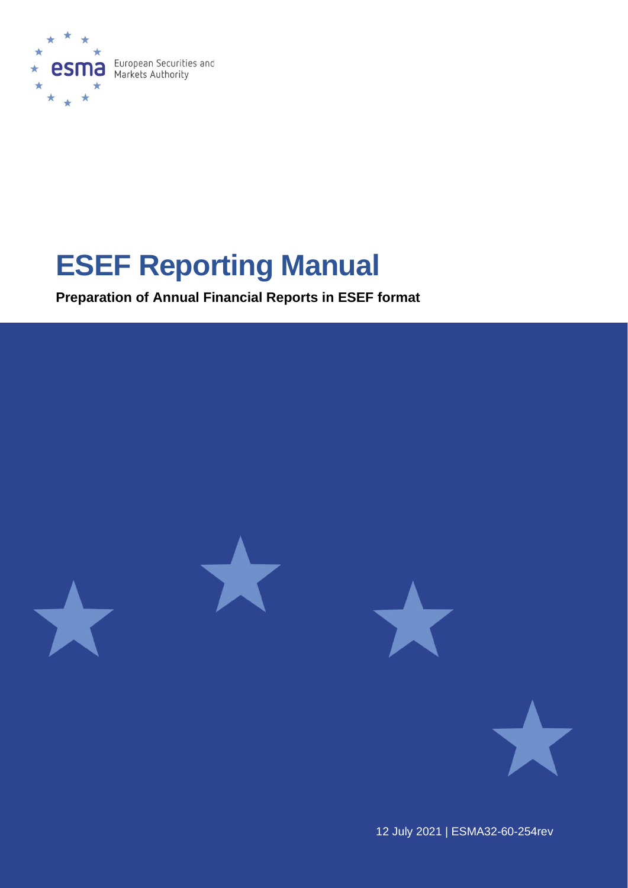European Securities and Markets Authority

# ESEF Reporting Manual

**Preparation of Annual Financial Reports in ESEF format**

12 July 2021 | ESMA32-60-254rev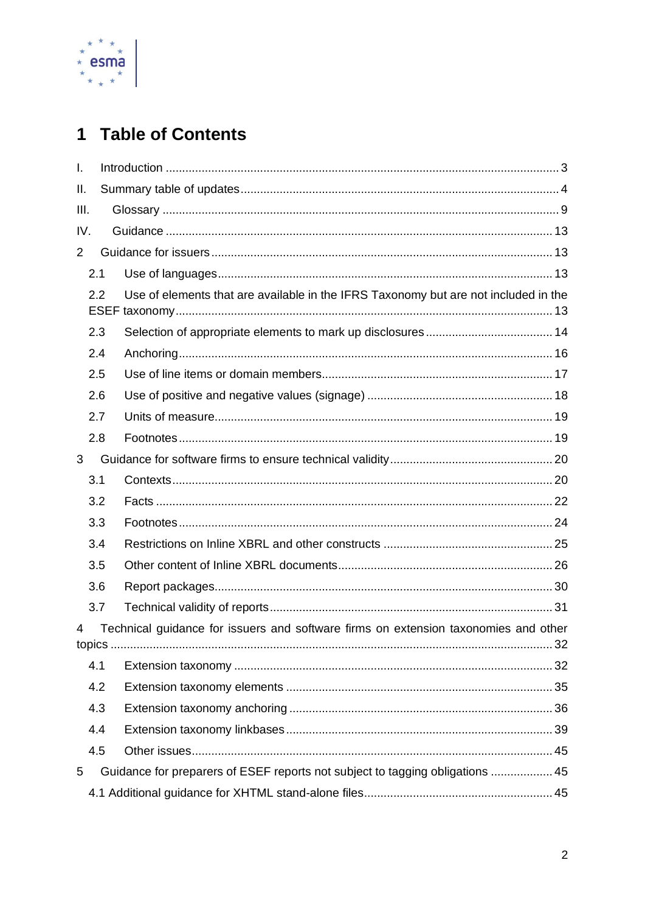# 1 Table of Contents

I. Introduction ..... 3

II. Summary table of updates ..... 4

III. Glossary ..... 9

IV. Guidance ..... 13

2 Guidance for issuers ..... 13

- 2.1 Use of languages ..... 13
- 2.2 Use of elements that are available in the IFRS Taxonomy but are not included in the ESEF taxonomy ..... 13
- 2.3 Selection of appropriate elements to mark up disclosures ..... 14
- 2.4 Anchoring ..... 16
- 2.5 Use of line items or domain members ..... 17
- 2.6 Use of positive and negative values (signage) ..... 18
- 2.7 Units of measure ..... 19
- 2.8 Footnotes ..... 19

3 Guidance for software firms to ensure technical validity ..... 20

- 3.1 Contexts ..... 20
- 3.2 Facts ..... 22
- 3.3 Footnotes ..... 24
- 3.4 Restrictions on Inline XBRL and other constructs ..... 25
- 3.5 Other content of Inline XBRL documents ..... 26
- 3.6 Report packages ..... 30
- 3.7 Technical validity of reports ..... 31

4 Technical guidance for issuers and software firms on extension taxonomies and other topics ..... 32

- 4.1 Extension taxonomy ..... 32
- 4.2 Extension taxonomy elements ..... 35
- 4.3 Extension taxonomy anchoring ..... 36
- 4.4 Extension taxonomy linkbases ..... 39
- 4.5 Other issues ..... 45

5 Guidance for preparers of ESEF reports not subject to tagging obligations ..... 45

- 4.1 Additional guidance for XHTML stand-alone files ..... 45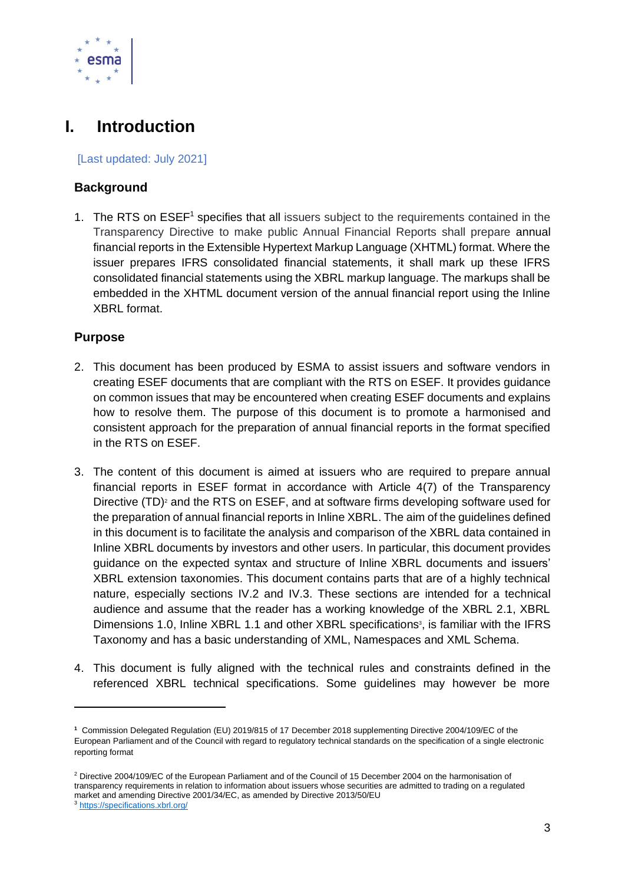# I. Introduction

[Last updated: July 2021]

### Background

1. The RTS on ESEF[1] specifies that all issuers subject to the requirements contained in the Transparency Directive to make public Annual Financial Reports shall prepare annual financial reports in the Extensible Hypertext Markup Language (XHTML) format. Where the issuer prepares IFRS consolidated financial statements, it shall mark up these IFRS consolidated financial statements using the XBRL markup language. The markups shall be embedded in the XHTML document version of the annual financial report using the Inline XBRL format.

### Purpose

2. This document has been produced by ESMA to assist issuers and software vendors in creating ESEF documents that are compliant with the RTS on ESEF. It provides guidance on common issues that may be encountered when creating ESEF documents and explains how to resolve them. The purpose of this document is to promote a harmonised and consistent approach for the preparation of annual financial reports in the format specified in the RTS on ESEF.

3. The content of this document is aimed at issuers who are required to prepare annual financial reports in ESEF format in accordance with Article 4(7) of the Transparency Directive (TD)[2] and the RTS on ESEF, and at software firms developing software used for the preparation of annual financial reports in Inline XBRL. The aim of the guidelines defined in this document is to facilitate the analysis and comparison of the XBRL data contained in Inline XBRL documents by investors and other users. In particular, this document provides guidance on the expected syntax and structure of Inline XBRL documents and issuers' XBRL extension taxonomies. This document contains parts that are of a highly technical nature, especially sections IV.2 and IV.3. These sections are intended for a technical audience and assume that the reader has a working knowledge of the XBRL 2.1, XBRL Dimensions 1.0, Inline XBRL 1.1 and other XBRL specifications[3], is familiar with the IFRS Taxonomy and has a basic understanding of XML, Namespaces and XML Schema.

4. This document is fully aligned with the technical rules and constraints defined in the referenced XBRL technical specifications. Some guidelines may however be more

---

[1] Commission Delegated Regulation (EU) 2019/815 of 17 December 2018 supplementing Directive 2004/109/EC of the European Parliament and of the Council with regard to regulatory technical standards on the specification of a single electronic reporting format

[2] Directive 2004/109/EC of the European Parliament and of the Council of 15 December 2004 on the harmonisation of transparency requirements in relation to information about issuers whose securities are admitted to trading on a regulated market and amending Directive 2001/34/EC, as amended by Directive 2013/50/EU

[3] https://specifications.xbrl.org/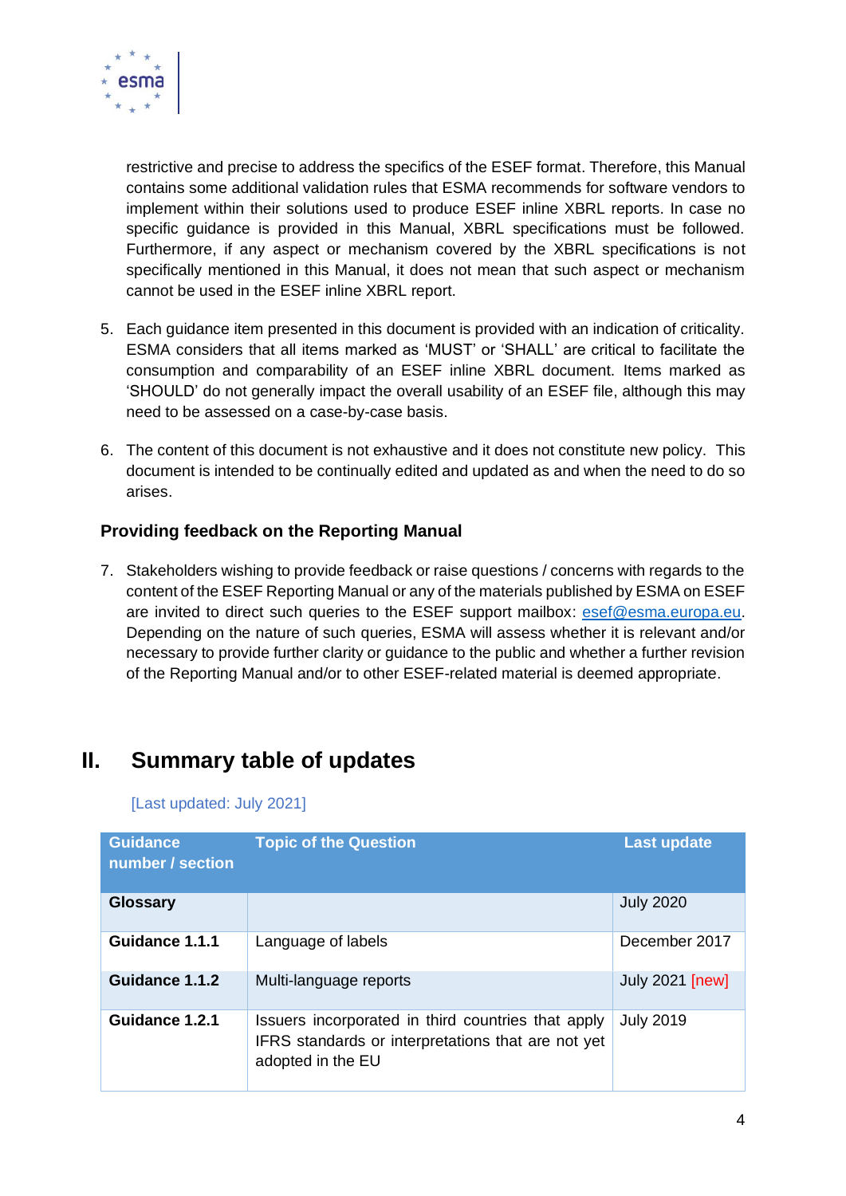restrictive and precise to address the specifics of the ESEF format. Therefore, this Manual contains some additional validation rules that ESMA recommends for software vendors to implement within their solutions used to produce ESEF inline XBRL reports. In case no specific guidance is provided in this Manual, XBRL specifications must be followed. Furthermore, if any aspect or mechanism covered by the XBRL specifications is not specifically mentioned in this Manual, it does not mean that such aspect or mechanism cannot be used in the ESEF inline XBRL report.

5. Each guidance item presented in this document is provided with an indication of criticality. ESMA considers that all items marked as 'MUST' or 'SHALL' are critical to facilitate the consumption and comparability of an ESEF inline XBRL document. Items marked as 'SHOULD' do not generally impact the overall usability of an ESEF file, although this may need to be assessed on a case-by-case basis.

6. The content of this document is not exhaustive and it does not constitute new policy. This document is intended to be continually edited and updated as and when the need to do so arises.

### Providing feedback on the Reporting Manual

7. Stakeholders wishing to provide feedback or raise questions / concerns with regards to the content of the ESEF Reporting Manual or any of the materials published by ESMA on ESEF are invited to direct such queries to the ESEF support mailbox: esef@esma.europa.eu. Depending on the nature of such queries, ESMA will assess whether it is relevant and/or necessary to provide further clarity or guidance to the public and whether a further revision of the Reporting Manual and/or to other ESEF-related material is deemed appropriate.

## II. Summary table of updates

[Last updated: July 2021]

| Guidance number / section | Topic of the Question | Last update |
|---|---|---|
| **Glossary** | | July 2020 |
| **Guidance 1.1.1** | Language of labels | December 2017 |
| **Guidance 1.1.2** | Multi-language reports | July 2021 [new] |
| **Guidance 1.2.1** | Issuers incorporated in third countries that apply IFRS standards or interpretations that are not yet adopted in the EU | July 2019 |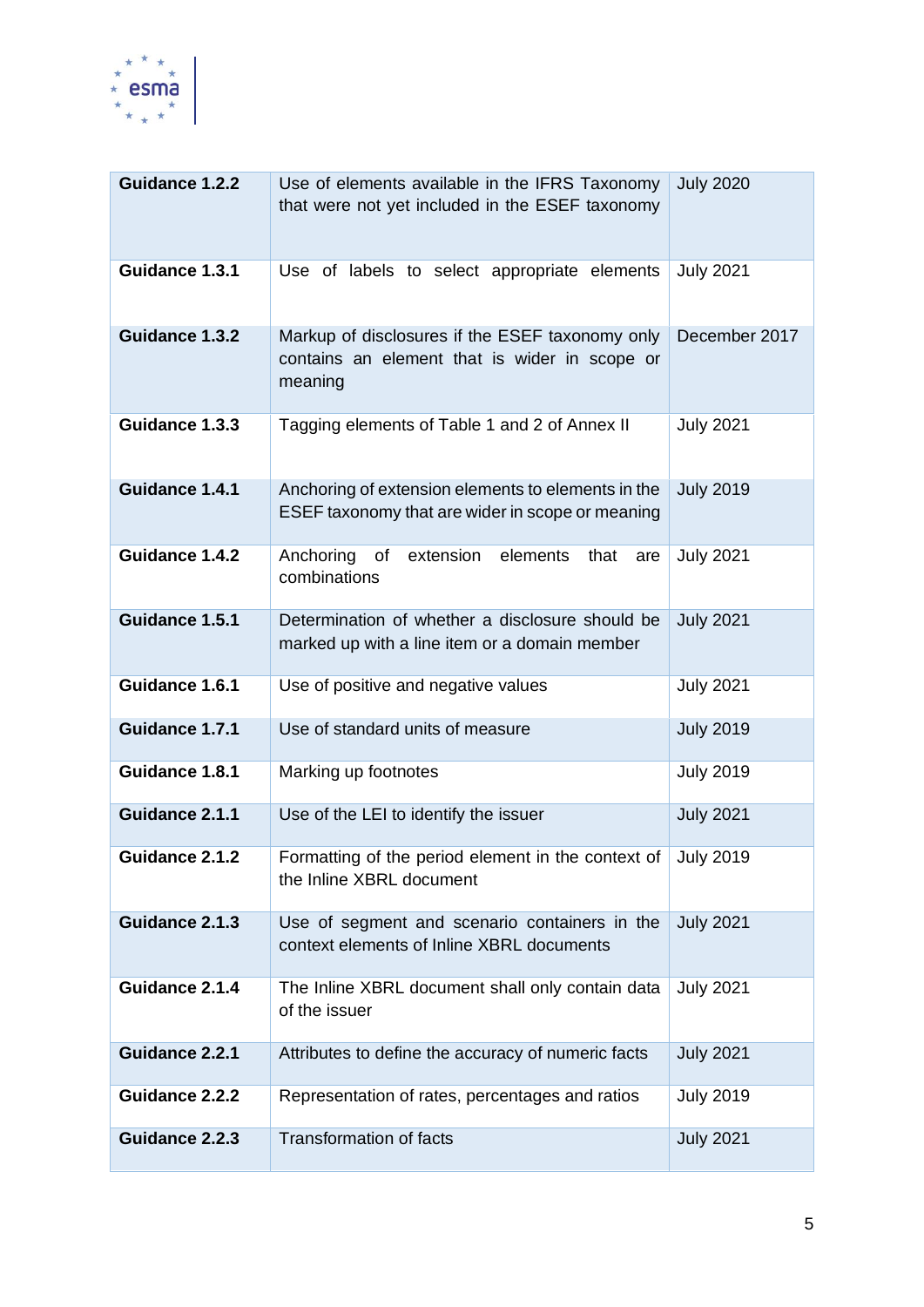| | | |
|---|---|---|
| **Guidance 1.2.2** | Use of elements available in the IFRS Taxonomy that were not yet included in the ESEF taxonomy | July 2020 |
| **Guidance 1.3.1** | Use of labels to select appropriate elements | July 2021 |
| **Guidance 1.3.2** | Markup of disclosures if the ESEF taxonomy only contains an element that is wider in scope or meaning | December 2017 |
| **Guidance 1.3.3** | Tagging elements of Table 1 and 2 of Annex II | July 2021 |
| **Guidance 1.4.1** | Anchoring of extension elements to elements in the ESEF taxonomy that are wider in scope or meaning | July 2019 |
| **Guidance 1.4.2** | Anchoring of extension elements that are combinations | July 2021 |
| **Guidance 1.5.1** | Determination of whether a disclosure should be marked up with a line item or a domain member | July 2021 |
| **Guidance 1.6.1** | Use of positive and negative values | July 2021 |
| **Guidance 1.7.1** | Use of standard units of measure | July 2019 |
| **Guidance 1.8.1** | Marking up footnotes | July 2019 |
| **Guidance 2.1.1** | Use of the LEI to identify the issuer | July 2021 |
| **Guidance 2.1.2** | Formatting of the period element in the context of the Inline XBRL document | July 2019 |
| **Guidance 2.1.3** | Use of segment and scenario containers in the context elements of Inline XBRL documents | July 2021 |
| **Guidance 2.1.4** | The Inline XBRL document shall only contain data of the issuer | July 2021 |
| **Guidance 2.2.1** | Attributes to define the accuracy of numeric facts | July 2021 |
| **Guidance 2.2.2** | Representation of rates, percentages and ratios | July 2019 |
| **Guidance 2.2.3** | Transformation of facts | July 2021 |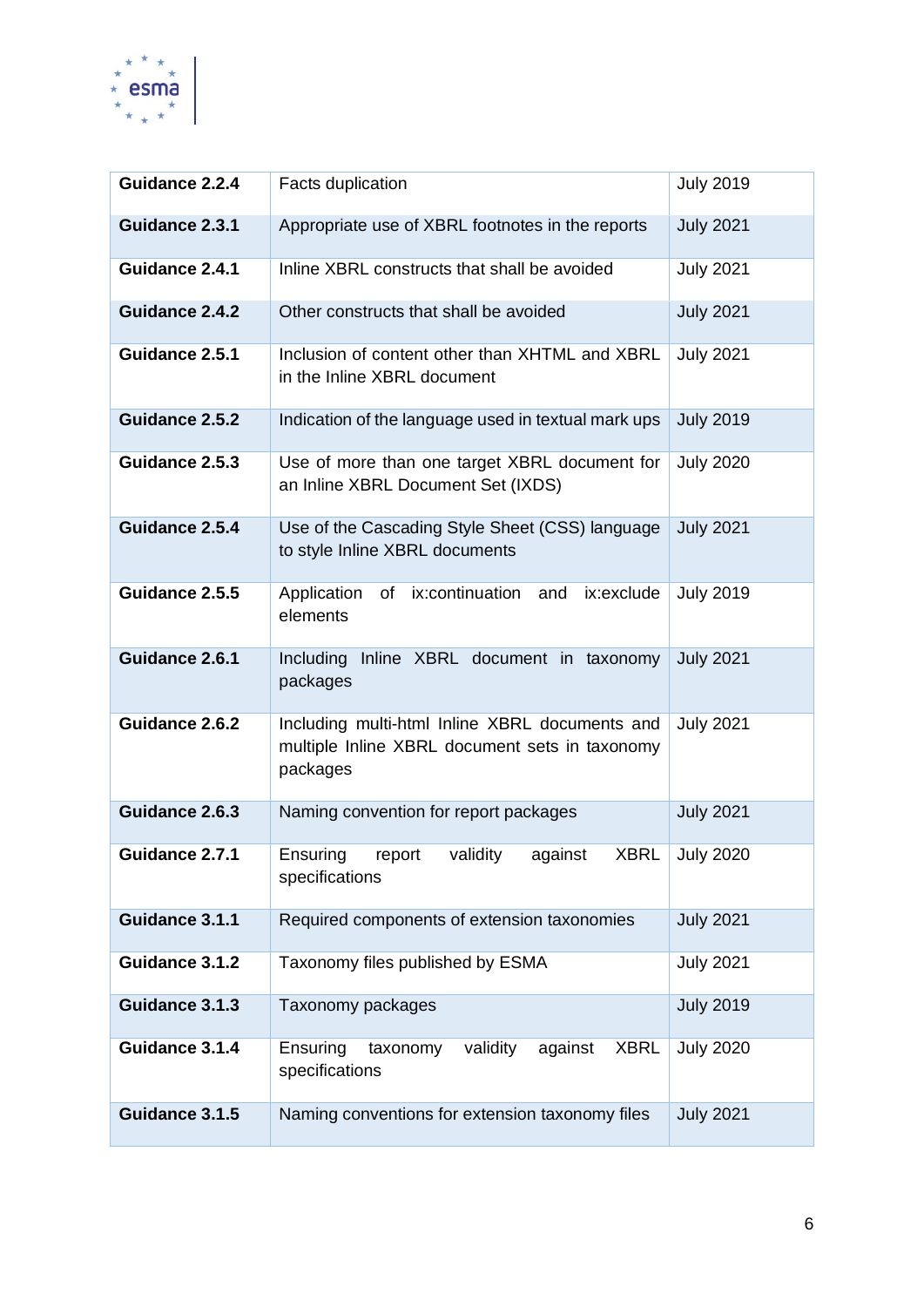| | | |
|---|---|---|
| **Guidance 2.2.4** | Facts duplication | July 2019 |
| **Guidance 2.3.1** | Appropriate use of XBRL footnotes in the reports | July 2021 |
| **Guidance 2.4.1** | Inline XBRL constructs that shall be avoided | July 2021 |
| **Guidance 2.4.2** | Other constructs that shall be avoided | July 2021 |
| **Guidance 2.5.1** | Inclusion of content other than XHTML and XBRL in the Inline XBRL document | July 2021 |
| **Guidance 2.5.2** | Indication of the language used in textual mark ups | July 2019 |
| **Guidance 2.5.3** | Use of more than one target XBRL document for an Inline XBRL Document Set (IXDS) | July 2020 |
| **Guidance 2.5.4** | Use of the Cascading Style Sheet (CSS) language to style Inline XBRL documents | July 2021 |
| **Guidance 2.5.5** | Application of ix:continuation and ix:exclude elements | July 2019 |
| **Guidance 2.6.1** | Including Inline XBRL document in taxonomy packages | July 2021 |
| **Guidance 2.6.2** | Including multi-html Inline XBRL documents and multiple Inline XBRL document sets in taxonomy packages | July 2021 |
| **Guidance 2.6.3** | Naming convention for report packages | July 2021 |
| **Guidance 2.7.1** | Ensuring report validity against XBRL specifications | July 2020 |
| **Guidance 3.1.1** | Required components of extension taxonomies | July 2021 |
| **Guidance 3.1.2** | Taxonomy files published by ESMA | July 2021 |
| **Guidance 3.1.3** | Taxonomy packages | July 2019 |
| **Guidance 3.1.4** | Ensuring taxonomy validity against XBRL specifications | July 2020 |
| **Guidance 3.1.5** | Naming conventions for extension taxonomy files | July 2021 |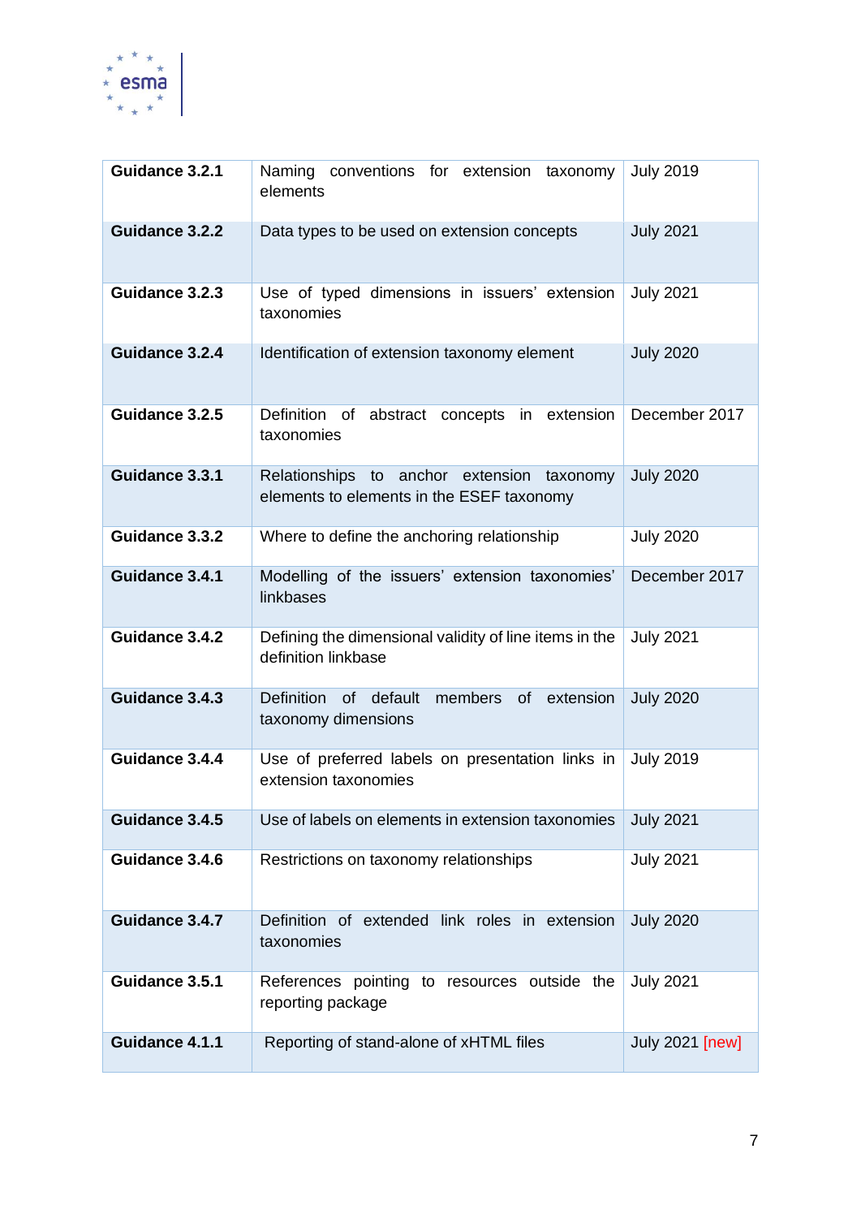| | | |
|---|---|---|
| **Guidance 3.2.1** | Naming conventions for extension taxonomy elements | July 2019 |
| **Guidance 3.2.2** | Data types to be used on extension concepts | July 2021 |
| **Guidance 3.2.3** | Use of typed dimensions in issuers' extension taxonomies | July 2021 |
| **Guidance 3.2.4** | Identification of extension taxonomy element | July 2020 |
| **Guidance 3.2.5** | Definition of abstract concepts in extension taxonomies | December 2017 |
| **Guidance 3.3.1** | Relationships to anchor extension taxonomy elements to elements in the ESEF taxonomy | July 2020 |
| **Guidance 3.3.2** | Where to define the anchoring relationship | July 2020 |
| **Guidance 3.4.1** | Modelling of the issuers' extension taxonomies' linkbases | December 2017 |
| **Guidance 3.4.2** | Defining the dimensional validity of line items in the definition linkbase | July 2021 |
| **Guidance 3.4.3** | Definition of default members of extension taxonomy dimensions | July 2020 |
| **Guidance 3.4.4** | Use of preferred labels on presentation links in extension taxonomies | July 2019 |
| **Guidance 3.4.5** | Use of labels on elements in extension taxonomies | July 2021 |
| **Guidance 3.4.6** | Restrictions on taxonomy relationships | July 2021 |
| **Guidance 3.4.7** | Definition of extended link roles in extension taxonomies | July 2020 |
| **Guidance 3.5.1** | References pointing to resources outside the reporting package | July 2021 |
| **Guidance 4.1.1** | Reporting of stand-alone of xHTML files | July 2021 [new] |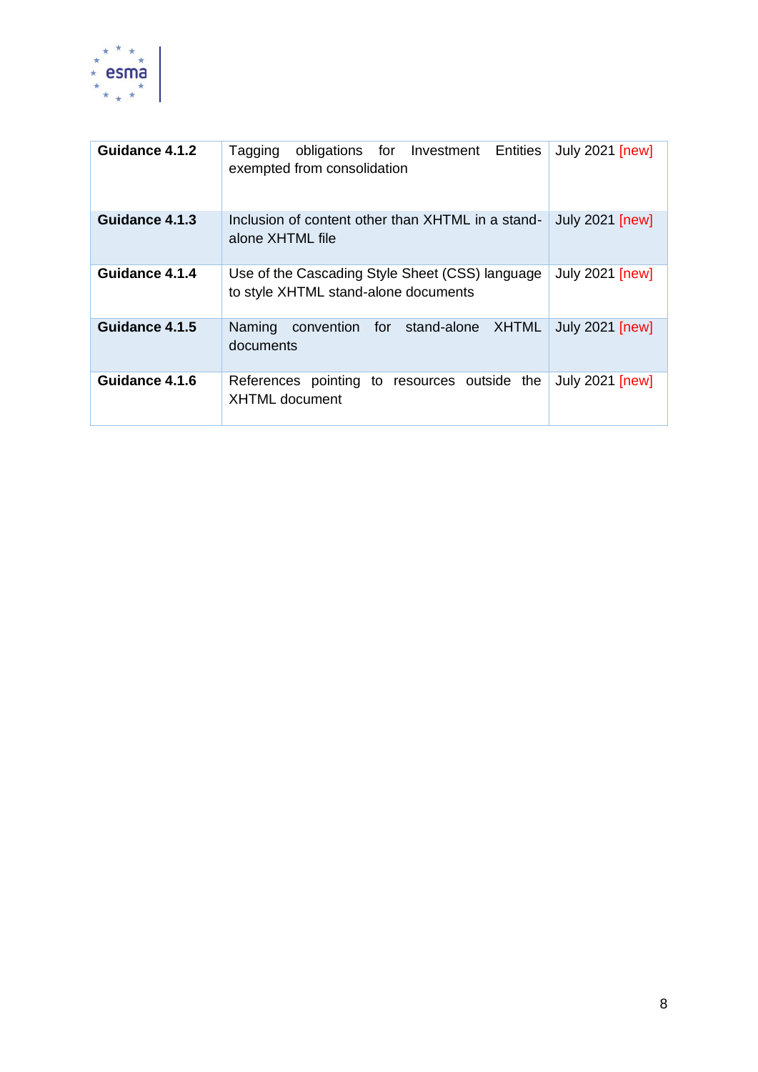| | | |
|---|---|---|
| **Guidance 4.1.2** | Tagging obligations for Investment Entities exempted from consolidation | July 2021 [new] |
| **Guidance 4.1.3** | Inclusion of content other than XHTML in a stand-alone XHTML file | July 2021 [new] |
| **Guidance 4.1.4** | Use of the Cascading Style Sheet (CSS) language to style XHTML stand-alone documents | July 2021 [new] |
| **Guidance 4.1.5** | Naming convention for stand-alone XHTML documents | July 2021 [new] |
| **Guidance 4.1.6** | References pointing to resources outside the XHTML document | July 2021 [new] |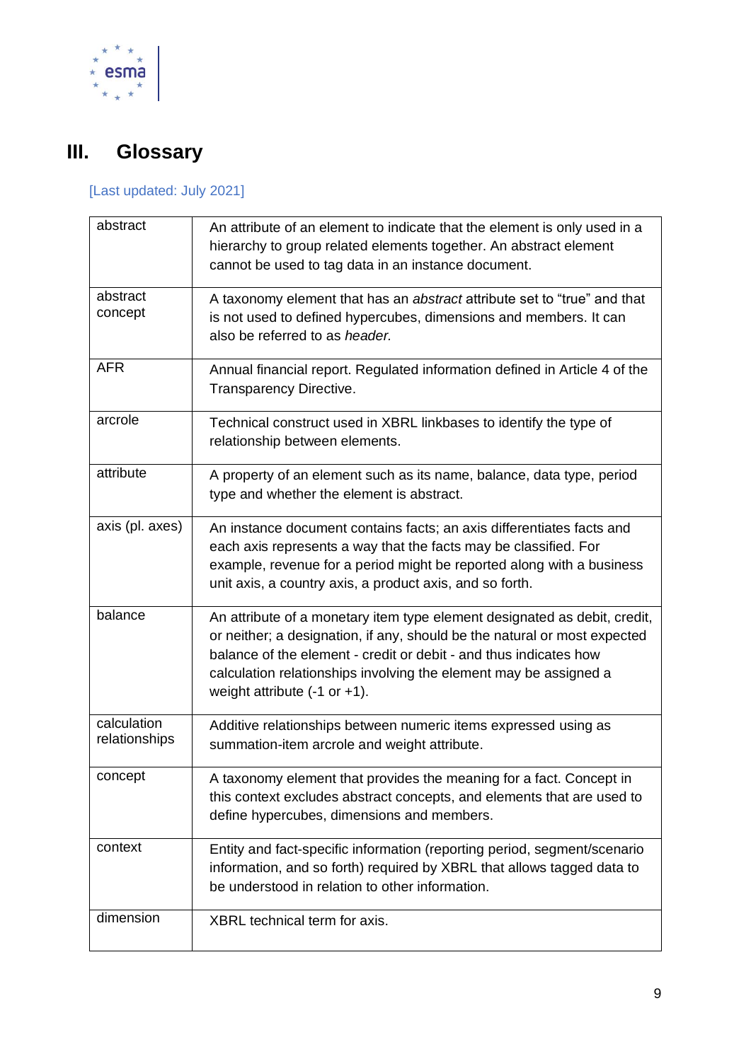# III. Glossary

[Last updated: July 2021]

| | |
|---|---|
| abstract | An attribute of an element to indicate that the element is only used in a hierarchy to group related elements together. An abstract element cannot be used to tag data in an instance document. |
| abstract concept | A taxonomy element that has an *abstract* attribute set to "true" and that is not used to defined hypercubes, dimensions and members. It can also be referred to as *header.* |
| AFR | Annual financial report. Regulated information defined in Article 4 of the Transparency Directive. |
| arcrole | Technical construct used in XBRL linkbases to identify the type of relationship between elements. |
| attribute | A property of an element such as its name, balance, data type, period type and whether the element is abstract. |
| axis (pl. axes) | An instance document contains facts; an axis differentiates facts and each axis represents a way that the facts may be classified. For example, revenue for a period might be reported along with a business unit axis, a country axis, a product axis, and so forth. |
| balance | An attribute of a monetary item type element designated as debit, credit, or neither; a designation, if any, should be the natural or most expected balance of the element - credit or debit - and thus indicates how calculation relationships involving the element may be assigned a weight attribute (-1 or +1). |
| calculation relationships | Additive relationships between numeric items expressed using as summation-item arcrole and weight attribute. |
| concept | A taxonomy element that provides the meaning for a fact. Concept in this context excludes abstract concepts, and elements that are used to define hypercubes, dimensions and members. |
| context | Entity and fact-specific information (reporting period, segment/scenario information, and so forth) required by XBRL that allows tagged data to be understood in relation to other information. |
| dimension | XBRL technical term for axis. |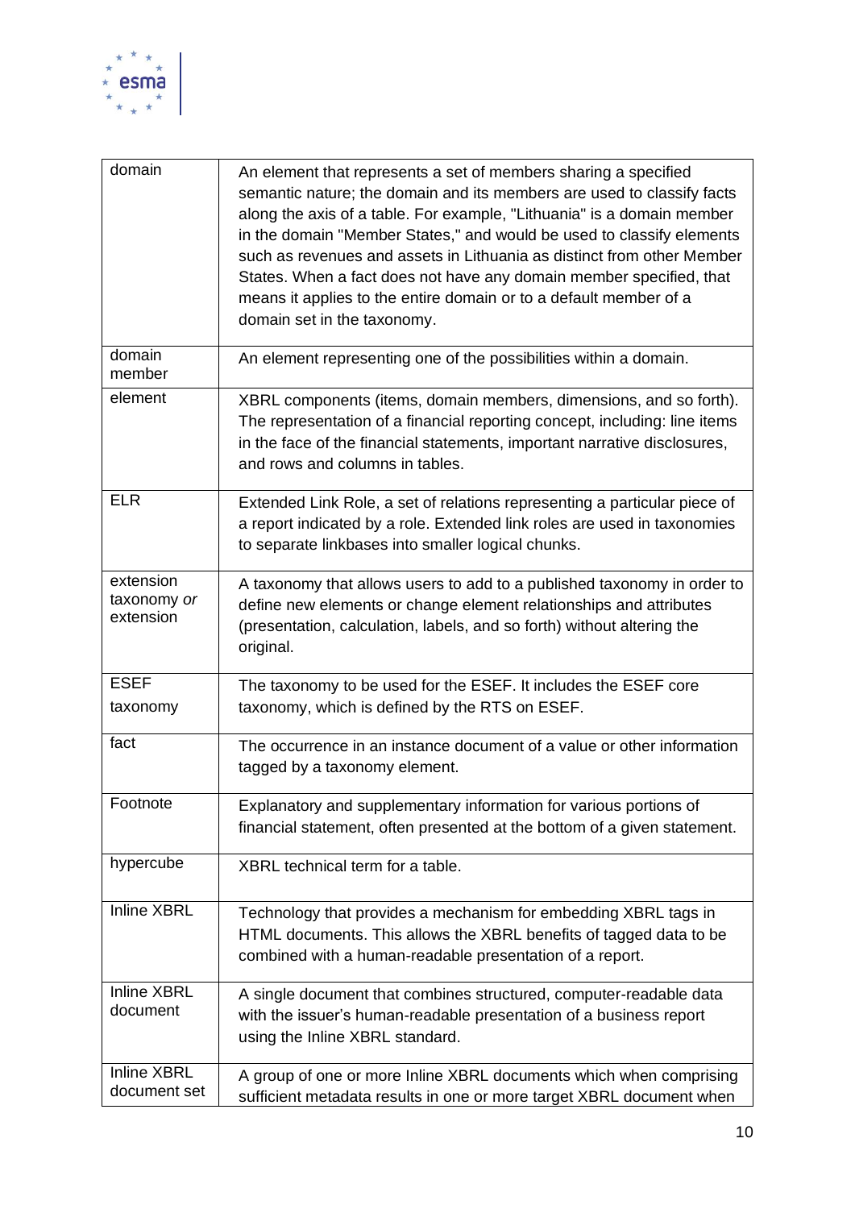| | |
|---|---|
| domain | An element that represents a set of members sharing a specified semantic nature; the domain and its members are used to classify facts along the axis of a table. For example, "Lithuania" is a domain member in the domain "Member States," and would be used to classify elements such as revenues and assets in Lithuania as distinct from other Member States. When a fact does not have any domain member specified, that means it applies to the entire domain or to a default member of a domain set in the taxonomy. |
| domain member | An element representing one of the possibilities within a domain. |
| element | XBRL components (items, domain members, dimensions, and so forth). The representation of a financial reporting concept, including: line items in the face of the financial statements, important narrative disclosures, and rows and columns in tables. |
| ELR | Extended Link Role, a set of relations representing a particular piece of a report indicated by a role. Extended link roles are used in taxonomies to separate linkbases into smaller logical chunks. |
| extension taxonomy *or* extension | A taxonomy that allows users to add to a published taxonomy in order to define new elements or change element relationships and attributes (presentation, calculation, labels, and so forth) without altering the original. |
| ESEF taxonomy | The taxonomy to be used for the ESEF. It includes the ESEF core taxonomy, which is defined by the RTS on ESEF. |
| fact | The occurrence in an instance document of a value or other information tagged by a taxonomy element. |
| Footnote | Explanatory and supplementary information for various portions of financial statement, often presented at the bottom of a given statement. |
| hypercube | XBRL technical term for a table. |
| Inline XBRL | Technology that provides a mechanism for embedding XBRL tags in HTML documents. This allows the XBRL benefits of tagged data to be combined with a human-readable presentation of a report. |
| Inline XBRL document | A single document that combines structured, computer-readable data with the issuer's human-readable presentation of a business report using the Inline XBRL standard. |
| Inline XBRL document set | A group of one or more Inline XBRL documents which when comprising sufficient metadata results in one or more target XBRL document when |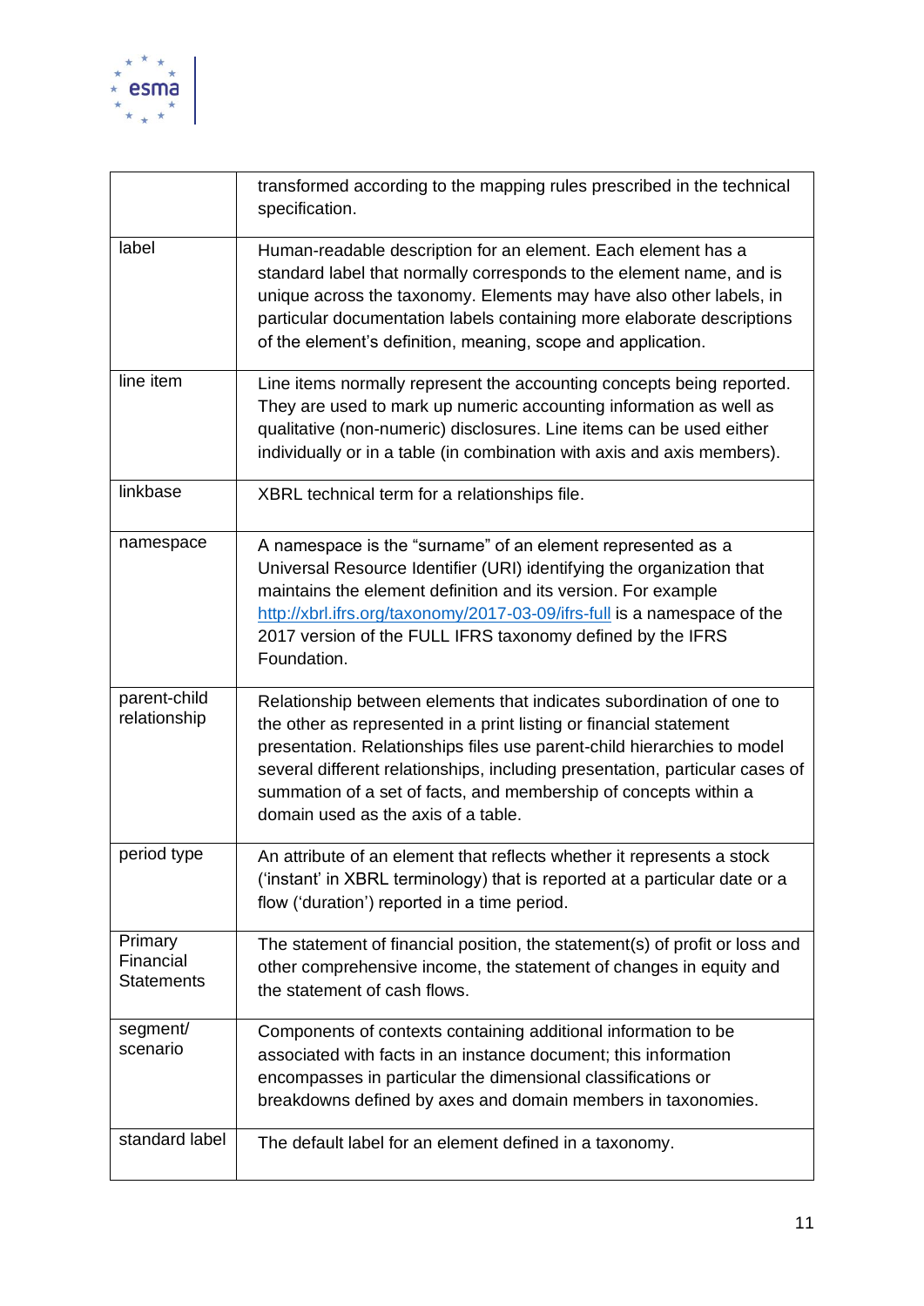| | |
|---|---|
| | transformed according to the mapping rules prescribed in the technical specification. |
| label | Human-readable description for an element. Each element has a standard label that normally corresponds to the element name, and is unique across the taxonomy. Elements may have also other labels, in particular documentation labels containing more elaborate descriptions of the element's definition, meaning, scope and application. |
| line item | Line items normally represent the accounting concepts being reported. They are used to mark up numeric accounting information as well as qualitative (non-numeric) disclosures. Line items can be used either individually or in a table (in combination with axis and axis members). |
| linkbase | XBRL technical term for a relationships file. |
| namespace | A namespace is the "surname" of an element represented as a Universal Resource Identifier (URI) identifying the organization that maintains the element definition and its version. For example http://xbrl.ifrs.org/taxonomy/2017-03-09/ifrs-full is a namespace of the 2017 version of the FULL IFRS taxonomy defined by the IFRS Foundation. |
| parent-child relationship | Relationship between elements that indicates subordination of one to the other as represented in a print listing or financial statement presentation. Relationships files use parent-child hierarchies to model several different relationships, including presentation, particular cases of summation of a set of facts, and membership of concepts within a domain used as the axis of a table. |
| period type | An attribute of an element that reflects whether it represents a stock ('instant' in XBRL terminology) that is reported at a particular date or a flow ('duration') reported in a time period. |
| Primary Financial Statements | The statement of financial position, the statement(s) of profit or loss and other comprehensive income, the statement of changes in equity and the statement of cash flows. |
| segment/ scenario | Components of contexts containing additional information to be associated with facts in an instance document; this information encompasses in particular the dimensional classifications or breakdowns defined by axes and domain members in taxonomies. |
| standard label | The default label for an element defined in a taxonomy. |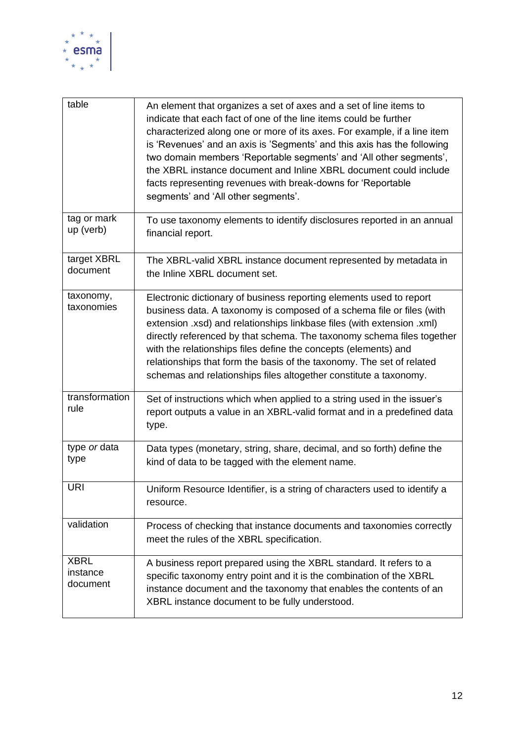| | |
|---|---|
| table | An element that organizes a set of axes and a set of line items to indicate that each fact of one of the line items could be further characterized along one or more of its axes. For example, if a line item is 'Revenues' and an axis is 'Segments' and this axis has the following two domain members 'Reportable segments' and 'All other segments', the XBRL instance document and Inline XBRL document could include facts representing revenues with break-downs for 'Reportable segments' and 'All other segments'. |
| tag or mark up (verb) | To use taxonomy elements to identify disclosures reported in an annual financial report. |
| target XBRL document | The XBRL-valid XBRL instance document represented by metadata in the Inline XBRL document set. |
| taxonomy, taxonomies | Electronic dictionary of business reporting elements used to report business data. A taxonomy is composed of a schema file or files (with extension .xsd) and relationships linkbase files (with extension .xml) directly referenced by that schema. The taxonomy schema files together with the relationships files define the concepts (elements) and relationships that form the basis of the taxonomy. The set of related schemas and relationships files altogether constitute a taxonomy. |
| transformation rule | Set of instructions which when applied to a string used in the issuer's report outputs a value in an XBRL-valid format and in a predefined data type. |
| type *or* data type | Data types (monetary, string, share, decimal, and so forth) define the kind of data to be tagged with the element name. |
| URI | Uniform Resource Identifier, is a string of characters used to identify a resource. |
| validation | Process of checking that instance documents and taxonomies correctly meet the rules of the XBRL specification. |
| XBRL instance document | A business report prepared using the XBRL standard. It refers to a specific taxonomy entry point and it is the combination of the XBRL instance document and the taxonomy that enables the contents of an XBRL instance document to be fully understood. |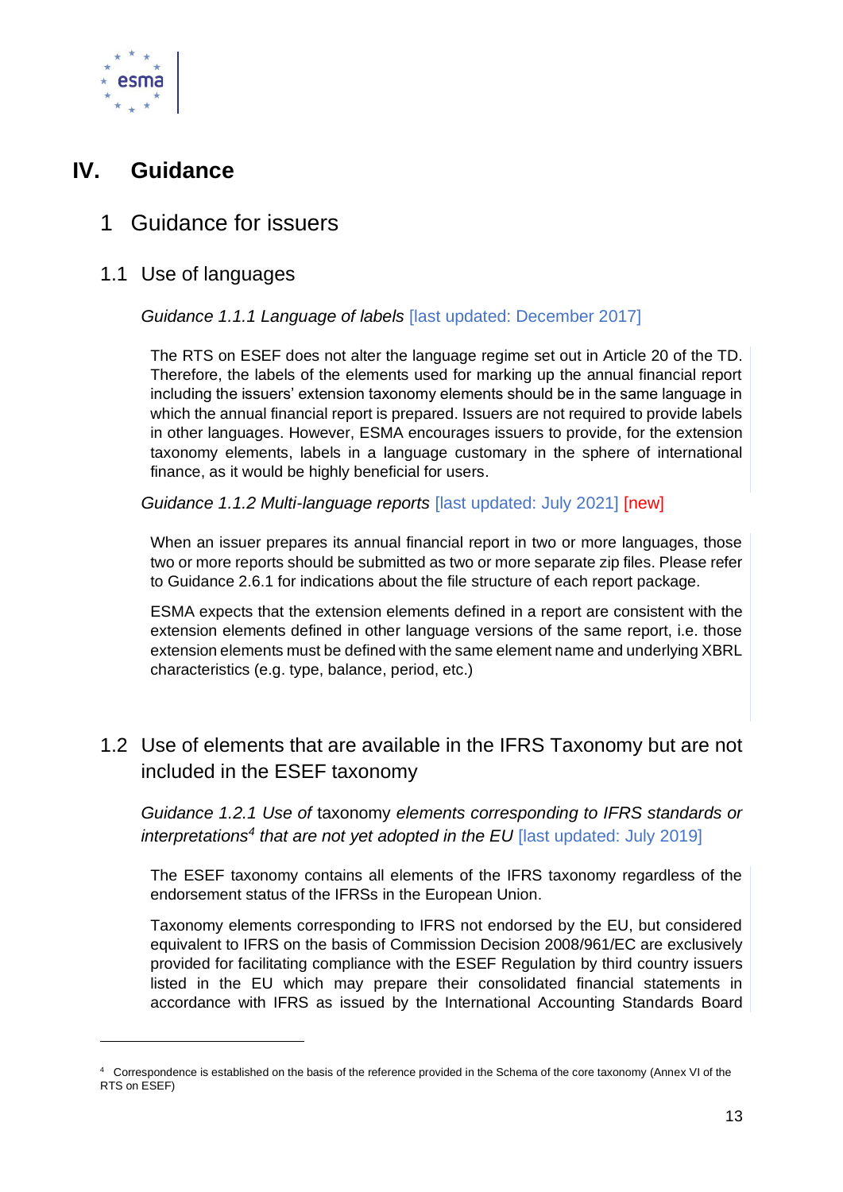# IV. Guidance

## 1 Guidance for issuers

### 1.1 Use of languages

*Guidance 1.1.1 Language of labels* [last updated: December 2017]

The RTS on ESEF does not alter the language regime set out in Article 20 of the TD. Therefore, the labels of the elements used for marking up the annual financial report including the issuers' extension taxonomy elements should be in the same language in which the annual financial report is prepared. Issuers are not required to provide labels in other languages. However, ESMA encourages issuers to provide, for the extension taxonomy elements, labels in a language customary in the sphere of international finance, as it would be highly beneficial for users.

*Guidance 1.1.2 Multi-language reports* [last updated: July 2021] [new]

When an issuer prepares its annual financial report in two or more languages, those two or more reports should be submitted as two or more separate zip files. Please refer to Guidance 2.6.1 for indications about the file structure of each report package.

ESMA expects that the extension elements defined in a report are consistent with the extension elements defined in other language versions of the same report, i.e. those extension elements must be defined with the same element name and underlying XBRL characteristics (e.g. type, balance, period, etc.)

### 1.2 Use of elements that are available in the IFRS Taxonomy but are not included in the ESEF taxonomy

*Guidance 1.2.1 Use of* taxonomy *elements corresponding to IFRS standards or interpretations*[4] *that are not yet adopted in the EU* [last updated: July 2019]

The ESEF taxonomy contains all elements of the IFRS taxonomy regardless of the endorsement status of the IFRSs in the European Union.

Taxonomy elements corresponding to IFRS not endorsed by the EU, but considered equivalent to IFRS on the basis of Commission Decision 2008/961/EC are exclusively provided for facilitating compliance with the ESEF Regulation by third country issuers listed in the EU which may prepare their consolidated financial statements in accordance with IFRS as issued by the International Accounting Standards Board

---

[4] Correspondence is established on the basis of the reference provided in the Schema of the core taxonomy (Annex VI of the RTS on ESEF)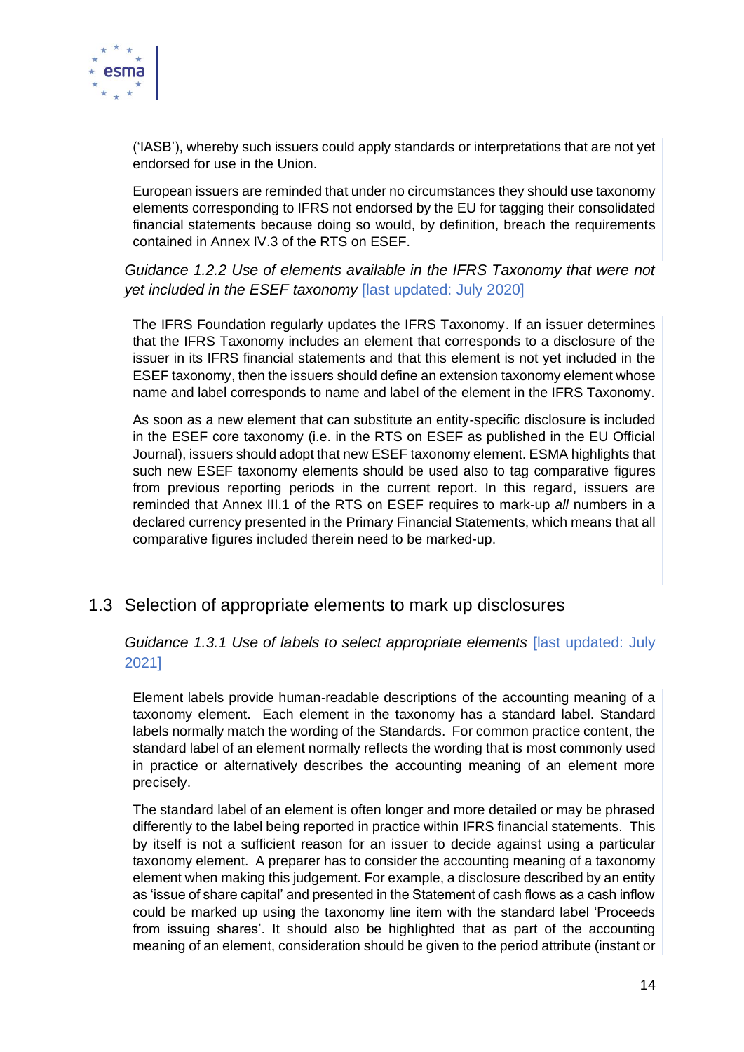('IASB'), whereby such issuers could apply standards or interpretations that are not yet endorsed for use in the Union.

European issuers are reminded that under no circumstances they should use taxonomy elements corresponding to IFRS not endorsed by the EU for tagging their consolidated financial statements because doing so would, by definition, breach the requirements contained in Annex IV.3 of the RTS on ESEF.

### *Guidance 1.2.2 Use of elements available in the IFRS Taxonomy that were not yet included in the ESEF taxonomy* [last updated: July 2020]

The IFRS Foundation regularly updates the IFRS Taxonomy. If an issuer determines that the IFRS Taxonomy includes an element that corresponds to a disclosure of the issuer in its IFRS financial statements and that this element is not yet included in the ESEF taxonomy, then the issuers should define an extension taxonomy element whose name and label corresponds to name and label of the element in the IFRS Taxonomy.

As soon as a new element that can substitute an entity-specific disclosure is included in the ESEF core taxonomy (i.e. in the RTS on ESEF as published in the EU Official Journal), issuers should adopt that new ESEF taxonomy element. ESMA highlights that such new ESEF taxonomy elements should be used also to tag comparative figures from previous reporting periods in the current report. In this regard, issuers are reminded that Annex III.1 of the RTS on ESEF requires to mark-up *all* numbers in a declared currency presented in the Primary Financial Statements, which means that all comparative figures included therein need to be marked-up.

## 1.3 Selection of appropriate elements to mark up disclosures

### *Guidance 1.3.1 Use of labels to select appropriate elements* [last updated: July 2021]

Element labels provide human-readable descriptions of the accounting meaning of a taxonomy element. Each element in the taxonomy has a standard label. Standard labels normally match the wording of the Standards. For common practice content, the standard label of an element normally reflects the wording that is most commonly used in practice or alternatively describes the accounting meaning of an element more precisely.

The standard label of an element is often longer and more detailed or may be phrased differently to the label being reported in practice within IFRS financial statements. This by itself is not a sufficient reason for an issuer to decide against using a particular taxonomy element. A preparer has to consider the accounting meaning of a taxonomy element when making this judgement. For example, a disclosure described by an entity as 'issue of share capital' and presented in the Statement of cash flows as a cash inflow could be marked up using the taxonomy line item with the standard label 'Proceeds from issuing shares'. It should also be highlighted that as part of the accounting meaning of an element, consideration should be given to the period attribute (instant or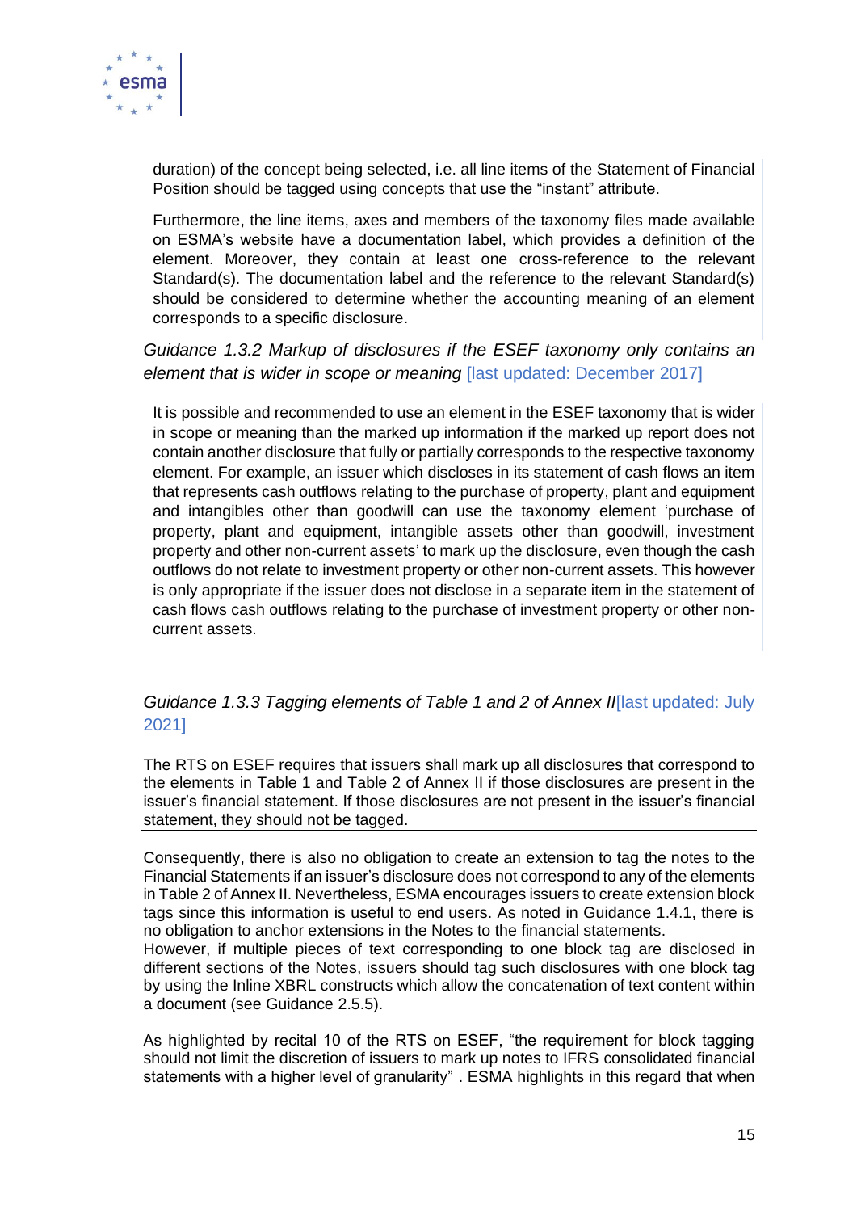duration) of the concept being selected, i.e. all line items of the Statement of Financial Position should be tagged using concepts that use the "instant" attribute.

Furthermore, the line items, axes and members of the taxonomy files made available on ESMA's website have a documentation label, which provides a definition of the element. Moreover, they contain at least one cross-reference to the relevant Standard(s). The documentation label and the reference to the relevant Standard(s) should be considered to determine whether the accounting meaning of an element corresponds to a specific disclosure.

*Guidance 1.3.2 Markup of disclosures if the ESEF taxonomy only contains an element that is wider in scope or meaning* [last updated: December 2017]

It is possible and recommended to use an element in the ESEF taxonomy that is wider in scope or meaning than the marked up information if the marked up report does not contain another disclosure that fully or partially corresponds to the respective taxonomy element. For example, an issuer which discloses in its statement of cash flows an item that represents cash outflows relating to the purchase of property, plant and equipment and intangibles other than goodwill can use the taxonomy element 'purchase of property, plant and equipment, intangible assets other than goodwill, investment property and other non-current assets' to mark up the disclosure, even though the cash outflows do not relate to investment property or other non-current assets. This however is only appropriate if the issuer does not disclose in a separate item in the statement of cash flows cash outflows relating to the purchase of investment property or other non-current assets.

*Guidance 1.3.3 Tagging elements of Table 1 and 2 of Annex II*[last updated: July 2021]

The RTS on ESEF requires that issuers shall mark up all disclosures that correspond to the elements in Table 1 and Table 2 of Annex II if those disclosures are present in the issuer's financial statement. If those disclosures are not present in the issuer's financial statement, they should not be tagged.

Consequently, there is also no obligation to create an extension to tag the notes to the Financial Statements if an issuer's disclosure does not correspond to any of the elements in Table 2 of Annex II. Nevertheless, ESMA encourages issuers to create extension block tags since this information is useful to end users. As noted in Guidance 1.4.1, there is no obligation to anchor extensions in the Notes to the financial statements.
However, if multiple pieces of text corresponding to one block tag are disclosed in different sections of the Notes, issuers should tag such disclosures with one block tag by using the Inline XBRL constructs which allow the concatenation of text content within a document (see Guidance 2.5.5).

As highlighted by recital 10 of the RTS on ESEF, "the requirement for block tagging should not limit the discretion of issuers to mark up notes to IFRS consolidated financial statements with a higher level of granularity" . ESMA highlights in this regard that when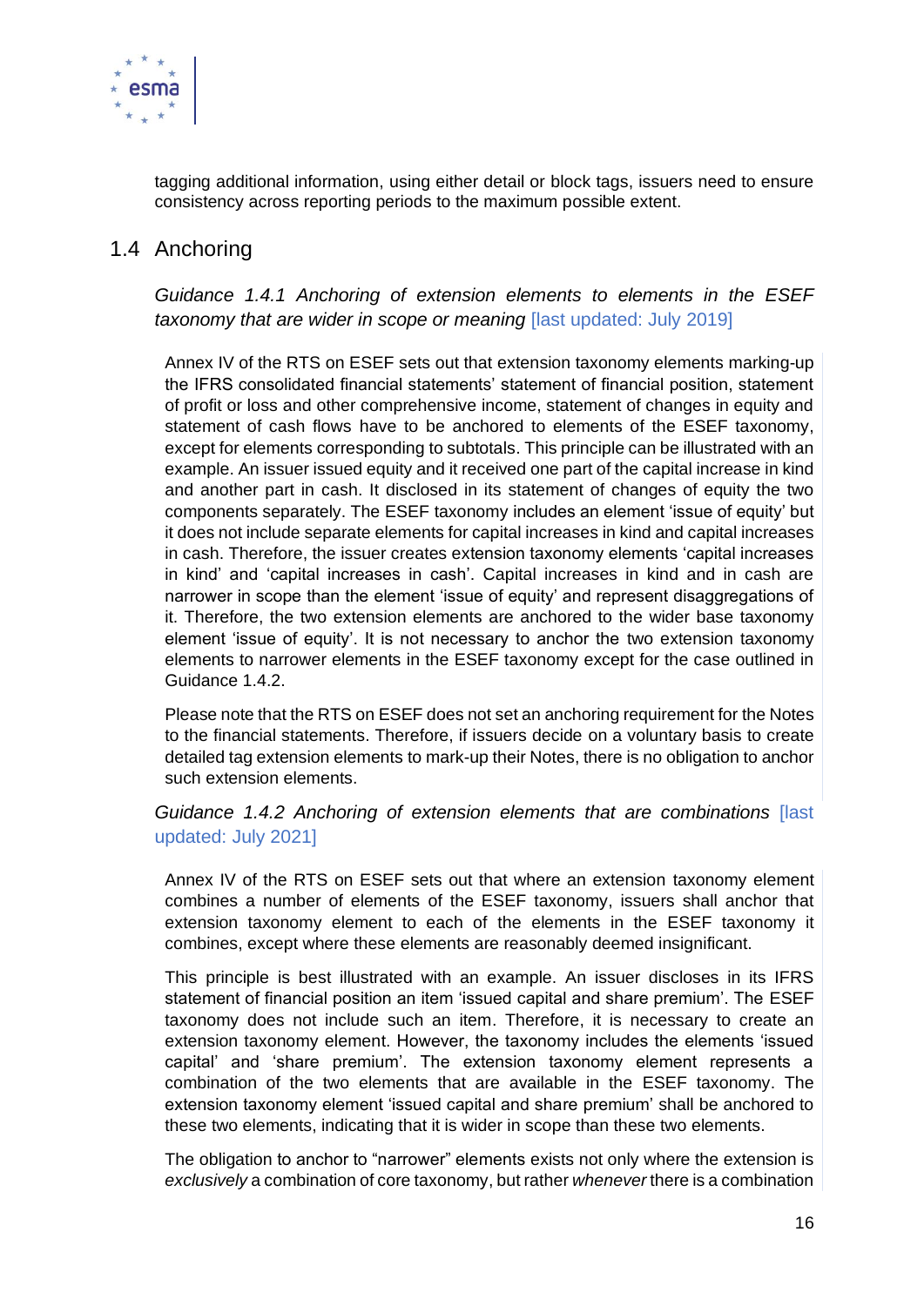tagging additional information, using either detail or block tags, issuers need to ensure consistency across reporting periods to the maximum possible extent.

## 1.4 Anchoring

*Guidance 1.4.1 Anchoring of extension elements to elements in the ESEF taxonomy that are wider in scope or meaning* [last updated: July 2019]

Annex IV of the RTS on ESEF sets out that extension taxonomy elements marking-up the IFRS consolidated financial statements' statement of financial position, statement of profit or loss and other comprehensive income, statement of changes in equity and statement of cash flows have to be anchored to elements of the ESEF taxonomy, except for elements corresponding to subtotals. This principle can be illustrated with an example. An issuer issued equity and it received one part of the capital increase in kind and another part in cash. It disclosed in its statement of changes of equity the two components separately. The ESEF taxonomy includes an element 'issue of equity' but it does not include separate elements for capital increases in kind and capital increases in cash. Therefore, the issuer creates extension taxonomy elements 'capital increases in kind' and 'capital increases in cash'. Capital increases in kind and in cash are narrower in scope than the element 'issue of equity' and represent disaggregations of it. Therefore, the two extension elements are anchored to the wider base taxonomy element 'issue of equity'. It is not necessary to anchor the two extension taxonomy elements to narrower elements in the ESEF taxonomy except for the case outlined in Guidance 1.4.2.

Please note that the RTS on ESEF does not set an anchoring requirement for the Notes to the financial statements. Therefore, if issuers decide on a voluntary basis to create detailed tag extension elements to mark-up their Notes, there is no obligation to anchor such extension elements.

*Guidance 1.4.2 Anchoring of extension elements that are combinations* [last updated: July 2021]

Annex IV of the RTS on ESEF sets out that where an extension taxonomy element combines a number of elements of the ESEF taxonomy, issuers shall anchor that extension taxonomy element to each of the elements in the ESEF taxonomy it combines, except where these elements are reasonably deemed insignificant.

This principle is best illustrated with an example. An issuer discloses in its IFRS statement of financial position an item 'issued capital and share premium'. The ESEF taxonomy does not include such an item. Therefore, it is necessary to create an extension taxonomy element. However, the taxonomy includes the elements 'issued capital' and 'share premium'. The extension taxonomy element represents a combination of the two elements that are available in the ESEF taxonomy. The extension taxonomy element 'issued capital and share premium' shall be anchored to these two elements, indicating that it is wider in scope than these two elements.

The obligation to anchor to "narrower" elements exists not only where the extension is *exclusively* a combination of core taxonomy, but rather *whenever* there is a combination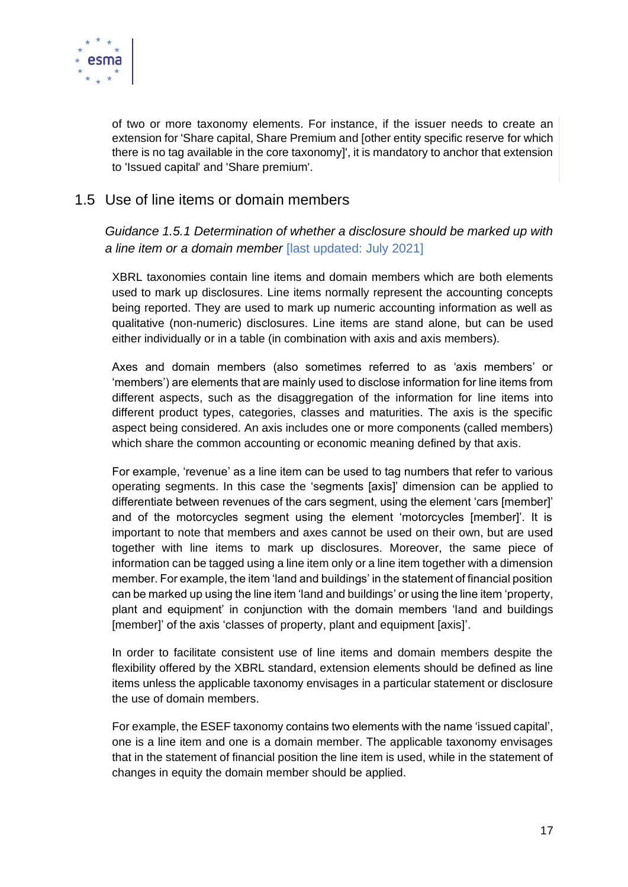of two or more taxonomy elements. For instance, if the issuer needs to create an extension for 'Share capital, Share Premium and [other entity specific reserve for which there is no tag available in the core taxonomy]', it is mandatory to anchor that extension to 'Issued capital' and 'Share premium'.

## 1.5 Use of line items or domain members

### *Guidance 1.5.1 Determination of whether a disclosure should be marked up with a line item or a domain member* [last updated: July 2021]

XBRL taxonomies contain line items and domain members which are both elements used to mark up disclosures. Line items normally represent the accounting concepts being reported. They are used to mark up numeric accounting information as well as qualitative (non-numeric) disclosures. Line items are stand alone, but can be used either individually or in a table (in combination with axis and axis members).

Axes and domain members (also sometimes referred to as 'axis members' or 'members') are elements that are mainly used to disclose information for line items from different aspects, such as the disaggregation of the information for line items into different product types, categories, classes and maturities. The axis is the specific aspect being considered. An axis includes one or more components (called members) which share the common accounting or economic meaning defined by that axis.

For example, 'revenue' as a line item can be used to tag numbers that refer to various operating segments. In this case the 'segments [axis]' dimension can be applied to differentiate between revenues of the cars segment, using the element 'cars [member]' and of the motorcycles segment using the element 'motorcycles [member]'. It is important to note that members and axes cannot be used on their own, but are used together with line items to mark up disclosures. Moreover, the same piece of information can be tagged using a line item only or a line item together with a dimension member. For example, the item 'land and buildings' in the statement of financial position can be marked up using the line item 'land and buildings' or using the line item 'property, plant and equipment' in conjunction with the domain members 'land and buildings [member]' of the axis 'classes of property, plant and equipment [axis]'.

In order to facilitate consistent use of line items and domain members despite the flexibility offered by the XBRL standard, extension elements should be defined as line items unless the applicable taxonomy envisages in a particular statement or disclosure the use of domain members.

For example, the ESEF taxonomy contains two elements with the name 'issued capital', one is a line item and one is a domain member. The applicable taxonomy envisages that in the statement of financial position the line item is used, while in the statement of changes in equity the domain member should be applied.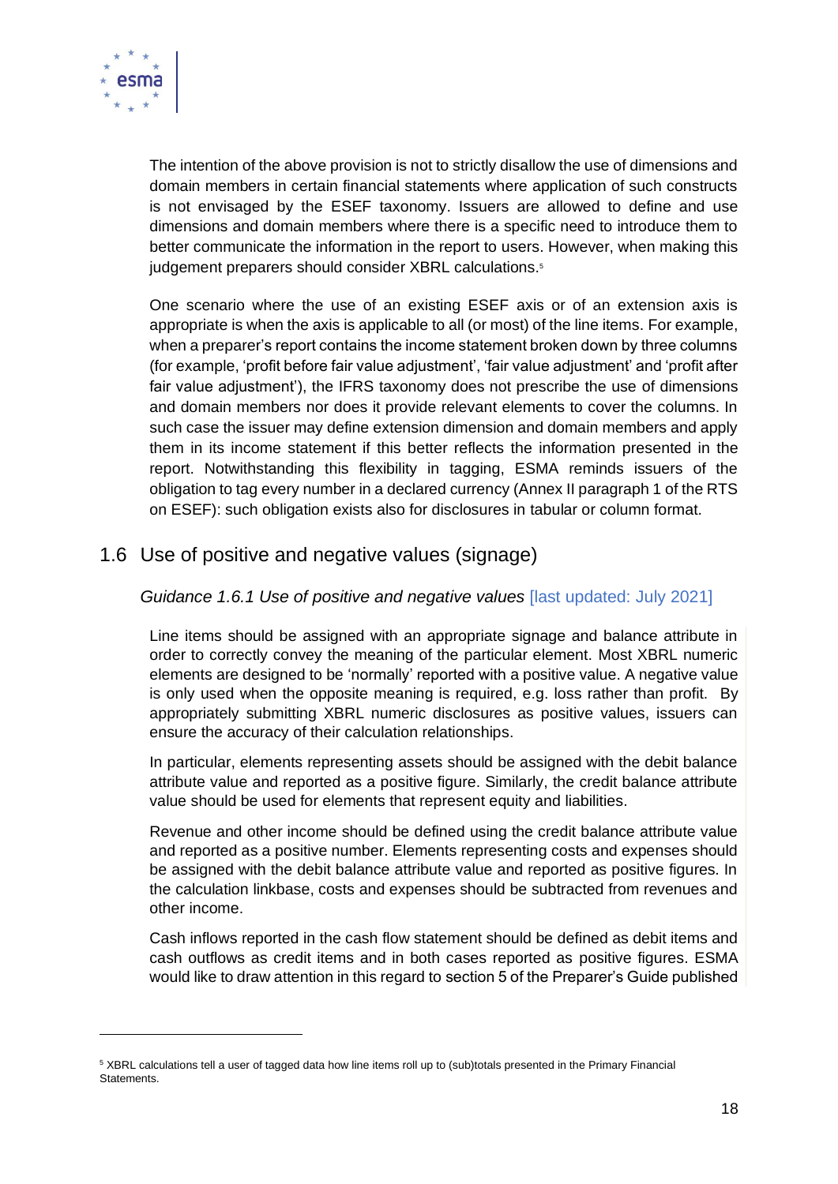The intention of the above provision is not to strictly disallow the use of dimensions and domain members in certain financial statements where application of such constructs is not envisaged by the ESEF taxonomy. Issuers are allowed to define and use dimensions and domain members where there is a specific need to introduce them to better communicate the information in the report to users. However, when making this judgement preparers should consider XBRL calculations.[5]

One scenario where the use of an existing ESEF axis or of an extension axis is appropriate is when the axis is applicable to all (or most) of the line items. For example, when a preparer's report contains the income statement broken down by three columns (for example, 'profit before fair value adjustment', 'fair value adjustment' and 'profit after fair value adjustment'), the IFRS taxonomy does not prescribe the use of dimensions and domain members nor does it provide relevant elements to cover the columns. In such case the issuer may define extension dimension and domain members and apply them in its income statement if this better reflects the information presented in the report. Notwithstanding this flexibility in tagging, ESMA reminds issuers of the obligation to tag every number in a declared currency (Annex II paragraph 1 of the RTS on ESEF): such obligation exists also for disclosures in tabular or column format.

## 1.6 Use of positive and negative values (signage)

### *Guidance 1.6.1 Use of positive and negative values* [last updated: July 2021]

Line items should be assigned with an appropriate signage and balance attribute in order to correctly convey the meaning of the particular element. Most XBRL numeric elements are designed to be 'normally' reported with a positive value. A negative value is only used when the opposite meaning is required, e.g. loss rather than profit. By appropriately submitting XBRL numeric disclosures as positive values, issuers can ensure the accuracy of their calculation relationships.

In particular, elements representing assets should be assigned with the debit balance attribute value and reported as a positive figure. Similarly, the credit balance attribute value should be used for elements that represent equity and liabilities.

Revenue and other income should be defined using the credit balance attribute value and reported as a positive number. Elements representing costs and expenses should be assigned with the debit balance attribute value and reported as positive figures. In the calculation linkbase, costs and expenses should be subtracted from revenues and other income.

Cash inflows reported in the cash flow statement should be defined as debit items and cash outflows as credit items and in both cases reported as positive figures. ESMA would like to draw attention in this regard to section 5 of the Preparer's Guide published

---

[5] XBRL calculations tell a user of tagged data how line items roll up to (sub)totals presented in the Primary Financial Statements.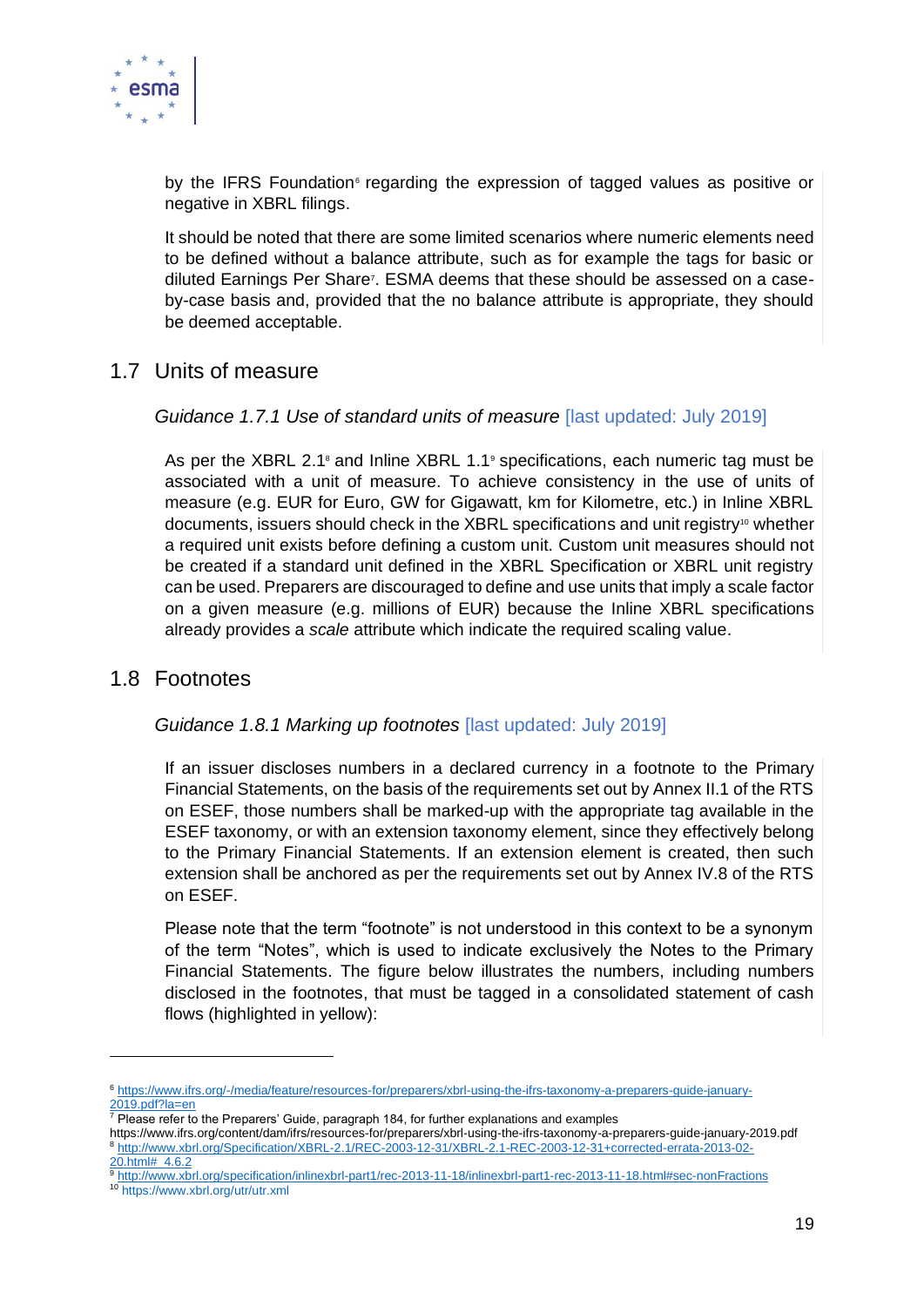by the IFRS Foundation[6] regarding the expression of tagged values as positive or negative in XBRL filings.

It should be noted that there are some limited scenarios where numeric elements need to be defined without a balance attribute, such as for example the tags for basic or diluted Earnings Per Share[7]. ESMA deems that these should be assessed on a case-by-case basis and, provided that the no balance attribute is appropriate, they should be deemed acceptable.

## 1.7 Units of measure

### *Guidance 1.7.1 Use of standard units of measure* [last updated: July 2019]

As per the XBRL 2.1[8] and Inline XBRL 1.1[9] specifications, each numeric tag must be associated with a unit of measure. To achieve consistency in the use of units of measure (e.g. EUR for Euro, GW for Gigawatt, km for Kilometre, etc.) in Inline XBRL documents, issuers should check in the XBRL specifications and unit registry[10] whether a required unit exists before defining a custom unit. Custom unit measures should not be created if a standard unit defined in the XBRL Specification or XBRL unit registry can be used. Preparers are discouraged to define and use units that imply a scale factor on a given measure (e.g. millions of EUR) because the Inline XBRL specifications already provides a *scale* attribute which indicate the required scaling value.

## 1.8 Footnotes

### *Guidance 1.8.1 Marking up footnotes* [last updated: July 2019]

If an issuer discloses numbers in a declared currency in a footnote to the Primary Financial Statements, on the basis of the requirements set out by Annex II.1 of the RTS on ESEF, those numbers shall be marked-up with the appropriate tag available in the ESEF taxonomy, or with an extension taxonomy element, since they effectively belong to the Primary Financial Statements. If an extension element is created, then such extension shall be anchored as per the requirements set out by Annex IV.8 of the RTS on ESEF.

Please note that the term "footnote" is not understood in this context to be a synonym of the term "Notes", which is used to indicate exclusively the Notes to the Primary Financial Statements. The figure below illustrates the numbers, including numbers disclosed in the footnotes, that must be tagged in a consolidated statement of cash flows (highlighted in yellow):

---

[6] https://www.ifrs.org/-/media/feature/resources-for/preparers/xbrl-using-the-ifrs-taxonomy-a-preparers-guide-january-2019.pdf?la=en

[7] Please refer to the Preparers' Guide, paragraph 184, for further explanations and examples https://www.ifrs.org/content/dam/ifrs/resources-for/preparers/xbrl-using-the-ifrs-taxonomy-a-preparers-guide-january-2019.pdf

[8] http://www.xbrl.org/Specification/XBRL-2.1/REC-2003-12-31/XBRL-2.1-REC-2003-12-31+corrected-errata-2013-02-20.html#_4.6.2

[9] http://www.xbrl.org/specification/inlinexbrl-part1/rec-2013-11-18/inlinexbrl-part1-rec-2013-11-18.html#sec-nonFractions

[10] https://www.xbrl.org/utr/utr.xml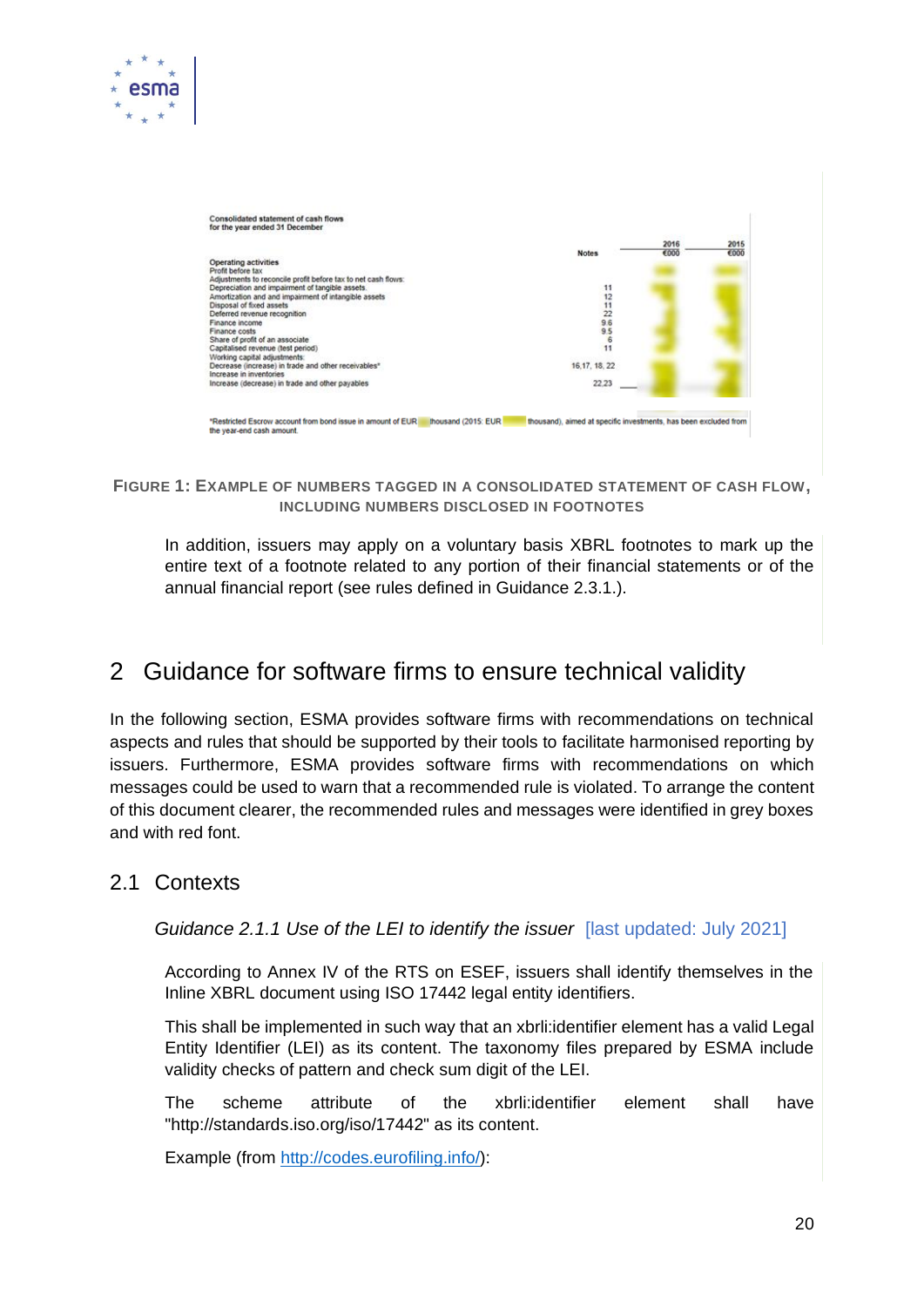Consolidated statement of cash flows
for the year ended 31 December

| | Notes | 2016 €000 | 2015 €000 |
|---|---|---|---|
| **Operating activities** | | | |
| Profit before tax | | | |
| Adjustments to reconcile profit before tax to net cash flows: | | | |
| Depreciation and impairment of tangible assets | 11 | | |
| Amortization and and impairment of intangible assets | 12 | | |
| Disposal of fixed assets | 11 | | |
| Deferred revenue recognition | 22 | | |
| Finance income | 9.6 | | |
| Finance costs | 9.5 | | |
| Share of profit of an associate | 6 | | |
| Capitalised revenue (test period) | 11 | | |
| Working capital adjustments: | | | |
| Decrease (increase) in trade and other receivables* | 16,17, 18, 22 | | |
| Increase in inventories | | | |
| Increase (decrease) in trade and other payables | 22,23 | | |

*Restricted Escrow account from bond issue in amount of EUR thousand (2015: EUR thousand), aimed at specific investments, has been excluded from the year-end cash amount.

FIGURE 1: EXAMPLE OF NUMBERS TAGGED IN A CONSOLIDATED STATEMENT OF CASH FLOW, INCLUDING NUMBERS DISCLOSED IN FOOTNOTES

In addition, issuers may apply on a voluntary basis XBRL footnotes to mark up the entire text of a footnote related to any portion of their financial statements or of the annual financial report (see rules defined in Guidance 2.3.1.).

# 2 Guidance for software firms to ensure technical validity

In the following section, ESMA provides software firms with recommendations on technical aspects and rules that should be supported by their tools to facilitate harmonised reporting by issuers. Furthermore, ESMA provides software firms with recommendations on which messages could be used to warn that a recommended rule is violated. To arrange the content of this document clearer, the recommended rules and messages were identified in grey boxes and with red font.

## 2.1 Contexts

### *Guidance 2.1.1 Use of the LEI to identify the issuer* [last updated: July 2021]

According to Annex IV of the RTS on ESEF, issuers shall identify themselves in the Inline XBRL document using ISO 17442 legal entity identifiers.

This shall be implemented in such way that an xbrli:identifier element has a valid Legal Entity Identifier (LEI) as its content. The taxonomy files prepared by ESMA include validity checks of pattern and check sum digit of the LEI.

The scheme attribute of the xbrli:identifier element shall have "http://standards.iso.org/iso/17442" as its content.

Example (from http://codes.eurofiling.info/):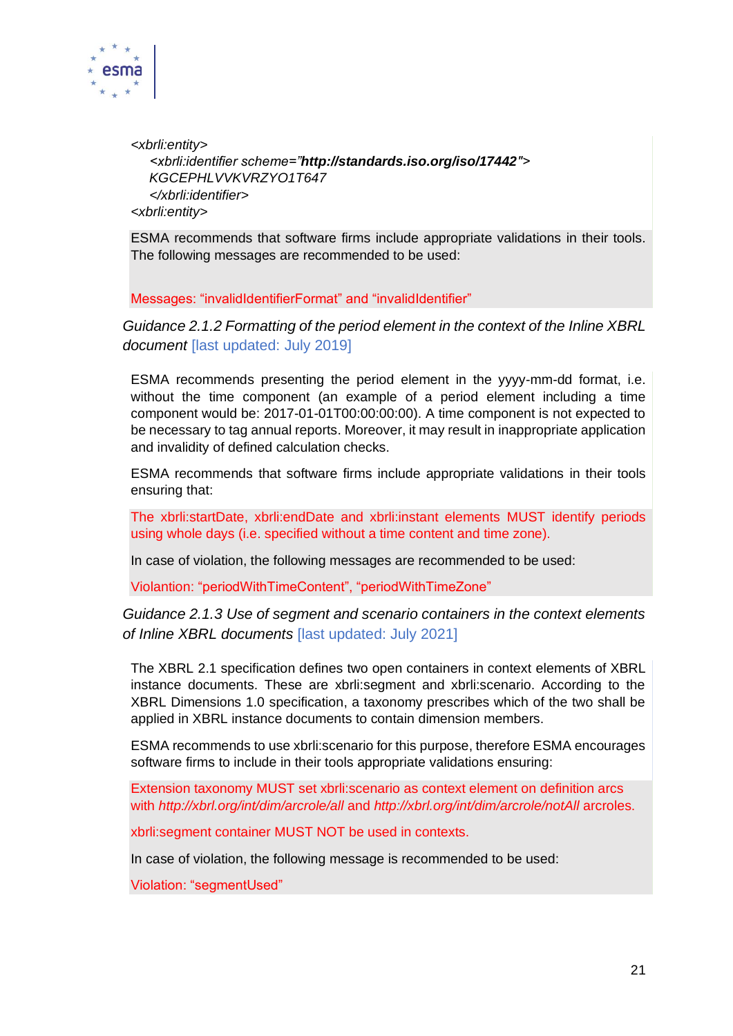```
<xbrli:entity>
    <xbrli:identifier scheme="http://standards.iso.org/iso/17442">
    KGCEPHLVVKVRZYO1T647
    </xbrli:identifier>
<xbrli:entity>
```

ESMA recommends that software firms include appropriate validations in their tools. The following messages are recommended to be used:

Messages: “invalidIdentifierFormat” and “invalidIdentifier”

*Guidance 2.1.2 Formatting of the period element in the context of the Inline XBRL document* [last updated: July 2019]

ESMA recommends presenting the period element in the yyyy-mm-dd format, i.e. without the time component (an example of a period element including a time component would be: 2017-01-01T00:00:00:00). A time component is not expected to be necessary to tag annual reports. Moreover, it may result in inappropriate application and invalidity of defined calculation checks.

ESMA recommends that software firms include appropriate validations in their tools ensuring that:

The xbrli:startDate, xbrli:endDate and xbrli:instant elements MUST identify periods using whole days (i.e. specified without a time content and time zone).

In case of violation, the following messages are recommended to be used:

Violantion: “periodWithTimeContent”, “periodWithTimeZone”

*Guidance 2.1.3 Use of segment and scenario containers in the context elements of Inline XBRL documents* [last updated: July 2021]

The XBRL 2.1 specification defines two open containers in context elements of XBRL instance documents. These are xbrli:segment and xbrli:scenario. According to the XBRL Dimensions 1.0 specification, a taxonomy prescribes which of the two shall be applied in XBRL instance documents to contain dimension members.

ESMA recommends to use xbrli:scenario for this purpose, therefore ESMA encourages software firms to include in their tools appropriate validations ensuring:

Extension taxonomy MUST set xbrli:scenario as context element on definition arcs with *http://xbrl.org/int/dim/arcrole/all* and *http://xbrl.org/int/dim/arcrole/notAll* arcroles.

xbrli:segment container MUST NOT be used in contexts.

In case of violation, the following message is recommended to be used:

Violation: “segmentUsed”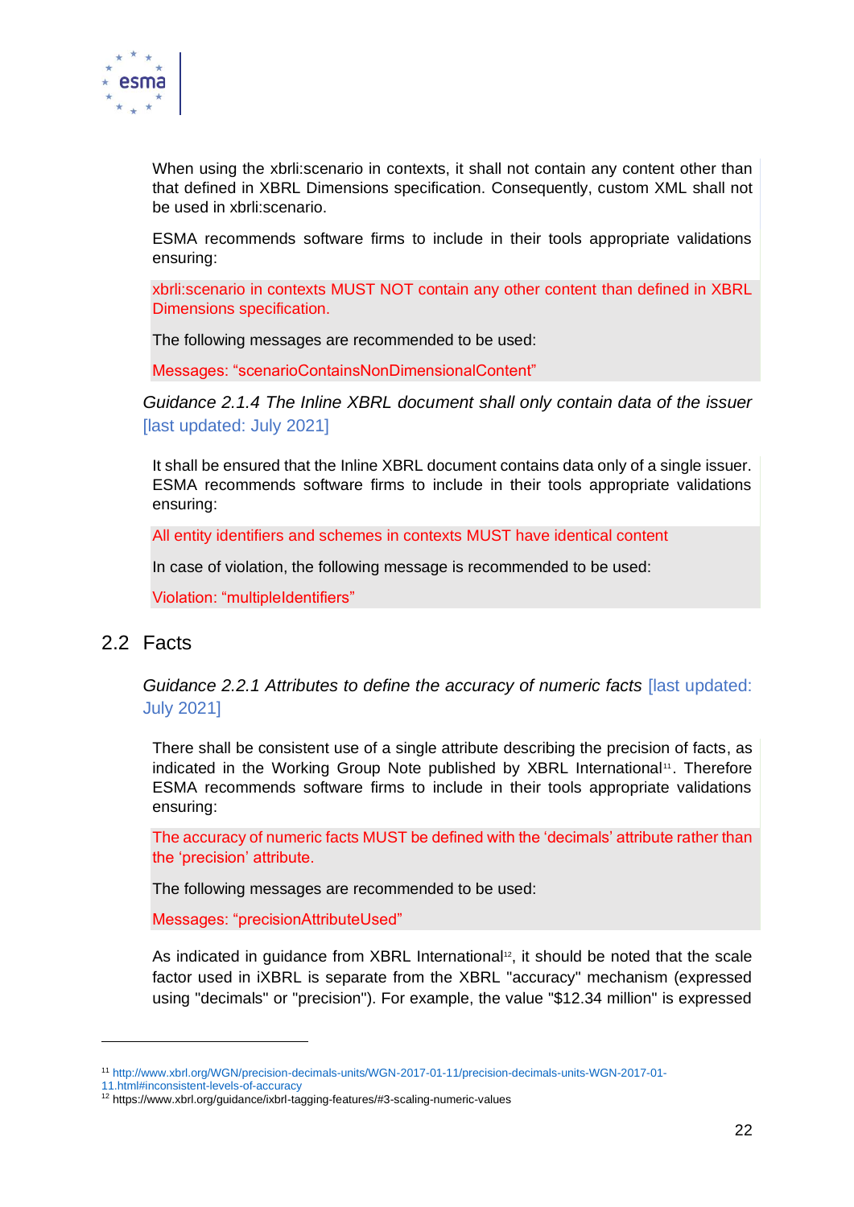When using the xbrli:scenario in contexts, it shall not contain any content other than that defined in XBRL Dimensions specification. Consequently, custom XML shall not be used in xbrli:scenario.

ESMA recommends software firms to include in their tools appropriate validations ensuring:

xbrli:scenario in contexts MUST NOT contain any other content than defined in XBRL Dimensions specification.

The following messages are recommended to be used:

Messages: “scenarioContainsNonDimensionalContent”

*Guidance 2.1.4 The Inline XBRL document shall only contain data of the issuer* [last updated: July 2021]

It shall be ensured that the Inline XBRL document contains data only of a single issuer. ESMA recommends software firms to include in their tools appropriate validations ensuring:

All entity identifiers and schemes in contexts MUST have identical content

In case of violation, the following message is recommended to be used:

Violation: “multipleIdentifiers”

## 2.2 Facts

*Guidance 2.2.1 Attributes to define the accuracy of numeric facts* [last updated: July 2021]

There shall be consistent use of a single attribute describing the precision of facts, as indicated in the Working Group Note published by XBRL International[11]. Therefore ESMA recommends software firms to include in their tools appropriate validations ensuring:

The accuracy of numeric facts MUST be defined with the ‘decimals’ attribute rather than the ‘precision’ attribute.

The following messages are recommended to be used:

Messages: “precisionAttributeUsed”

As indicated in guidance from XBRL International[12], it should be noted that the scale factor used in iXBRL is separate from the XBRL "accuracy" mechanism (expressed using "decimals" or "precision"). For example, the value "$12.34 million" is expressed

[11] http://www.xbrl.org/WGN/precision-decimals-units/WGN-2017-01-11/precision-decimals-units-WGN-2017-01-11.html#inconsistent-levels-of-accuracy

[12] https://www.xbrl.org/guidance/ixbrl-tagging-features/#3-scaling-numeric-values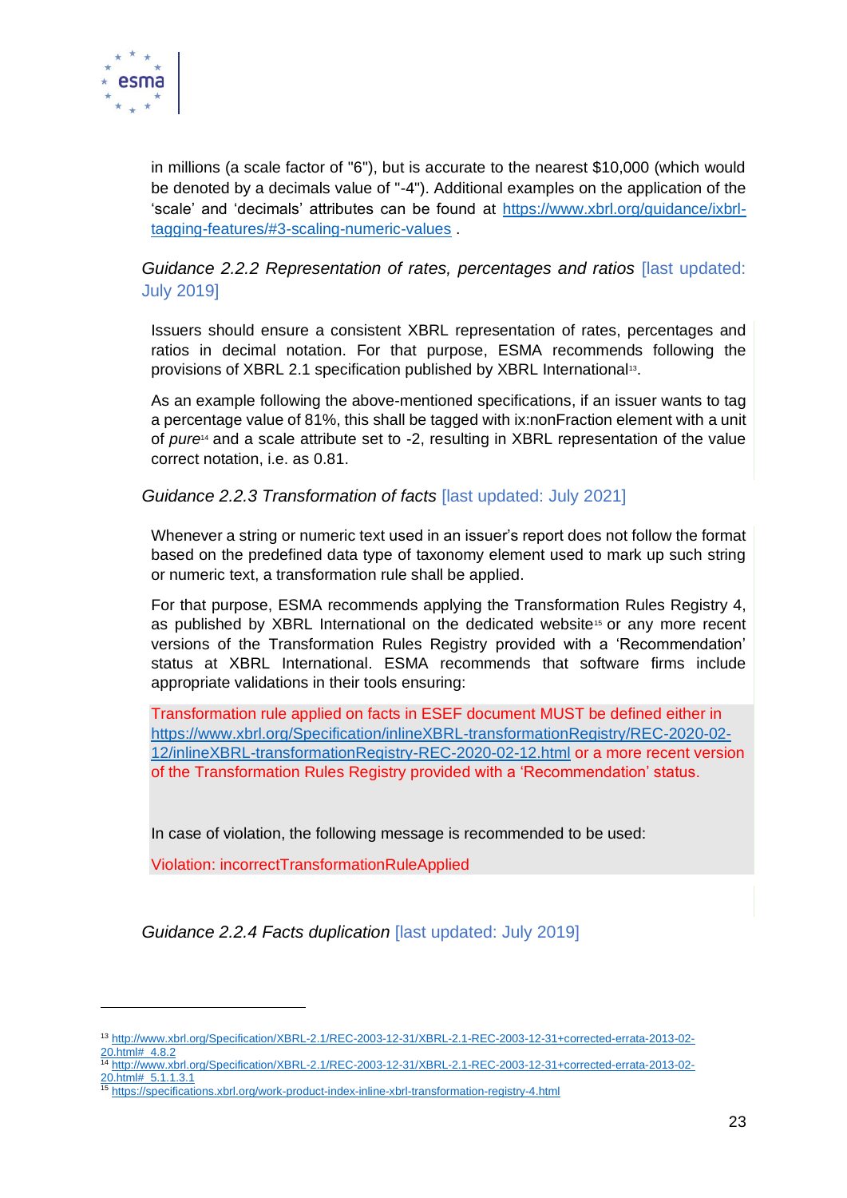in millions (a scale factor of "6"), but is accurate to the nearest $10,000 (which would be denoted by a decimals value of "-4"). Additional examples on the application of the 'scale' and 'decimals' attributes can be found at [https://www.xbrl.org/guidance/ixbrl-tagging-features/#3-scaling-numeric-values](https://www.xbrl.org/guidance/ixbrl-tagging-features/#3-scaling-numeric-values) .

### *Guidance 2.2.2 Representation of rates, percentages and ratios* [last updated: July 2019]

Issuers should ensure a consistent XBRL representation of rates, percentages and ratios in decimal notation. For that purpose, ESMA recommends following the provisions of XBRL 2.1 specification published by XBRL International[13].

As an example following the above-mentioned specifications, if an issuer wants to tag a percentage value of 81%, this shall be tagged with ix:nonFraction element with a unit of *pure*[14] and a scale attribute set to -2, resulting in XBRL representation of the value correct notation, i.e. as 0.81.

### *Guidance 2.2.3 Transformation of facts* [last updated: July 2021]

Whenever a string or numeric text used in an issuer's report does not follow the format based on the predefined data type of taxonomy element used to mark up such string or numeric text, a transformation rule shall be applied.

For that purpose, ESMA recommends applying the Transformation Rules Registry 4, as published by XBRL International on the dedicated website[15] or any more recent versions of the Transformation Rules Registry provided with a 'Recommendation' status at XBRL International. ESMA recommends that software firms include appropriate validations in their tools ensuring:

Transformation rule applied on facts in ESEF document MUST be defined either in [https://www.xbrl.org/Specification/inlineXBRL-transformationRegistry/REC-2020-02-12/inlineXBRL-transformationRegistry-REC-2020-02-12.html](https://www.xbrl.org/Specification/inlineXBRL-transformationRegistry/REC-2020-02-12/inlineXBRL-transformationRegistry-REC-2020-02-12.html) or a more recent version of the Transformation Rules Registry provided with a 'Recommendation' status.

In case of violation, the following message is recommended to be used:

Violation: incorrectTransformationRuleApplied

### *Guidance 2.2.4 Facts duplication* [last updated: July 2019]

---

[13] [http://www.xbrl.org/Specification/XBRL-2.1/REC-2003-12-31/XBRL-2.1-REC-2003-12-31+corrected-errata-2013-02-20.html#_4.8.2](http://www.xbrl.org/Specification/XBRL-2.1/REC-2003-12-31/XBRL-2.1-REC-2003-12-31+corrected-errata-2013-02-20.html#_4.8.2)

[14] [http://www.xbrl.org/Specification/XBRL-2.1/REC-2003-12-31/XBRL-2.1-REC-2003-12-31+corrected-errata-2013-02-20.html#_5.1.1.3.1](http://www.xbrl.org/Specification/XBRL-2.1/REC-2003-12-31/XBRL-2.1-REC-2003-12-31+corrected-errata-2013-02-20.html#_5.1.1.3.1)

[15] [https://specifications.xbrl.org/work-product-index-inline-xbrl-transformation-registry-4.html](https://specifications.xbrl.org/work-product-index-inline-xbrl-transformation-registry-4.html)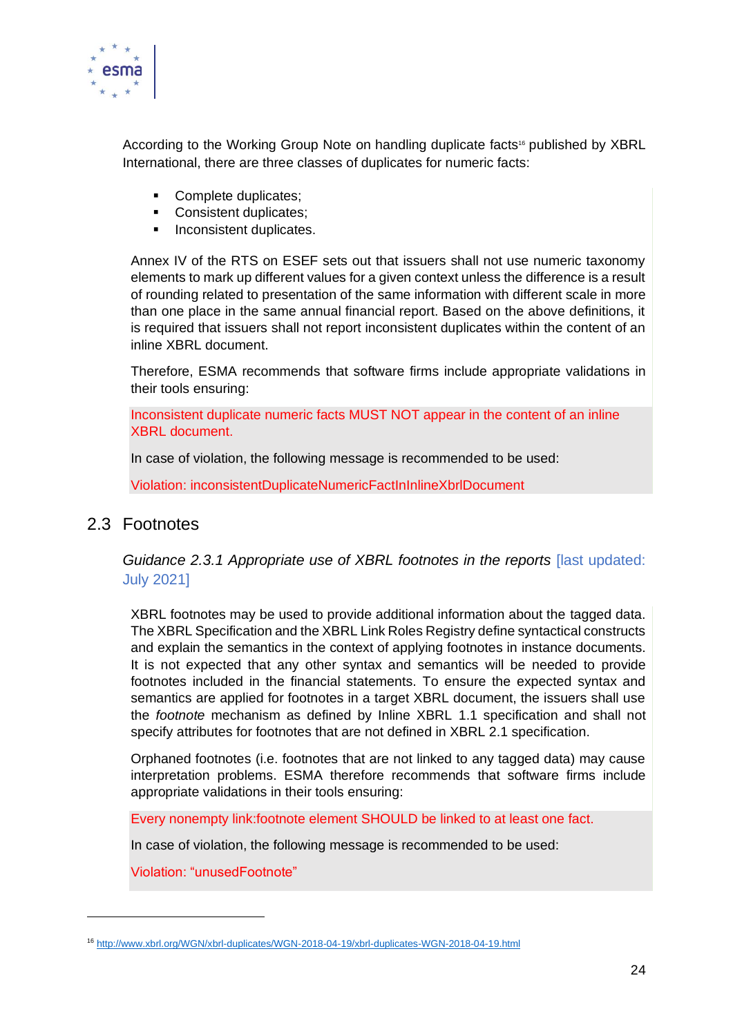According to the Working Group Note on handling duplicate facts[16] published by XBRL International, there are three classes of duplicates for numeric facts:

- Complete duplicates;
- Consistent duplicates;
- Inconsistent duplicates.

Annex IV of the RTS on ESEF sets out that issuers shall not use numeric taxonomy elements to mark up different values for a given context unless the difference is a result of rounding related to presentation of the same information with different scale in more than one place in the same annual financial report. Based on the above definitions, it is required that issuers shall not report inconsistent duplicates within the content of an inline XBRL document.

Therefore, ESMA recommends that software firms include appropriate validations in their tools ensuring:

Inconsistent duplicate numeric facts MUST NOT appear in the content of an inline XBRL document.

In case of violation, the following message is recommended to be used:

Violation: inconsistentDuplicateNumericFactInInlineXbrlDocument

## 2.3 Footnotes

*Guidance 2.3.1 Appropriate use of XBRL footnotes in the reports* [last updated: July 2021]

XBRL footnotes may be used to provide additional information about the tagged data. The XBRL Specification and the XBRL Link Roles Registry define syntactical constructs and explain the semantics in the context of applying footnotes in instance documents. It is not expected that any other syntax and semantics will be needed to provide footnotes included in the financial statements. To ensure the expected syntax and semantics are applied for footnotes in a target XBRL document, the issuers shall use the *footnote* mechanism as defined by Inline XBRL 1.1 specification and shall not specify attributes for footnotes that are not defined in XBRL 2.1 specification.

Orphaned footnotes (i.e. footnotes that are not linked to any tagged data) may cause interpretation problems. ESMA therefore recommends that software firms include appropriate validations in their tools ensuring:

Every nonempty link:footnote element SHOULD be linked to at least one fact.

In case of violation, the following message is recommended to be used:

Violation: “unusedFootnote”

---

[16] http://www.xbrl.org/WGN/xbrl-duplicates/WGN-2018-04-19/xbrl-duplicates-WGN-2018-04-19.html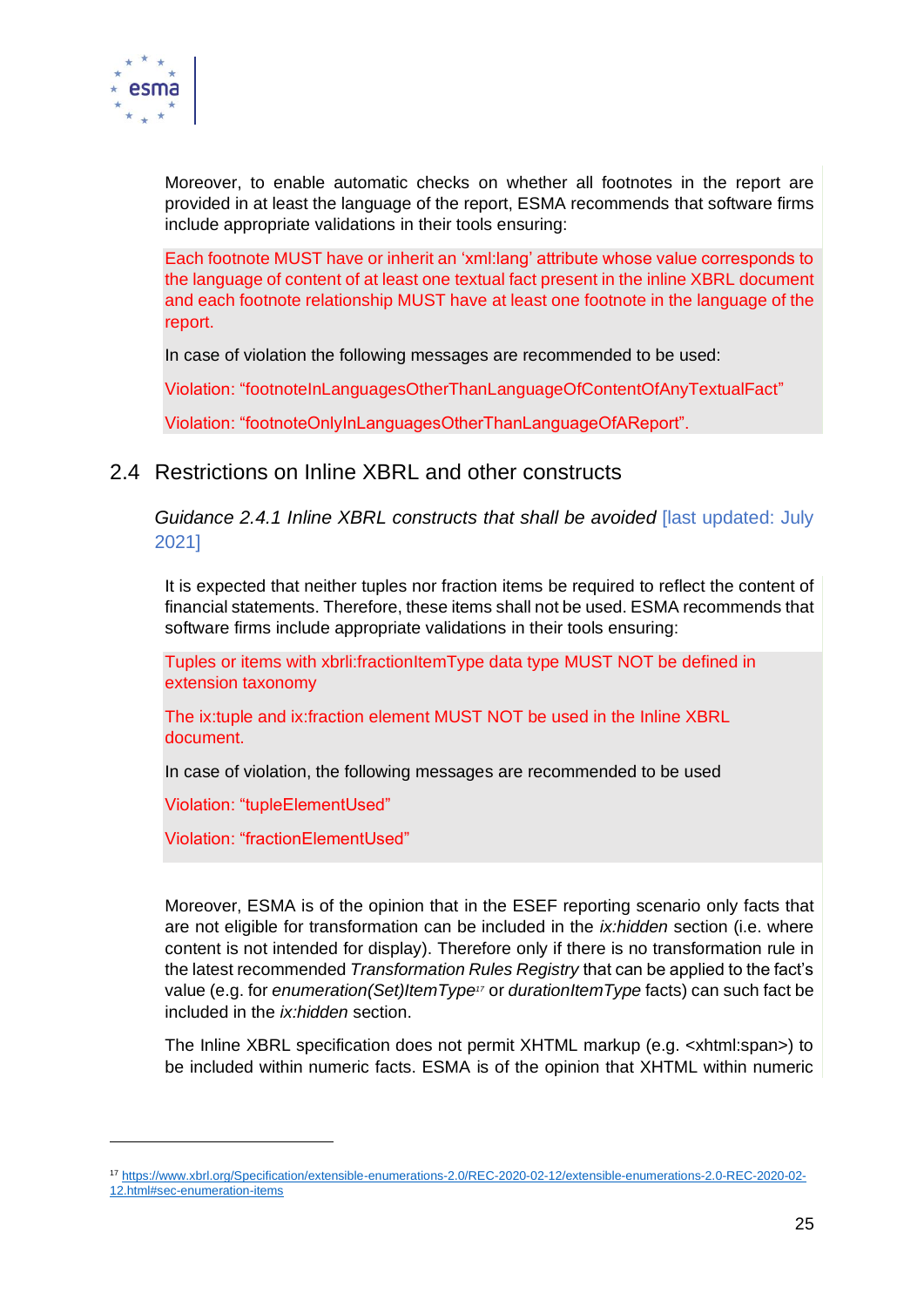Moreover, to enable automatic checks on whether all footnotes in the report are provided in at least the language of the report, ESMA recommends that software firms include appropriate validations in their tools ensuring:

Each footnote MUST have or inherit an 'xml:lang' attribute whose value corresponds to the language of content of at least one textual fact present in the inline XBRL document and each footnote relationship MUST have at least one footnote in the language of the report.

In case of violation the following messages are recommended to be used:

Violation: "footnoteInLanguagesOtherThanLanguageOfContentOfAnyTextualFact"

Violation: "footnoteOnlyInLanguagesOtherThanLanguageOfAReport".

## 2.4 Restrictions on Inline XBRL and other constructs

*Guidance 2.4.1 Inline XBRL constructs that shall be avoided* [last updated: July 2021]

It is expected that neither tuples nor fraction items be required to reflect the content of financial statements. Therefore, these items shall not be used. ESMA recommends that software firms include appropriate validations in their tools ensuring:

Tuples or items with xbrli:fractionItemType data type MUST NOT be defined in extension taxonomy

The ix:tuple and ix:fraction element MUST NOT be used in the Inline XBRL document.

In case of violation, the following messages are recommended to be used

Violation: "tupleElementUsed"

Violation: "fractionElementUsed"

Moreover, ESMA is of the opinion that in the ESEF reporting scenario only facts that are not eligible for transformation can be included in the *ix:hidden* section (i.e. where content is not intended for display). Therefore only if there is no transformation rule in the latest recommended *Transformation Rules Registry* that can be applied to the fact's value (e.g. for *enumeration(Set)ItemType*[17] or *durationItemType* facts) can such fact be included in the *ix:hidden* section.

The Inline XBRL specification does not permit XHTML markup (e.g. <xhtml:span>) to be included within numeric facts. ESMA is of the opinion that XHTML within numeric

[17] https://www.xbrl.org/Specification/extensible-enumerations-2.0/REC-2020-02-12/extensible-enumerations-2.0-REC-2020-02-12.html#sec-enumeration-items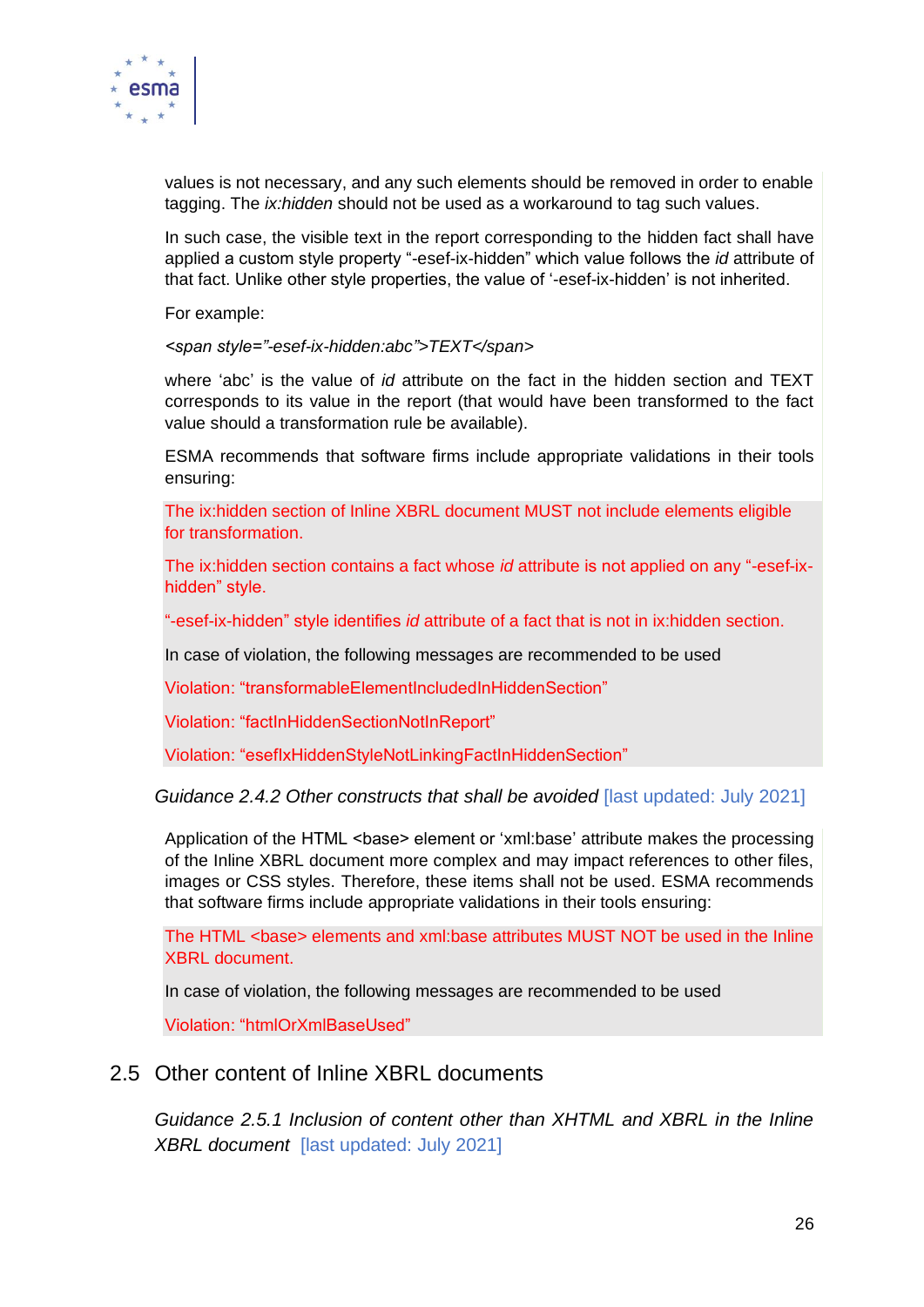values is not necessary, and any such elements should be removed in order to enable tagging. The *ix:hidden* should not be used as a workaround to tag such values.

In such case, the visible text in the report corresponding to the hidden fact shall have applied a custom style property "-esef-ix-hidden" which value follows the *id* attribute of that fact. Unlike other style properties, the value of '-esef-ix-hidden' is not inherited.

For example:

*<span style="-esef-ix-hidden:abc">TEXT</span>*

where 'abc' is the value of *id* attribute on the fact in the hidden section and TEXT corresponds to its value in the report (that would have been transformed to the fact value should a transformation rule be available).

ESMA recommends that software firms include appropriate validations in their tools ensuring:

The ix:hidden section of Inline XBRL document MUST not include elements eligible for transformation.

The ix:hidden section contains a fact whose *id* attribute is not applied on any "-esef-ix-hidden" style.

"-esef-ix-hidden" style identifies *id* attribute of a fact that is not in ix:hidden section.

In case of violation, the following messages are recommended to be used

Violation: "transformableElementIncludedInHiddenSection"

Violation: "factInHiddenSectionNotInReport"

Violation: "esefIxHiddenStyleNotLinkingFactInHiddenSection"

*Guidance 2.4.2 Other constructs that shall be avoided* [last updated: July 2021]

Application of the HTML <base> element or 'xml:base' attribute makes the processing of the Inline XBRL document more complex and may impact references to other files, images or CSS styles. Therefore, these items shall not be used. ESMA recommends that software firms include appropriate validations in their tools ensuring:

The HTML <base> elements and xml:base attributes MUST NOT be used in the Inline XBRL document.

In case of violation, the following messages are recommended to be used

Violation: "htmlOrXmlBaseUsed"

## 2.5 Other content of Inline XBRL documents

*Guidance 2.5.1 Inclusion of content other than XHTML and XBRL in the Inline XBRL document* [last updated: July 2021]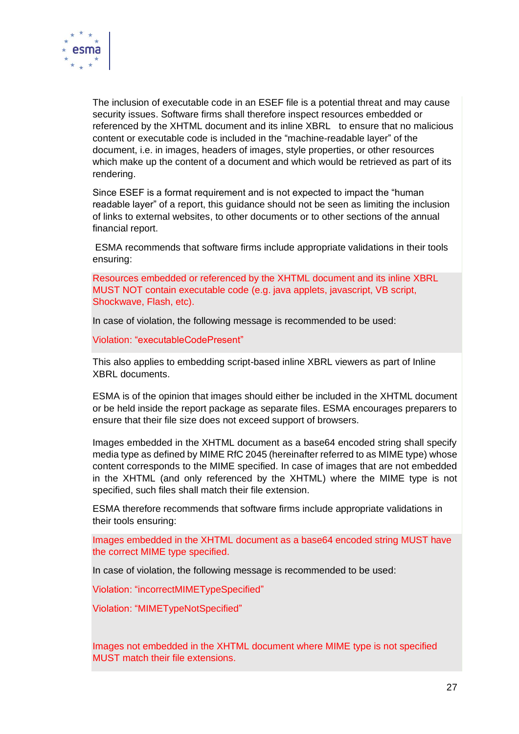The inclusion of executable code in an ESEF file is a potential threat and may cause security issues. Software firms shall therefore inspect resources embedded or referenced by the XHTML document and its inline XBRL to ensure that no malicious content or executable code is included in the "machine-readable layer" of the document, i.e. in images, headers of images, style properties, or other resources which make up the content of a document and which would be retrieved as part of its rendering.

Since ESEF is a format requirement and is not expected to impact the "human readable layer" of a report, this guidance should not be seen as limiting the inclusion of links to external websites, to other documents or to other sections of the annual financial report.

ESMA recommends that software firms include appropriate validations in their tools ensuring:

> Resources embedded or referenced by the XHTML document and its inline XBRL MUST NOT contain executable code (e.g. java applets, javascript, VB script, Shockwave, Flash, etc).
>
> In case of violation, the following message is recommended to be used:
>
> Violation: "executableCodePresent"

This also applies to embedding script-based inline XBRL viewers as part of Inline XBRL documents.

ESMA is of the opinion that images should either be included in the XHTML document or be held inside the report package as separate files. ESMA encourages preparers to ensure that their file size does not exceed support of browsers.

Images embedded in the XHTML document as a base64 encoded string shall specify media type as defined by MIME RfC 2045 (hereinafter referred to as MIME type) whose content corresponds to the MIME specified. In case of images that are not embedded in the XHTML (and only referenced by the XHTML) where the MIME type is not specified, such files shall match their file extension.

ESMA therefore recommends that software firms include appropriate validations in their tools ensuring:

> Images embedded in the XHTML document as a base64 encoded string MUST have the correct MIME type specified.
>
> In case of violation, the following message is recommended to be used:
>
> Violation: "incorrectMIMETypeSpecified"
>
> Violation: "MIMETypeNotSpecified"
>
> Images not embedded in the XHTML document where MIME type is not specified MUST match their file extensions.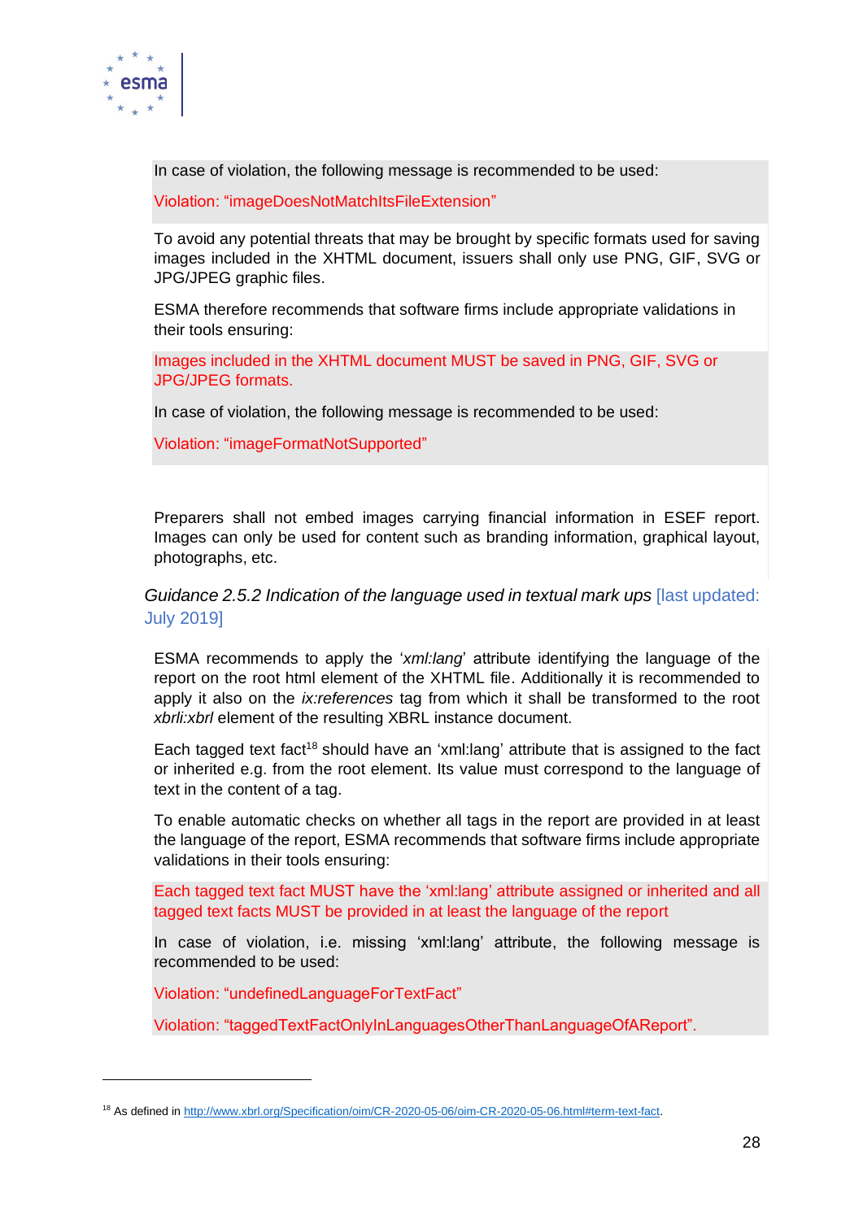In case of violation, the following message is recommended to be used:

Violation: “imageDoesNotMatchItsFileExtension”

To avoid any potential threats that may be brought by specific formats used for saving images included in the XHTML document, issuers shall only use PNG, GIF, SVG or JPG/JPEG graphic files.

ESMA therefore recommends that software firms include appropriate validations in their tools ensuring:

Images included in the XHTML document MUST be saved in PNG, GIF, SVG or JPG/JPEG formats.

In case of violation, the following message is recommended to be used:

Violation: “imageFormatNotSupported”

Preparers shall not embed images carrying financial information in ESEF report. Images can only be used for content such as branding information, graphical layout, photographs, etc.

### *Guidance 2.5.2 Indication of the language used in textual mark ups* [last updated: July 2019]

ESMA recommends to apply the ‘*xml:lang*’ attribute identifying the language of the report on the root html element of the XHTML file. Additionally it is recommended to apply it also on the *ix:references* tag from which it shall be transformed to the root *xbrli:xbrl* element of the resulting XBRL instance document.

Each tagged text fact[18] should have an ‘xml:lang’ attribute that is assigned to the fact or inherited e.g. from the root element. Its value must correspond to the language of text in the content of a tag.

To enable automatic checks on whether all tags in the report are provided in at least the language of the report, ESMA recommends that software firms include appropriate validations in their tools ensuring:

Each tagged text fact MUST have the ‘xml:lang’ attribute assigned or inherited and all tagged text facts MUST be provided in at least the language of the report

In case of violation, i.e. missing ‘xml:lang’ attribute, the following message is recommended to be used:

Violation: “undefinedLanguageForTextFact”

Violation: “taggedTextFactOnlyInLanguagesOtherThanLanguageOfAReport”.

---

[18] As defined in http://www.xbrl.org/Specification/oim/CR-2020-05-06/oim-CR-2020-05-06.html#term-text-fact.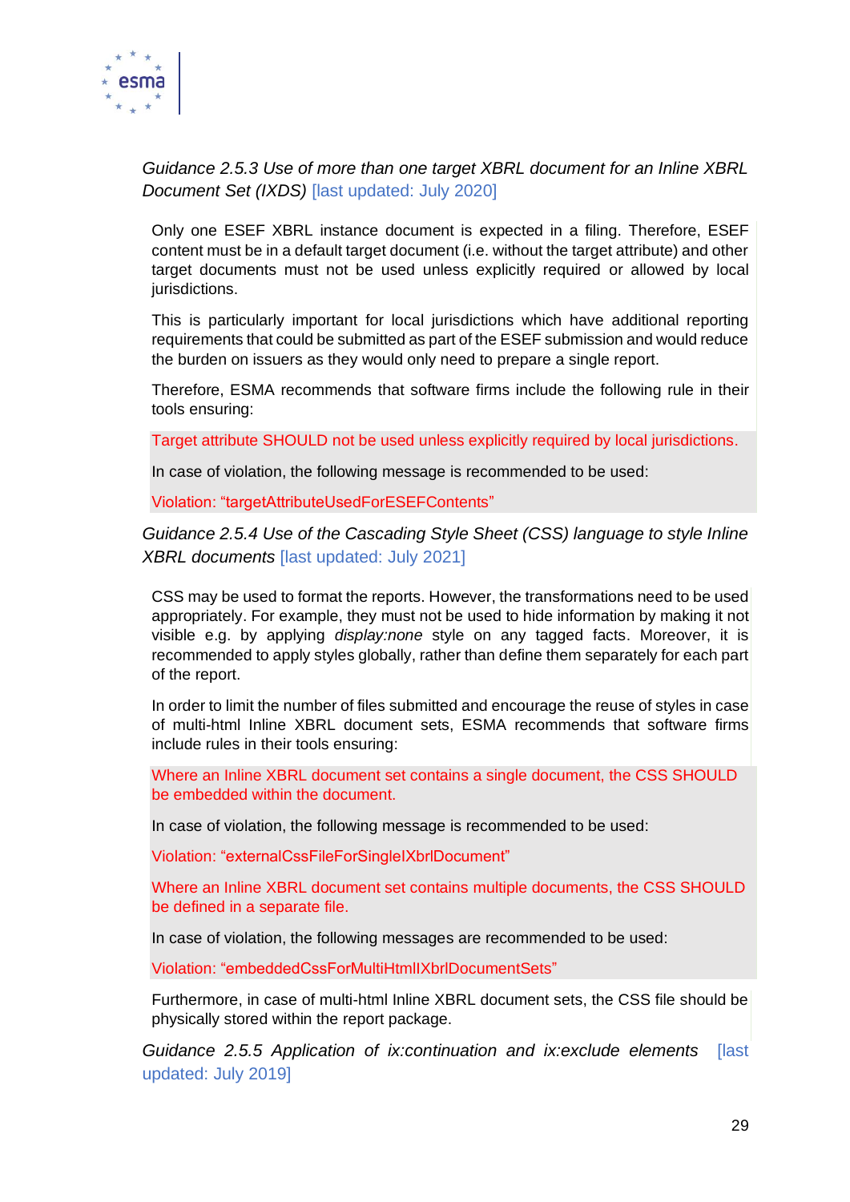*Guidance 2.5.3 Use of more than one target XBRL document for an Inline XBRL Document Set (IXDS)* [last updated: July 2020]

Only one ESEF XBRL instance document is expected in a filing. Therefore, ESEF content must be in a default target document (i.e. without the target attribute) and other target documents must not be used unless explicitly required or allowed by local jurisdictions.

This is particularly important for local jurisdictions which have additional reporting requirements that could be submitted as part of the ESEF submission and would reduce the burden on issuers as they would only need to prepare a single report.

Therefore, ESMA recommends that software firms include the following rule in their tools ensuring:

Target attribute SHOULD not be used unless explicitly required by local jurisdictions.

In case of violation, the following message is recommended to be used:

Violation: "targetAttributeUsedForESEFContents"

*Guidance 2.5.4 Use of the Cascading Style Sheet (CSS) language to style Inline XBRL documents* [last updated: July 2021]

CSS may be used to format the reports. However, the transformations need to be used appropriately. For example, they must not be used to hide information by making it not visible e.g. by applying *display:none* style on any tagged facts. Moreover, it is recommended to apply styles globally, rather than define them separately for each part of the report.

In order to limit the number of files submitted and encourage the reuse of styles in case of multi-html Inline XBRL document sets, ESMA recommends that software firms include rules in their tools ensuring:

Where an Inline XBRL document set contains a single document, the CSS SHOULD be embedded within the document.

In case of violation, the following message is recommended to be used:

Violation: "externalCssFileForSingleIXbrlDocument"

Where an Inline XBRL document set contains multiple documents, the CSS SHOULD be defined in a separate file.

In case of violation, the following messages are recommended to be used:

Violation: "embeddedCssForMultiHtmlIXbrlDocumentSets"

Furthermore, in case of multi-html Inline XBRL document sets, the CSS file should be physically stored within the report package.

*Guidance 2.5.5 Application of ix:continuation and ix:exclude elements* [last updated: July 2019]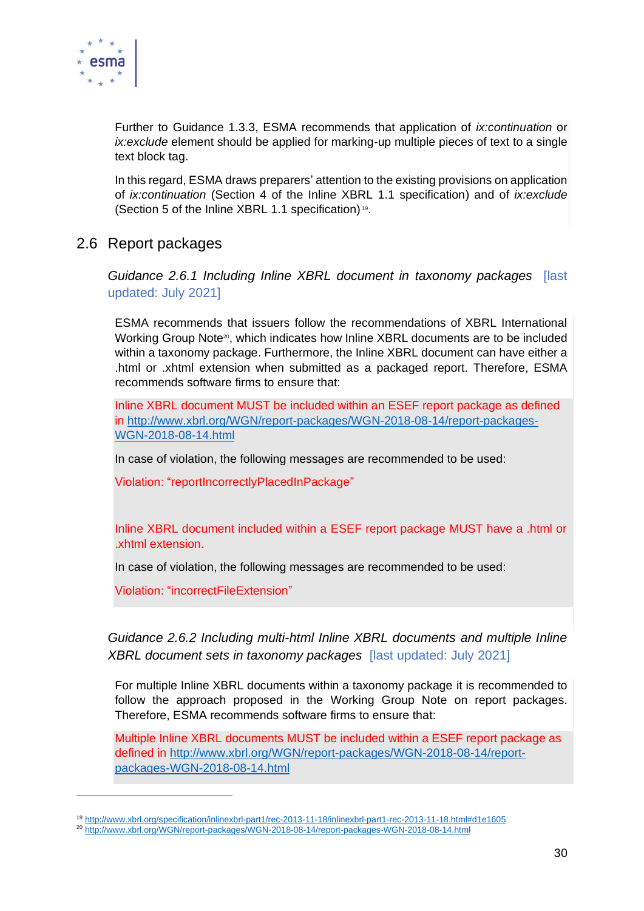Further to Guidance 1.3.3, ESMA recommends that application of *ix:continuation* or *ix:exclude* element should be applied for marking-up multiple pieces of text to a single text block tag.

In this regard, ESMA draws preparers' attention to the existing provisions on application of *ix:continuation* (Section 4 of the Inline XBRL 1.1 specification) and of *ix:exclude* (Section 5 of the Inline XBRL 1.1 specification)[19].

## 2.6 Report packages

### *Guidance 2.6.1 Including Inline XBRL document in taxonomy packages* [last updated: July 2021]

ESMA recommends that issuers follow the recommendations of XBRL International Working Group Note[20], which indicates how Inline XBRL documents are to be included within a taxonomy package. Furthermore, the Inline XBRL document can have either a .html or .xhtml extension when submitted as a packaged report. Therefore, ESMA recommends software firms to ensure that:

Inline XBRL document MUST be included within an ESEF report package as defined in http://www.xbrl.org/WGN/report-packages/WGN-2018-08-14/report-packages-WGN-2018-08-14.html

In case of violation, the following messages are recommended to be used:

Violation: "reportIncorrectlyPlacedInPackage"

Inline XBRL document included within a ESEF report package MUST have a .html or .xhtml extension.

In case of violation, the following messages are recommended to be used:

Violation: "incorrectFileExtension"

### *Guidance 2.6.2 Including multi-html Inline XBRL documents and multiple Inline XBRL document sets in taxonomy packages* [last updated: July 2021]

For multiple Inline XBRL documents within a taxonomy package it is recommended to follow the approach proposed in the Working Group Note on report packages. Therefore, ESMA recommends software firms to ensure that:

Multiple Inline XBRL documents MUST be included within a ESEF report package as defined in http://www.xbrl.org/WGN/report-packages/WGN-2018-08-14/report-packages-WGN-2018-08-14.html

---

[19] http://www.xbrl.org/specification/inlinexbrl-part1/rec-2013-11-18/inlinexbrl-part1-rec-2013-11-18.html#d1e1605

[20] http://www.xbrl.org/WGN/report-packages/WGN-2018-08-14/report-packages-WGN-2018-08-14.html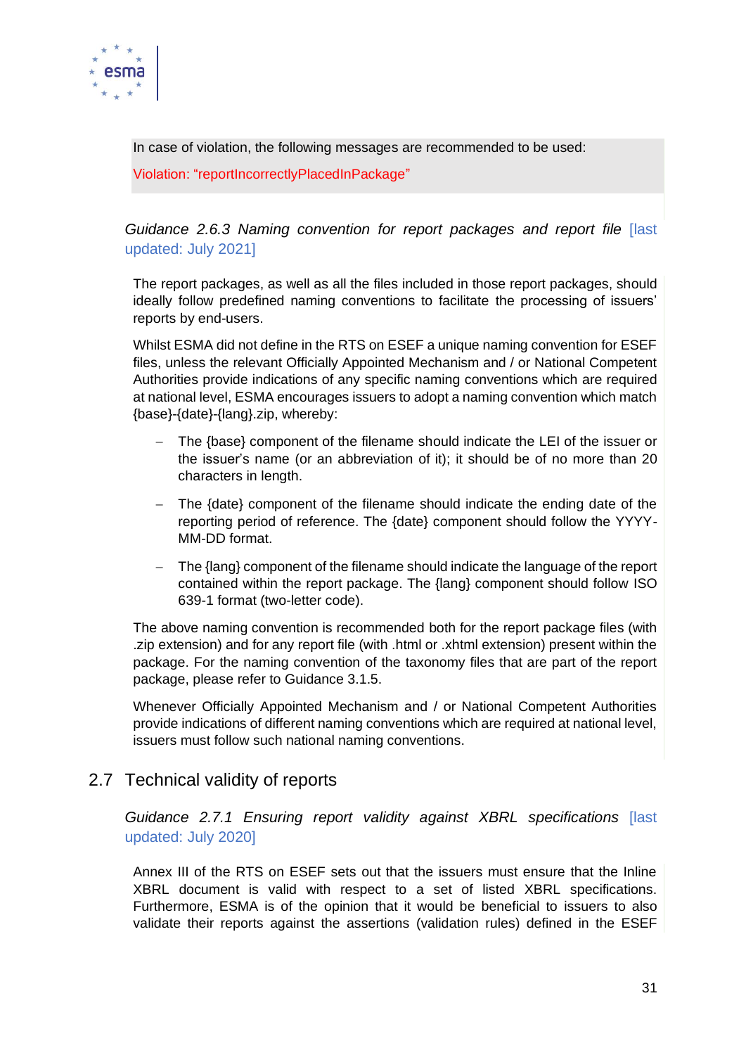In case of violation, the following messages are recommended to be used:

Violation: “reportIncorrectlyPlacedInPackage”

*Guidance 2.6.3 Naming convention for report packages and report file* [last updated: July 2021]

The report packages, as well as all the files included in those report packages, should ideally follow predefined naming conventions to facilitate the processing of issuers' reports by end-users.

Whilst ESMA did not define in the RTS on ESEF a unique naming convention for ESEF files, unless the relevant Officially Appointed Mechanism and / or National Competent Authorities provide indications of any specific naming conventions which are required at national level, ESMA encourages issuers to adopt a naming convention which match {base}-{date}-{lang}.zip, whereby:

- The {base} component of the filename should indicate the LEI of the issuer or the issuer's name (or an abbreviation of it); it should be of no more than 20 characters in length.
- The {date} component of the filename should indicate the ending date of the reporting period of reference. The {date} component should follow the YYYY-MM-DD format.
- The {lang} component of the filename should indicate the language of the report contained within the report package. The {lang} component should follow ISO 639-1 format (two-letter code).

The above naming convention is recommended both for the report package files (with .zip extension) and for any report file (with .html or .xhtml extension) present within the package. For the naming convention of the taxonomy files that are part of the report package, please refer to Guidance 3.1.5.

Whenever Officially Appointed Mechanism and / or National Competent Authorities provide indications of different naming conventions which are required at national level, issuers must follow such national naming conventions.

## 2.7 Technical validity of reports

*Guidance 2.7.1 Ensuring report validity against XBRL specifications* [last updated: July 2020]

Annex III of the RTS on ESEF sets out that the issuers must ensure that the Inline XBRL document is valid with respect to a set of listed XBRL specifications. Furthermore, ESMA is of the opinion that it would be beneficial to issuers to also validate their reports against the assertions (validation rules) defined in the ESEF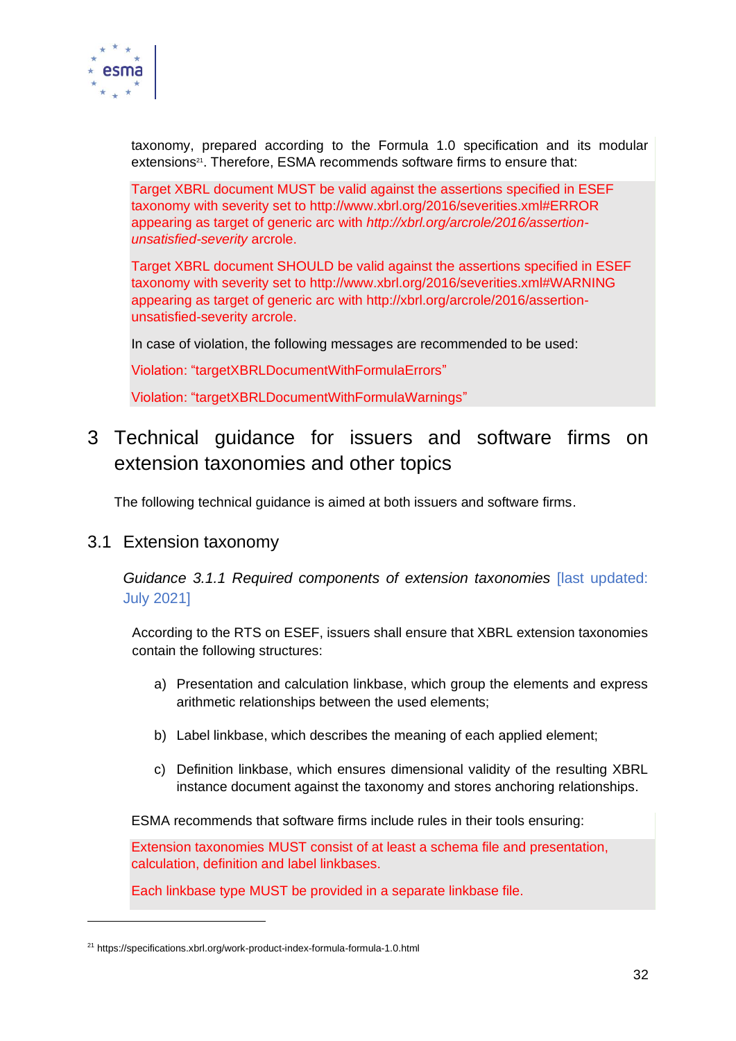taxonomy, prepared according to the Formula 1.0 specification and its modular extensions[21]. Therefore, ESMA recommends software firms to ensure that:

Target XBRL document MUST be valid against the assertions specified in ESEF taxonomy with severity set to http://www.xbrl.org/2016/severities.xml#ERROR appearing as target of generic arc with *http://xbrl.org/arcrole/2016/assertion-unsatisfied-severity* arcrole.

Target XBRL document SHOULD be valid against the assertions specified in ESEF taxonomy with severity set to http://www.xbrl.org/2016/severities.xml#WARNING appearing as target of generic arc with http://xbrl.org/arcrole/2016/assertion-unsatisfied-severity arcrole.

In case of violation, the following messages are recommended to be used:

Violation: “targetXBRLDocumentWithFormulaErrors”

Violation: “targetXBRLDocumentWithFormulaWarnings”

# 3 Technical guidance for issuers and software firms on extension taxonomies and other topics

The following technical guidance is aimed at both issuers and software firms.

## 3.1 Extension taxonomy

*Guidance 3.1.1 Required components of extension taxonomies* [last updated: July 2021]

According to the RTS on ESEF, issuers shall ensure that XBRL extension taxonomies contain the following structures:

a) Presentation and calculation linkbase, which group the elements and express arithmetic relationships between the used elements;

b) Label linkbase, which describes the meaning of each applied element;

c) Definition linkbase, which ensures dimensional validity of the resulting XBRL instance document against the taxonomy and stores anchoring relationships.

ESMA recommends that software firms include rules in their tools ensuring:

Extension taxonomies MUST consist of at least a schema file and presentation, calculation, definition and label linkbases.

Each linkbase type MUST be provided in a separate linkbase file.

---

[21] https://specifications.xbrl.org/work-product-index-formula-formula-1.0.html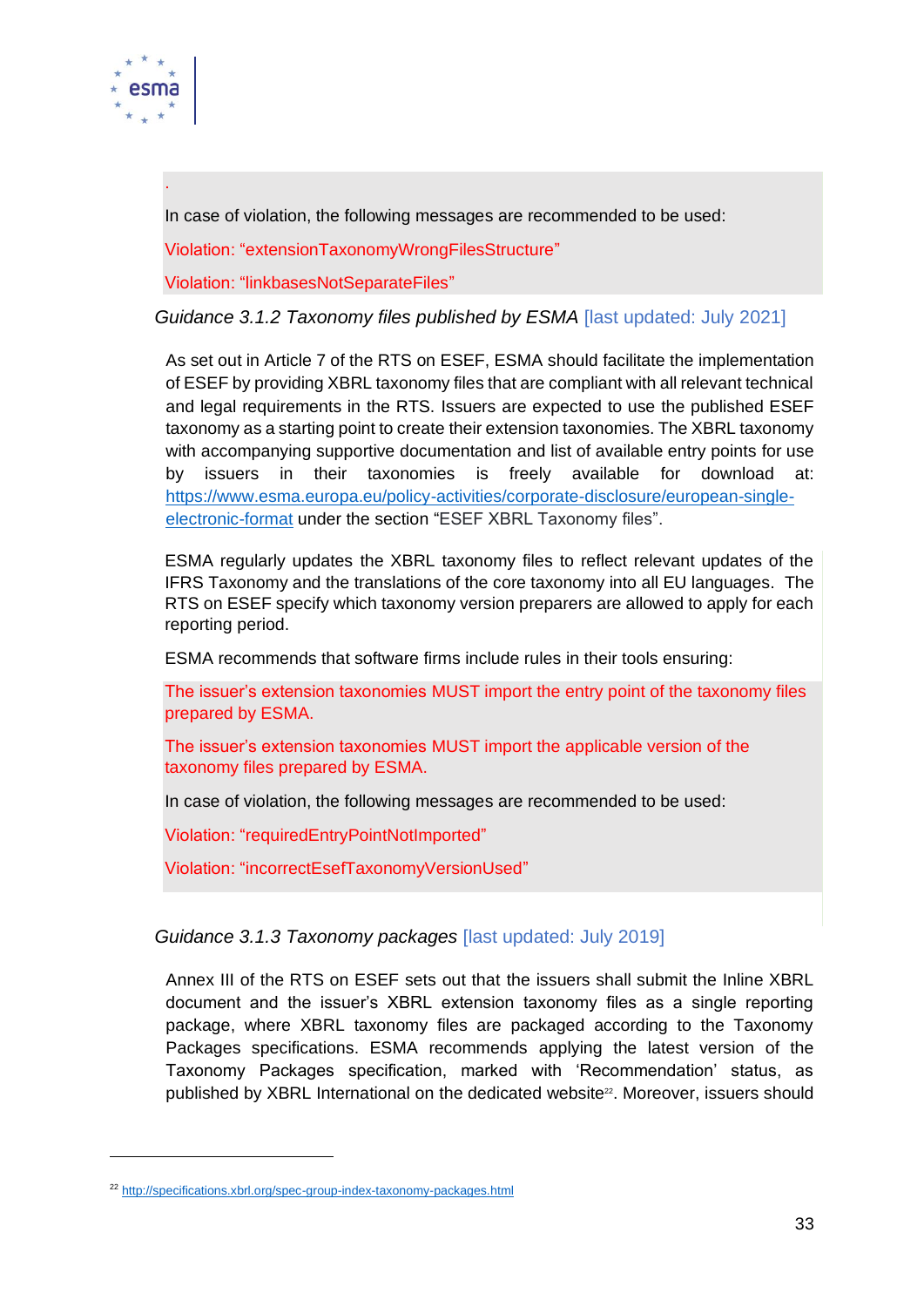.

In case of violation, the following messages are recommended to be used:

Violation: “extensionTaxonomyWrongFilesStructure”

Violation: “linkbasesNotSeparateFiles”

*Guidance 3.1.2 Taxonomy files published by ESMA* [last updated: July 2021]

As set out in Article 7 of the RTS on ESEF, ESMA should facilitate the implementation of ESEF by providing XBRL taxonomy files that are compliant with all relevant technical and legal requirements in the RTS. Issuers are expected to use the published ESEF taxonomy as a starting point to create their extension taxonomies. The XBRL taxonomy with accompanying supportive documentation and list of available entry points for use by issuers in their taxonomies is freely available for download at: https://www.esma.europa.eu/policy-activities/corporate-disclosure/european-single-electronic-format under the section “ESEF XBRL Taxonomy files”.

ESMA regularly updates the XBRL taxonomy files to reflect relevant updates of the IFRS Taxonomy and the translations of the core taxonomy into all EU languages. The RTS on ESEF specify which taxonomy version preparers are allowed to apply for each reporting period.

ESMA recommends that software firms include rules in their tools ensuring:

The issuer’s extension taxonomies MUST import the entry point of the taxonomy files prepared by ESMA.

The issuer’s extension taxonomies MUST import the applicable version of the taxonomy files prepared by ESMA.

In case of violation, the following messages are recommended to be used:

Violation: “requiredEntryPointNotImported”

Violation: “incorrectEsefTaxonomyVersionUsed”

*Guidance 3.1.3 Taxonomy packages* [last updated: July 2019]

Annex III of the RTS on ESEF sets out that the issuers shall submit the Inline XBRL document and the issuer’s XBRL extension taxonomy files as a single reporting package, where XBRL taxonomy files are packaged according to the Taxonomy Packages specifications. ESMA recommends applying the latest version of the Taxonomy Packages specification, marked with ‘Recommendation’ status, as published by XBRL International on the dedicated website[22]. Moreover, issuers should

[22] http://specifications.xbrl.org/spec-group-index-taxonomy-packages.html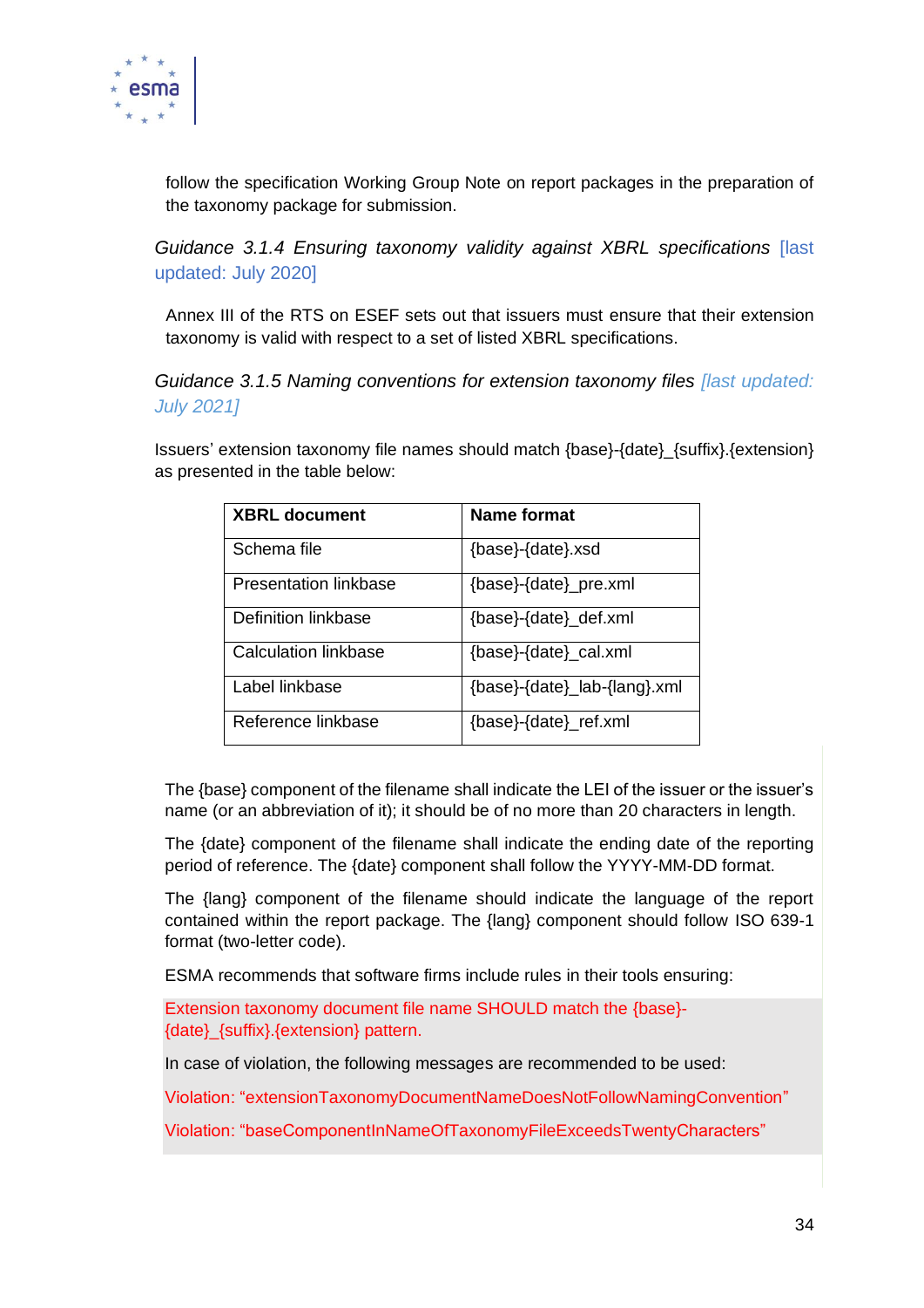follow the specification Working Group Note on report packages in the preparation of the taxonomy package for submission.

*Guidance 3.1.4 Ensuring taxonomy validity against XBRL specifications* [last updated: July 2020]

Annex III of the RTS on ESEF sets out that issuers must ensure that their extension taxonomy is valid with respect to a set of listed XBRL specifications.

*Guidance 3.1.5 Naming conventions for extension taxonomy files [last updated: July 2021]*

Issuers' extension taxonomy file names should match {base}-{date}_{suffix}.{extension} as presented in the table below:

| XBRL document | Name format |
|---|---|
| Schema file | {base}-{date}.xsd |
| Presentation linkbase | {base}-{date}_pre.xml |
| Definition linkbase | {base}-{date}_def.xml |
| Calculation linkbase | {base}-{date}_cal.xml |
| Label linkbase | {base}-{date}_lab-{lang}.xml |
| Reference linkbase | {base}-{date}_ref.xml |

The {base} component of the filename shall indicate the LEI of the issuer or the issuer's name (or an abbreviation of it); it should be of no more than 20 characters in length.

The {date} component of the filename shall indicate the ending date of the reporting period of reference. The {date} component shall follow the YYYY-MM-DD format.

The {lang} component of the filename should indicate the language of the report contained within the report package. The {lang} component should follow ISO 639-1 format (two-letter code).

ESMA recommends that software firms include rules in their tools ensuring:

Extension taxonomy document file name SHOULD match the {base}-{date}_{suffix}.{extension} pattern.

In case of violation, the following messages are recommended to be used:

Violation: "extensionTaxonomyDocumentNameDoesNotFollowNamingConvention"

Violation: "baseComponentInNameOfTaxonomyFileExceedsTwentyCharacters"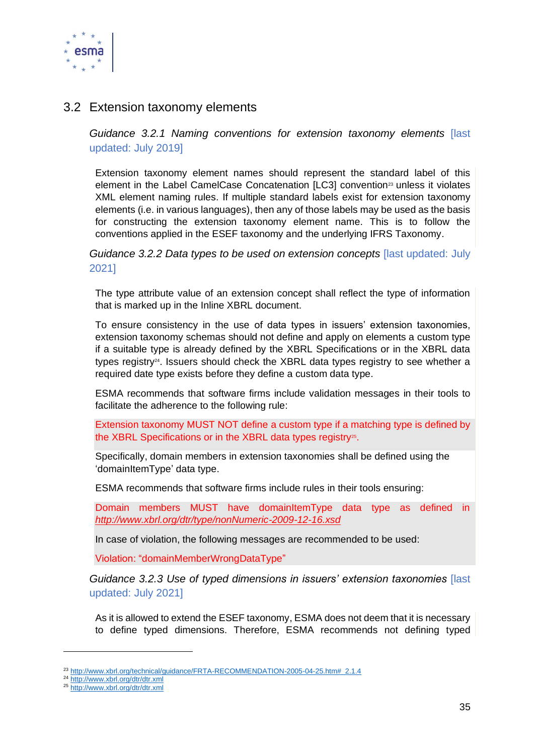## 3.2 Extension taxonomy elements

*Guidance 3.2.1 Naming conventions for extension taxonomy elements* [last updated: July 2019]

Extension taxonomy element names should represent the standard label of this element in the Label CamelCase Concatenation [LC3] convention[23] unless it violates XML element naming rules. If multiple standard labels exist for extension taxonomy elements (i.e. in various languages), then any of those labels may be used as the basis for constructing the extension taxonomy element name. This is to follow the conventions applied in the ESEF taxonomy and the underlying IFRS Taxonomy.

*Guidance 3.2.2 Data types to be used on extension concepts* [last updated: July 2021]

The type attribute value of an extension concept shall reflect the type of information that is marked up in the Inline XBRL document.

To ensure consistency in the use of data types in issuers' extension taxonomies, extension taxonomy schemas should not define and apply on elements a custom type if a suitable type is already defined by the XBRL Specifications or in the XBRL data types registry[24]. Issuers should check the XBRL data types registry to see whether a required date type exists before they define a custom data type.

ESMA recommends that software firms include validation messages in their tools to facilitate the adherence to the following rule:

Extension taxonomy MUST NOT define a custom type if a matching type is defined by the XBRL Specifications or in the XBRL data types registry[25].

Specifically, domain members in extension taxonomies shall be defined using the 'domainItemType' data type.

ESMA recommends that software firms include rules in their tools ensuring:

Domain members MUST have domainItemType data type as defined in *http://www.xbrl.org/dtr/type/nonNumeric-2009-12-16.xsd*

In case of violation, the following messages are recommended to be used:

Violation: "domainMemberWrongDataType"

*Guidance 3.2.3 Use of typed dimensions in issuers' extension taxonomies* [last updated: July 2021]

As it is allowed to extend the ESEF taxonomy, ESMA does not deem that it is necessary to define typed dimensions. Therefore, ESMA recommends not defining typed

---

[23] http://www.xbrl.org/technical/guidance/FRTA-RECOMMENDATION-2005-04-25.htm#_2.1.4
[24] http://www.xbrl.org/dtr/dtr.xml
[25] http://www.xbrl.org/dtr/dtr.xml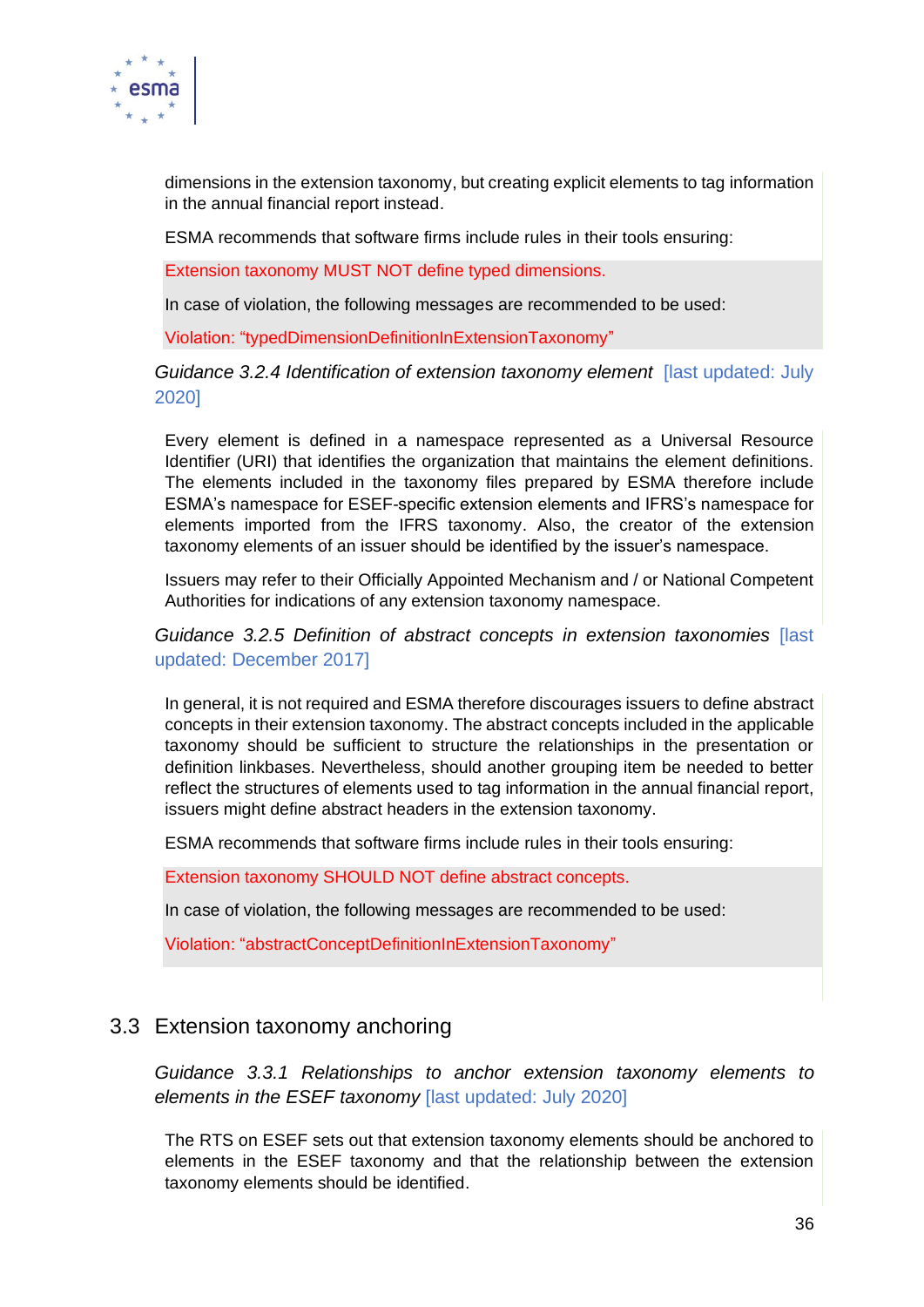dimensions in the extension taxonomy, but creating explicit elements to tag information in the annual financial report instead.

ESMA recommends that software firms include rules in their tools ensuring:

Extension taxonomy MUST NOT define typed dimensions.

In case of violation, the following messages are recommended to be used:

Violation: “typedDimensionDefinitionInExtensionTaxonomy”

*Guidance 3.2.4 Identification of extension taxonomy element* [last updated: July 2020]

Every element is defined in a namespace represented as a Universal Resource Identifier (URI) that identifies the organization that maintains the element definitions. The elements included in the taxonomy files prepared by ESMA therefore include ESMA’s namespace for ESEF-specific extension elements and IFRS’s namespace for elements imported from the IFRS taxonomy. Also, the creator of the extension taxonomy elements of an issuer should be identified by the issuer’s namespace.

Issuers may refer to their Officially Appointed Mechanism and / or National Competent Authorities for indications of any extension taxonomy namespace.

*Guidance 3.2.5 Definition of abstract concepts in extension taxonomies* [last updated: December 2017]

In general, it is not required and ESMA therefore discourages issuers to define abstract concepts in their extension taxonomy. The abstract concepts included in the applicable taxonomy should be sufficient to structure the relationships in the presentation or definition linkbases. Nevertheless, should another grouping item be needed to better reflect the structures of elements used to tag information in the annual financial report, issuers might define abstract headers in the extension taxonomy.

ESMA recommends that software firms include rules in their tools ensuring:

Extension taxonomy SHOULD NOT define abstract concepts.

In case of violation, the following messages are recommended to be used:

Violation: “abstractConceptDefinitionInExtensionTaxonomy”

## 3.3 Extension taxonomy anchoring

*Guidance 3.3.1 Relationships to anchor extension taxonomy elements to elements in the ESEF taxonomy* [last updated: July 2020]

The RTS on ESEF sets out that extension taxonomy elements should be anchored to elements in the ESEF taxonomy and that the relationship between the extension taxonomy elements should be identified.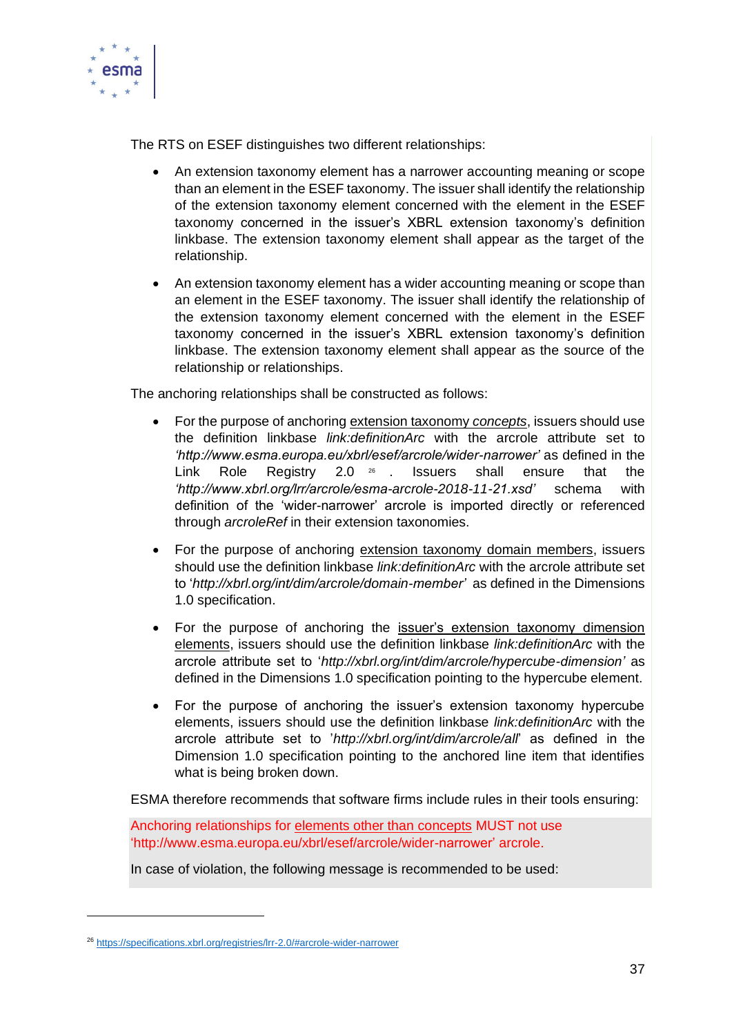The RTS on ESEF distinguishes two different relationships:

- An extension taxonomy element has a narrower accounting meaning or scope than an element in the ESEF taxonomy. The issuer shall identify the relationship of the extension taxonomy element concerned with the element in the ESEF taxonomy concerned in the issuer's XBRL extension taxonomy's definition linkbase. The extension taxonomy element shall appear as the target of the relationship.

- An extension taxonomy element has a wider accounting meaning or scope than an element in the ESEF taxonomy. The issuer shall identify the relationship of the extension taxonomy element concerned with the element in the ESEF taxonomy concerned in the issuer's XBRL extension taxonomy's definition linkbase. The extension taxonomy element shall appear as the source of the relationship or relationships.

The anchoring relationships shall be constructed as follows:

- For the purpose of anchoring extension taxonomy *concepts*, issuers should use the definition linkbase *link:definitionArc* with the arcrole attribute set to *'http://www.esma.europa.eu/xbrl/esef/arcrole/wider-narrower'* as defined in the Link Role Registry 2.0[26]. Issuers shall ensure that the *'http://www.xbrl.org/lrr/arcrole/esma-arcrole-2018-11-21.xsd'* schema with definition of the 'wider-narrower' arcrole is imported directly or referenced through *arcroleRef* in their extension taxonomies.

- For the purpose of anchoring extension taxonomy domain members, issuers should use the definition linkbase *link:definitionArc* with the arcrole attribute set to '*http://xbrl.org/int/dim/arcrole/domain-member*' as defined in the Dimensions 1.0 specification.

- For the purpose of anchoring the issuer's extension taxonomy dimension elements, issuers should use the definition linkbase *link:definitionArc* with the arcrole attribute set to '*http://xbrl.org/int/dim/arcrole/hypercube-dimension*' as defined in the Dimensions 1.0 specification pointing to the hypercube element.

- For the purpose of anchoring the issuer's extension taxonomy hypercube elements, issuers should use the definition linkbase *link:definitionArc* with the arcrole attribute set to '*http://xbrl.org/int/dim/arcrole/all*' as defined in the Dimension 1.0 specification pointing to the anchored line item that identifies what is being broken down.

ESMA therefore recommends that software firms include rules in their tools ensuring:

Anchoring relationships for elements other than concepts MUST not use 'http://www.esma.europa.eu/xbrl/esef/arcrole/wider-narrower' arcrole.

In case of violation, the following message is recommended to be used:

[26] https://specifications.xbrl.org/registries/lrr-2.0/#arcrole-wider-narrower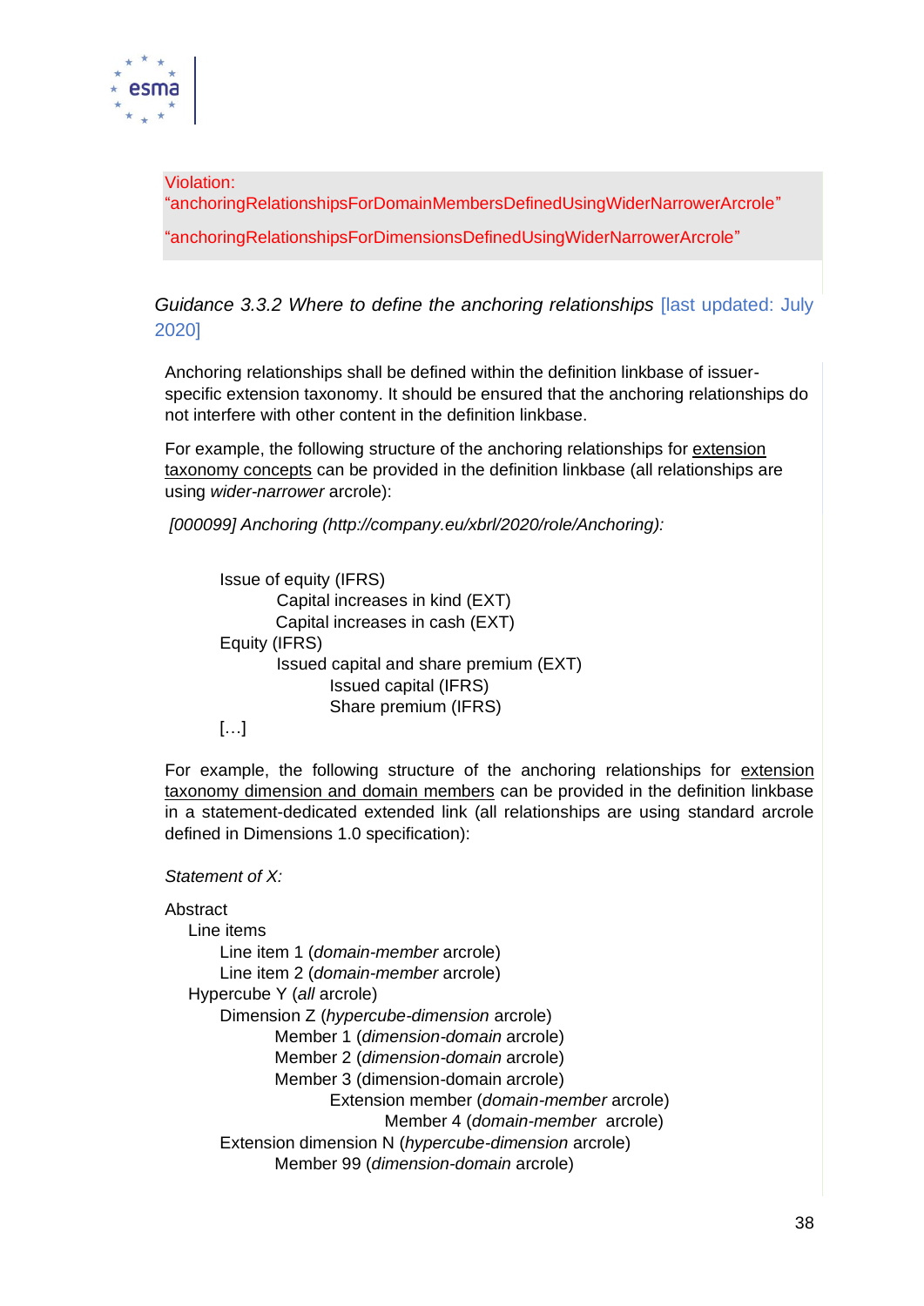Violation:
"anchoringRelationshipsForDomainMembersDefinedUsingWiderNarrowerArcrole"

"anchoringRelationshipsForDimensionsDefinedUsingWiderNarrowerArcrole"

### *Guidance 3.3.2 Where to define the anchoring relationships* [last updated: July 2020]

Anchoring relationships shall be defined within the definition linkbase of issuer-specific extension taxonomy. It should be ensured that the anchoring relationships do not interfere with other content in the definition linkbase.

For example, the following structure of the anchoring relationships for extension taxonomy concepts can be provided in the definition linkbase (all relationships are using *wider-narrower* arcrole):

*[000099] Anchoring (http://company.eu/xbrl/2020/role/Anchoring):*

- Issue of equity (IFRS)
    - Capital increases in kind (EXT)
    - Capital increases in cash (EXT)
- Equity (IFRS)
    - Issued capital and share premium (EXT)
        - Issued capital (IFRS)
        - Share premium (IFRS)
- […]

For example, the following structure of the anchoring relationships for extension taxonomy dimension and domain members can be provided in the definition linkbase in a statement-dedicated extended link (all relationships are using standard arcrole defined in Dimensions 1.0 specification):

*Statement of X:*

- Abstract
    - Line items
        - Line item 1 (*domain-member* arcrole)
        - Line item 2 (*domain-member* arcrole)
    - Hypercube Y (*all* arcrole)
        - Dimension Z (*hypercube-dimension* arcrole)
            - Member 1 (*dimension-domain* arcrole)
            - Member 2 (*dimension-domain* arcrole)
            - Member 3 (dimension-domain arcrole)
                - Extension member (*domain-member* arcrole)
                    - Member 4 (*domain-member* arcrole)
        - Extension dimension N (*hypercube-dimension* arcrole)
            - Member 99 (*dimension-domain* arcrole)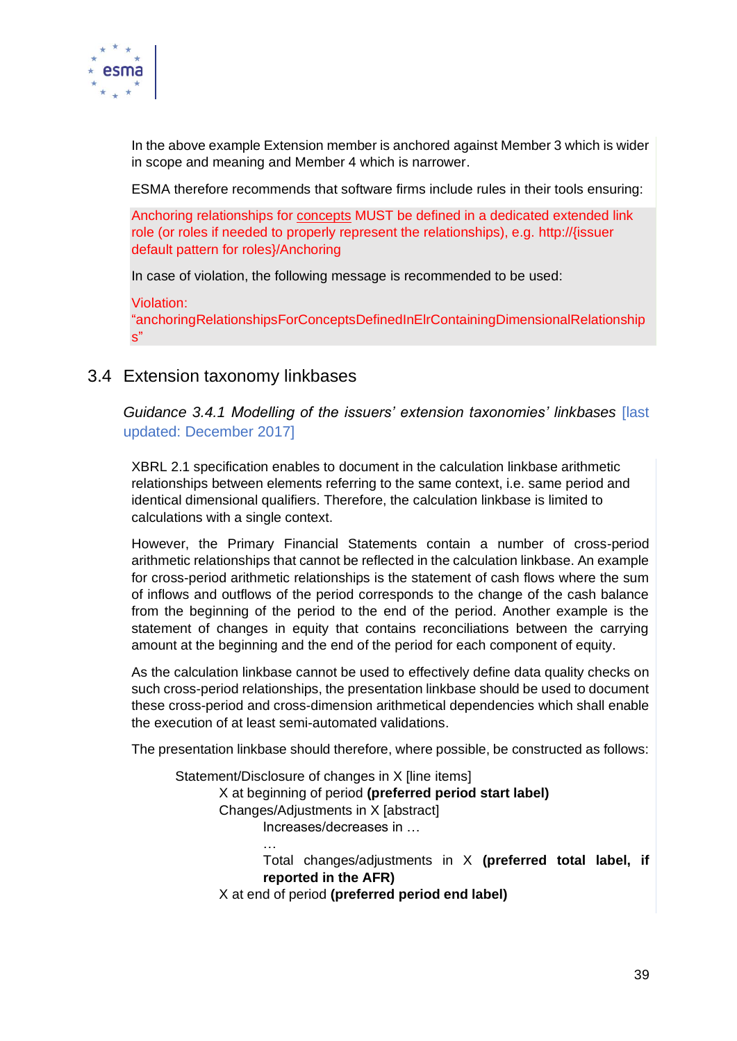In the above example Extension member is anchored against Member 3 which is wider in scope and meaning and Member 4 which is narrower.

ESMA therefore recommends that software firms include rules in their tools ensuring:

Anchoring relationships for concepts MUST be defined in a dedicated extended link role (or roles if needed to properly represent the relationships), e.g. http://{issuer default pattern for roles}/Anchoring

In case of violation, the following message is recommended to be used:

Violation: "anchoringRelationshipsForConceptsDefinedInElrContainingDimensionalRelationships"

## 3.4 Extension taxonomy linkbases

*Guidance 3.4.1 Modelling of the issuers' extension taxonomies' linkbases* [last updated: December 2017]

XBRL 2.1 specification enables to document in the calculation linkbase arithmetic relationships between elements referring to the same context, i.e. same period and identical dimensional qualifiers. Therefore, the calculation linkbase is limited to calculations with a single context.

However, the Primary Financial Statements contain a number of cross-period arithmetic relationships that cannot be reflected in the calculation linkbase. An example for cross-period arithmetic relationships is the statement of cash flows where the sum of inflows and outflows of the period corresponds to the change of the cash balance from the beginning of the period to the end of the period. Another example is the statement of changes in equity that contains reconciliations between the carrying amount at the beginning and the end of the period for each component of equity.

As the calculation linkbase cannot be used to effectively define data quality checks on such cross-period relationships, the presentation linkbase should be used to document these cross-period and cross-dimension arithmetical dependencies which shall enable the execution of at least semi-automated validations.

The presentation linkbase should therefore, where possible, be constructed as follows:

- Statement/Disclosure of changes in X [line items]
  - X at beginning of period **(preferred period start label)**
  - Changes/Adjustments in X [abstract]
    - Increases/decreases in …
    - …
    - Total changes/adjustments in X **(preferred total label, if reported in the AFR)**
  - X at end of period **(preferred period end label)**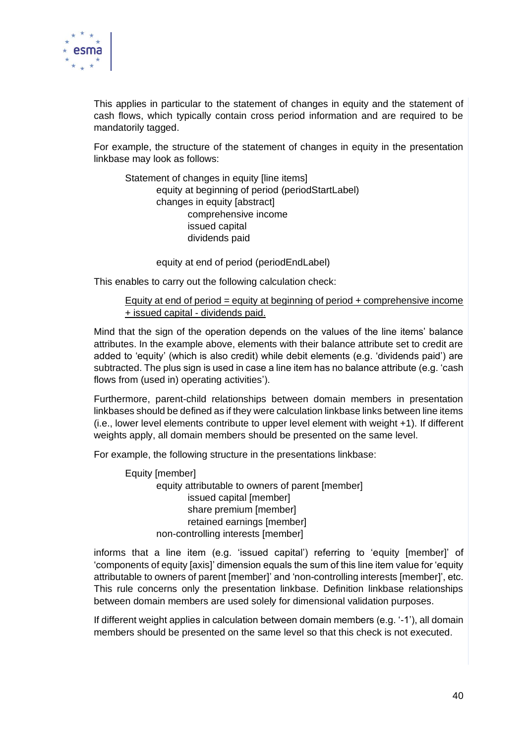This applies in particular to the statement of changes in equity and the statement of cash flows, which typically contain cross period information and are required to be mandatorily tagged.

For example, the structure of the statement of changes in equity in the presentation linkbase may look as follows:

```
Statement of changes in equity [line items]
    equity at beginning of period (periodStartLabel)
    changes in equity [abstract]
        comprehensive income
        issued capital
        dividends paid

    equity at end of period (periodEndLabel)
```

This enables to carry out the following calculation check:

<u>Equity at end of period = equity at beginning of period + comprehensive income + issued capital - dividends paid.</u>

Mind that the sign of the operation depends on the values of the line items' balance attributes. In the example above, elements with their balance attribute set to credit are added to 'equity' (which is also credit) while debit elements (e.g. 'dividends paid') are subtracted. The plus sign is used in case a line item has no balance attribute (e.g. 'cash flows from (used in) operating activities').

Furthermore, parent-child relationships between domain members in presentation linkbases should be defined as if they were calculation linkbase links between line items (i.e., lower level elements contribute to upper level element with weight +1). If different weights apply, all domain members should be presented on the same level.

For example, the following structure in the presentations linkbase:

```
Equity [member]
    equity attributable to owners of parent [member]
        issued capital [member]
        share premium [member]
        retained earnings [member]
    non-controlling interests [member]
```

informs that a line item (e.g. 'issued capital') referring to 'equity [member]' of 'components of equity [axis]' dimension equals the sum of this line item value for 'equity attributable to owners of parent [member]' and 'non-controlling interests [member]', etc. This rule concerns only the presentation linkbase. Definition linkbase relationships between domain members are used solely for dimensional validation purposes.

If different weight applies in calculation between domain members (e.g. '-1'), all domain members should be presented on the same level so that this check is not executed.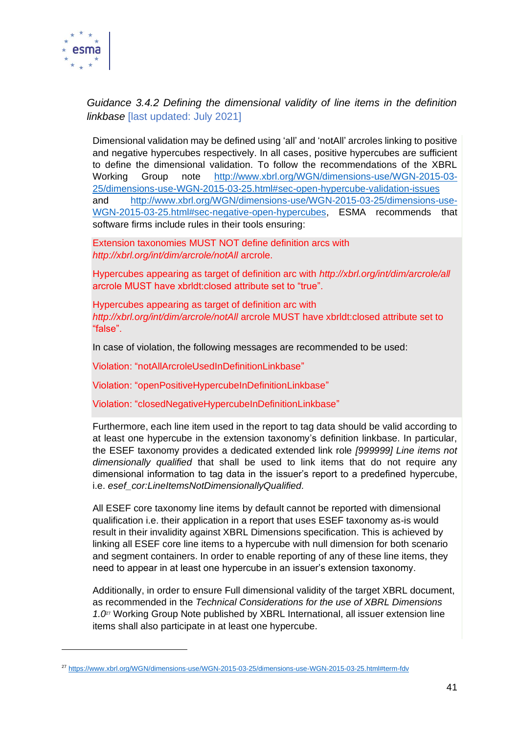*Guidance 3.4.2 Defining the dimensional validity of line items in the definition linkbase* [last updated: July 2021]

Dimensional validation may be defined using 'all' and 'notAll' arcroles linking to positive and negative hypercubes respectively. In all cases, positive hypercubes are sufficient to define the dimensional validation. To follow the recommendations of the XBRL Working Group note http://www.xbrl.org/WGN/dimensions-use/WGN-2015-03-25/dimensions-use-WGN-2015-03-25.html#sec-open-hypercube-validation-issues and http://www.xbrl.org/WGN/dimensions-use/WGN-2015-03-25/dimensions-use-WGN-2015-03-25.html#sec-negative-open-hypercubes, ESMA recommends that software firms include rules in their tools ensuring:

Extension taxonomies MUST NOT define definition arcs with *http://xbrl.org/int/dim/arcrole/notAll* arcrole.

Hypercubes appearing as target of definition arc with *http://xbrl.org/int/dim/arcrole/all* arcrole MUST have xbrldt:closed attribute set to "true".

Hypercubes appearing as target of definition arc with *http://xbrl.org/int/dim/arcrole/notAll* arcrole MUST have xbrldt:closed attribute set to "false".

In case of violation, the following messages are recommended to be used:

Violation: "notAllArcroleUsedInDefinitionLinkbase"

Violation: "openPositiveHypercubeInDefinitionLinkbase"

Violation: "closedNegativeHypercubeInDefinitionLinkbase"

Furthermore, each line item used in the report to tag data should be valid according to at least one hypercube in the extension taxonomy's definition linkbase. In particular, the ESEF taxonomy provides a dedicated extended link role *[999999] Line items not dimensionally qualified* that shall be used to link items that do not require any dimensional information to tag data in the issuer's report to a predefined hypercube, i.e. *esef_cor:LineItemsNotDimensionallyQualified*.

All ESEF core taxonomy line items by default cannot be reported with dimensional qualification i.e. their application in a report that uses ESEF taxonomy as-is would result in their invalidity against XBRL Dimensions specification. This is achieved by linking all ESEF core line items to a hypercube with null dimension for both scenario and segment containers. In order to enable reporting of any of these line items, they need to appear in at least one hypercube in an issuer's extension taxonomy.

Additionally, in order to ensure Full dimensional validity of the target XBRL document, as recommended in the *Technical Considerations for the use of XBRL Dimensions 1.0*[27] Working Group Note published by XBRL International, all issuer extension line items shall also participate in at least one hypercube.

[27] https://www.xbrl.org/WGN/dimensions-use/WGN-2015-03-25/dimensions-use-WGN-2015-03-25.html#term-fdv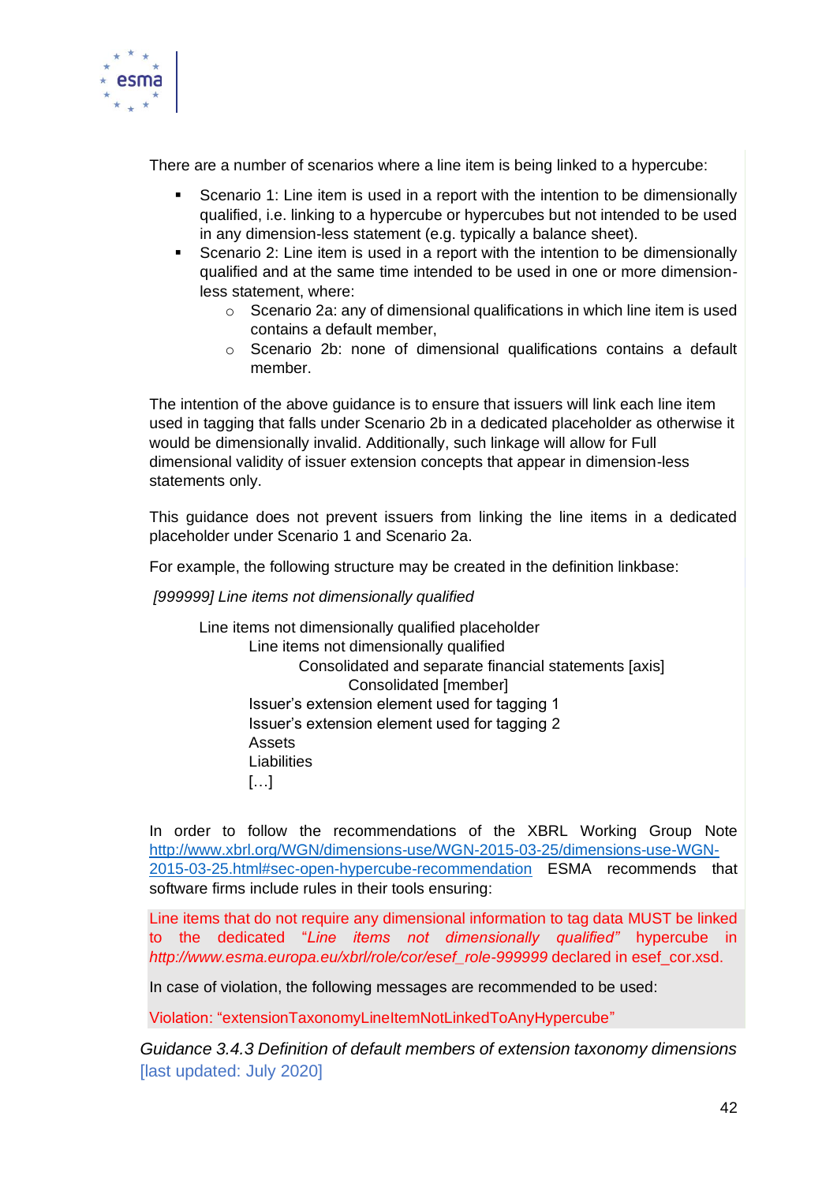There are a number of scenarios where a line item is being linked to a hypercube:

- Scenario 1: Line item is used in a report with the intention to be dimensionally qualified, i.e. linking to a hypercube or hypercubes but not intended to be used in any dimension-less statement (e.g. typically a balance sheet).
- Scenario 2: Line item is used in a report with the intention to be dimensionally qualified and at the same time intended to be used in one or more dimension-less statement, where:
  - Scenario 2a: any of dimensional qualifications in which line item is used contains a default member,
  - Scenario 2b: none of dimensional qualifications contains a default member.

The intention of the above guidance is to ensure that issuers will link each line item used in tagging that falls under Scenario 2b in a dedicated placeholder as otherwise it would be dimensionally invalid. Additionally, such linkage will allow for Full dimensional validity of issuer extension concepts that appear in dimension-less statements only.

This guidance does not prevent issuers from linking the line items in a dedicated placeholder under Scenario 1 and Scenario 2a.

For example, the following structure may be created in the definition linkbase:

*[999999] Line items not dimensionally qualified*

```
Line items not dimensionally qualified placeholder
    Line items not dimensionally qualified
        Consolidated and separate financial statements [axis]
            Consolidated [member]
    Issuer's extension element used for tagging 1
    Issuer's extension element used for tagging 2
    Assets
    Liabilities
    […]
```

In order to follow the recommendations of the XBRL Working Group Note [http://www.xbrl.org/WGN/dimensions-use/WGN-2015-03-25/dimensions-use-WGN-2015-03-25.html#sec-open-hypercube-recommendation](http://www.xbrl.org/WGN/dimensions-use/WGN-2015-03-25/dimensions-use-WGN-2015-03-25.html#sec-open-hypercube-recommendation) ESMA recommends that software firms include rules in their tools ensuring:

Line items that do not require any dimensional information to tag data MUST be linked to the dedicated "*Line items not dimensionally qualified*" hypercube in *http://www.esma.europa.eu/xbrl/role/cor/esef_role-999999* declared in esef_cor.xsd.

In case of violation, the following messages are recommended to be used:

Violation: "extensionTaxonomyLineItemNotLinkedToAnyHypercube"

### *Guidance 3.4.3 Definition of default members of extension taxonomy dimensions* [last updated: July 2020]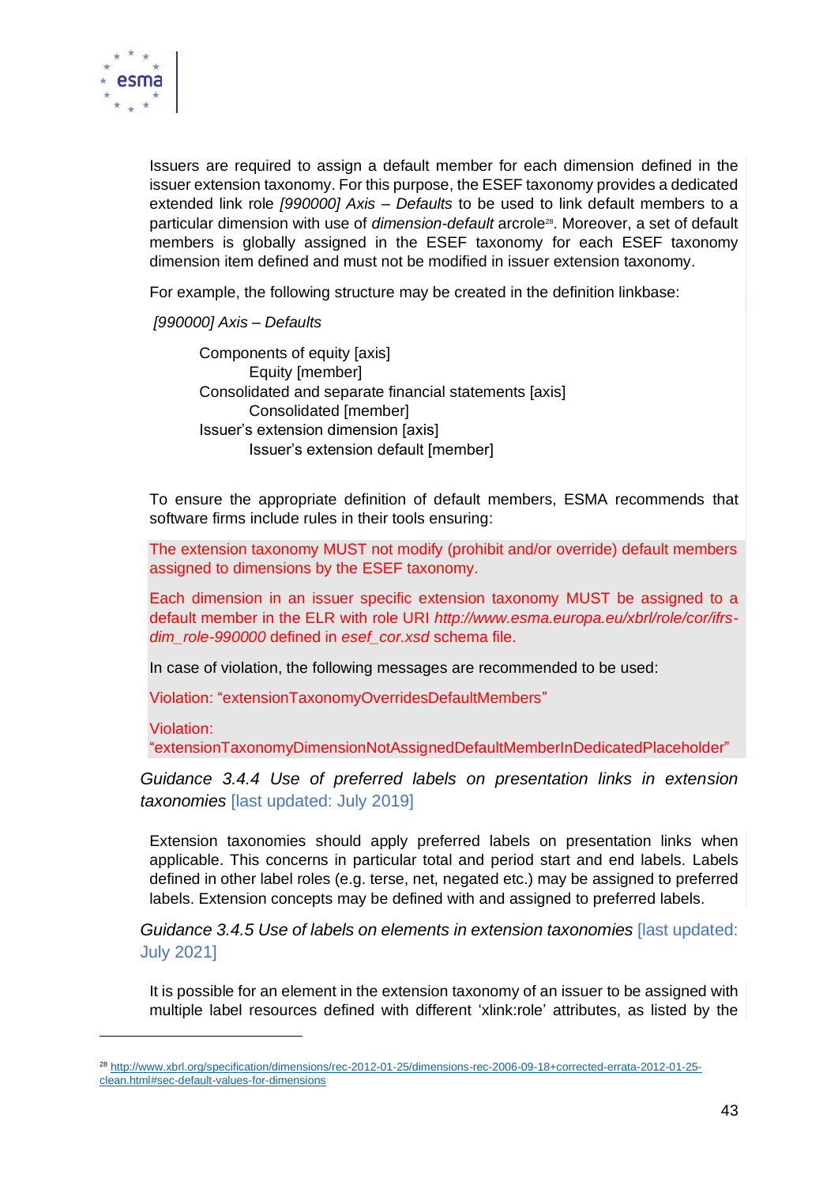Issuers are required to assign a default member for each dimension defined in the issuer extension taxonomy. For this purpose, the ESEF taxonomy provides a dedicated extended link role *[990000] Axis – Defaults* to be used to link default members to a particular dimension with use of *dimension-default* arcrole[28]. Moreover, a set of default members is globally assigned in the ESEF taxonomy for each ESEF taxonomy dimension item defined and must not be modified in issuer extension taxonomy.

For example, the following structure may be created in the definition linkbase:

*[990000] Axis – Defaults*

- Components of equity [axis]
  - Equity [member]
- Consolidated and separate financial statements [axis]
  - Consolidated [member]
- Issuer's extension dimension [axis]
  - Issuer's extension default [member]

To ensure the appropriate definition of default members, ESMA recommends that software firms include rules in their tools ensuring:

The extension taxonomy MUST not modify (prohibit and/or override) default members assigned to dimensions by the ESEF taxonomy.

Each dimension in an issuer specific extension taxonomy MUST be assigned to a default member in the ELR with role URI *http://www.esma.europa.eu/xbrl/role/cor/ifrs-dim_role-990000* defined in *esef_cor.xsd* schema file.

In case of violation, the following messages are recommended to be used:

Violation: "extensionTaxonomyOverridesDefaultMembers"

Violation: "extensionTaxonomyDimensionNotAssignedDefaultMemberInDedicatedPlaceholder"

*Guidance 3.4.4 Use of preferred labels on presentation links in extension taxonomies* [last updated: July 2019]

Extension taxonomies should apply preferred labels on presentation links when applicable. This concerns in particular total and period start and end labels. Labels defined in other label roles (e.g. terse, net, negated etc.) may be assigned to preferred labels. Extension concepts may be defined with and assigned to preferred labels.

*Guidance 3.4.5 Use of labels on elements in extension taxonomies* [last updated: July 2021]

It is possible for an element in the extension taxonomy of an issuer to be assigned with multiple label resources defined with different 'xlink:role' attributes, as listed by the

[28] http://www.xbrl.org/specification/dimensions/rec-2012-01-25/dimensions-rec-2006-09-18+corrected-errata-2012-01-25-clean.html#sec-default-values-for-dimensions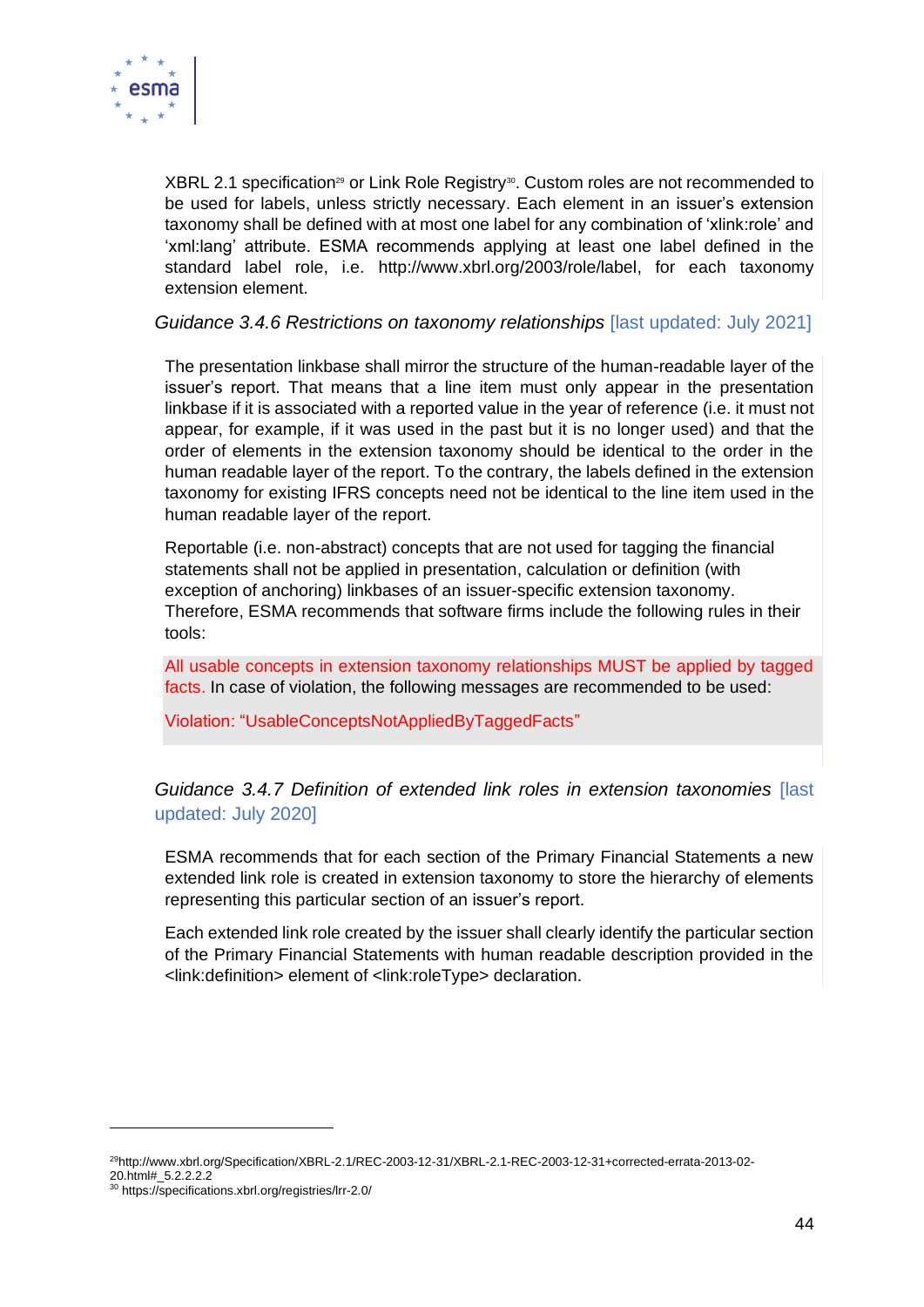XBRL 2.1 specification[29] or Link Role Registry[30]. Custom roles are not recommended to be used for labels, unless strictly necessary. Each element in an issuer's extension taxonomy shall be defined with at most one label for any combination of 'xlink:role' and 'xml:lang' attribute. ESMA recommends applying at least one label defined in the standard label role, i.e. http://www.xbrl.org/2003/role/label, for each taxonomy extension element.

*Guidance 3.4.6 Restrictions on taxonomy relationships* [last updated: July 2021]

The presentation linkbase shall mirror the structure of the human-readable layer of the issuer's report. That means that a line item must only appear in the presentation linkbase if it is associated with a reported value in the year of reference (i.e. it must not appear, for example, if it was used in the past but it is no longer used) and that the order of elements in the extension taxonomy should be identical to the order in the human readable layer of the report. To the contrary, the labels defined in the extension taxonomy for existing IFRS concepts need not be identical to the line item used in the human readable layer of the report.

Reportable (i.e. non-abstract) concepts that are not used for tagging the financial statements shall not be applied in presentation, calculation or definition (with exception of anchoring) linkbases of an issuer-specific extension taxonomy. Therefore, ESMA recommends that software firms include the following rules in their tools:

> All usable concepts in extension taxonomy relationships MUST be applied by tagged facts. In case of violation, the following messages are recommended to be used:
>
> Violation: "UsableConceptsNotAppliedByTaggedFacts"

*Guidance 3.4.7 Definition of extended link roles in extension taxonomies* [last updated: July 2020]

ESMA recommends that for each section of the Primary Financial Statements a new extended link role is created in extension taxonomy to store the hierarchy of elements representing this particular section of an issuer's report.

Each extended link role created by the issuer shall clearly identify the particular section of the Primary Financial Statements with human readable description provided in the <link:definition> element of <link:roleType> declaration.

---

[29] http://www.xbrl.org/Specification/XBRL-2.1/REC-2003-12-31/XBRL-2.1-REC-2003-12-31+corrected-errata-2013-02-20.html#_5.2.2.2.2

[30] https://specifications.xbrl.org/registries/lrr-2.0/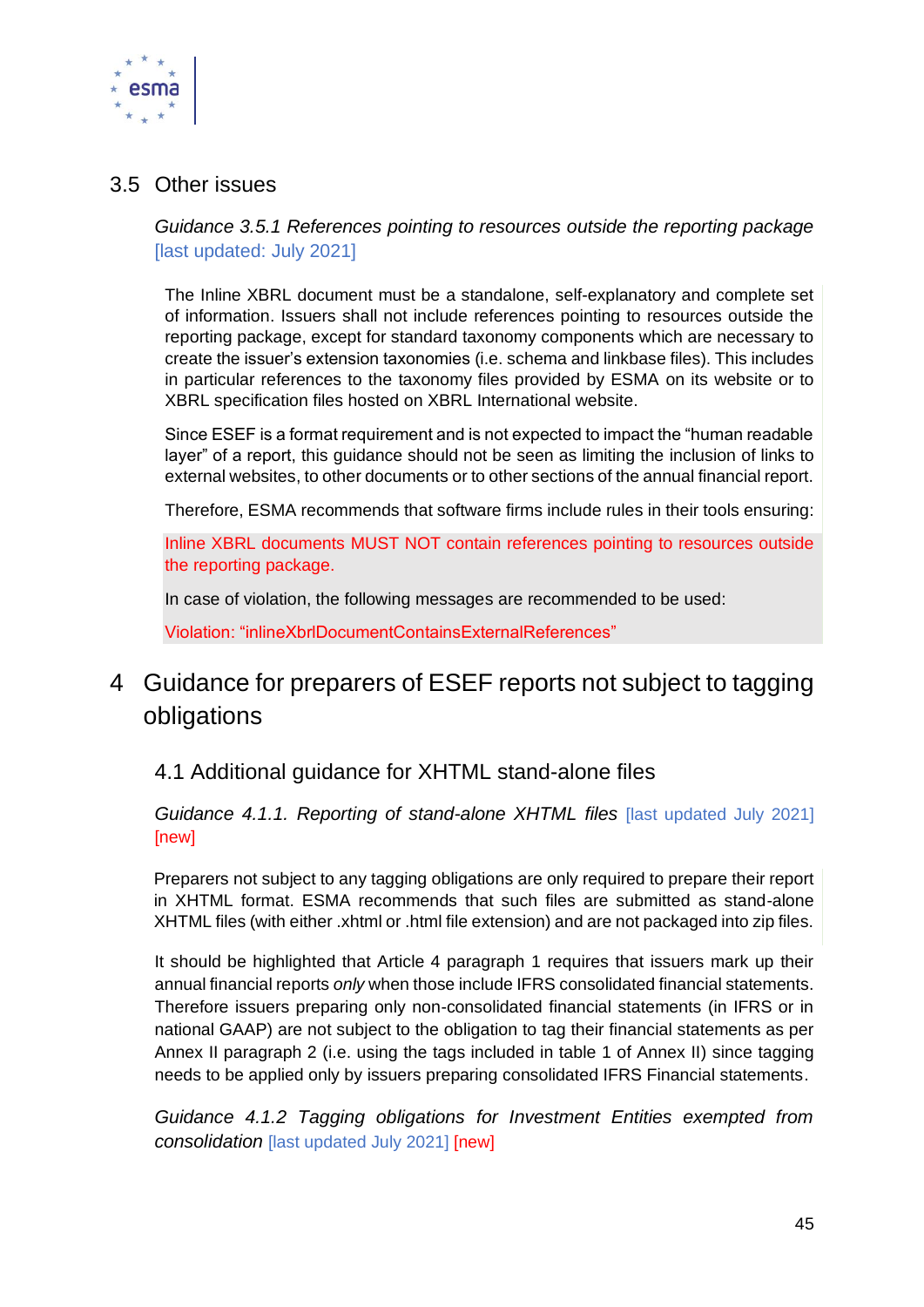## 3.5 Other issues

*Guidance 3.5.1 References pointing to resources outside the reporting package* [last updated: July 2021]

The Inline XBRL document must be a standalone, self-explanatory and complete set of information. Issuers shall not include references pointing to resources outside the reporting package, except for standard taxonomy components which are necessary to create the issuer's extension taxonomies (i.e. schema and linkbase files). This includes in particular references to the taxonomy files provided by ESMA on its website or to XBRL specification files hosted on XBRL International website.

Since ESEF is a format requirement and is not expected to impact the "human readable layer" of a report, this guidance should not be seen as limiting the inclusion of links to external websites, to other documents or to other sections of the annual financial report.

Therefore, ESMA recommends that software firms include rules in their tools ensuring:

Inline XBRL documents MUST NOT contain references pointing to resources outside the reporting package.

In case of violation, the following messages are recommended to be used:

Violation: "inlineXbrlDocumentContainsExternalReferences"

# 4 Guidance for preparers of ESEF reports not subject to tagging obligations

## 4.1 Additional guidance for XHTML stand-alone files

*Guidance 4.1.1. Reporting of stand-alone XHTML files* [last updated July 2021] [new]

Preparers not subject to any tagging obligations are only required to prepare their report in XHTML format. ESMA recommends that such files are submitted as stand-alone XHTML files (with either .xhtml or .html file extension) and are not packaged into zip files.

It should be highlighted that Article 4 paragraph 1 requires that issuers mark up their annual financial reports *only* when those include IFRS consolidated financial statements. Therefore issuers preparing only non-consolidated financial statements (in IFRS or in national GAAP) are not subject to the obligation to tag their financial statements as per Annex II paragraph 2 (i.e. using the tags included in table 1 of Annex II) since tagging needs to be applied only by issuers preparing consolidated IFRS Financial statements.

*Guidance 4.1.2 Tagging obligations for Investment Entities exempted from consolidation* [last updated July 2021] [new]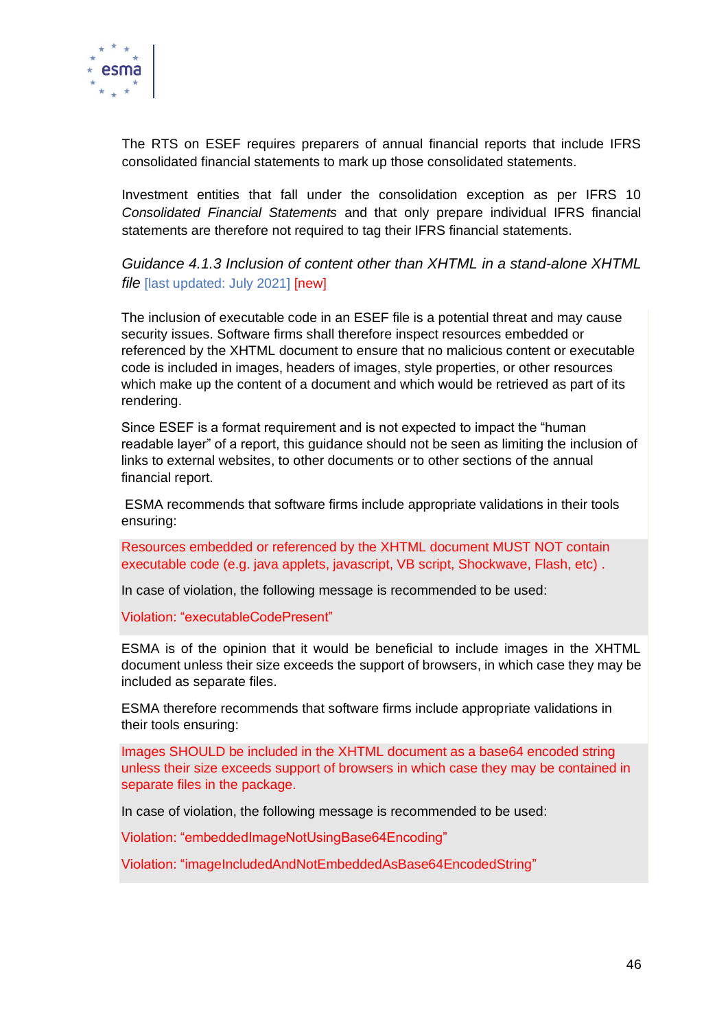The RTS on ESEF requires preparers of annual financial reports that include IFRS consolidated financial statements to mark up those consolidated statements.

Investment entities that fall under the consolidation exception as per IFRS 10 *Consolidated Financial Statements* and that only prepare individual IFRS financial statements are therefore not required to tag their IFRS financial statements.

### *Guidance 4.1.3 Inclusion of content other than XHTML in a stand-alone XHTML file* [last updated: July 2021] [new]

The inclusion of executable code in an ESEF file is a potential threat and may cause security issues. Software firms shall therefore inspect resources embedded or referenced by the XHTML document to ensure that no malicious content or executable code is included in images, headers of images, style properties, or other resources which make up the content of a document and which would be retrieved as part of its rendering.

Since ESEF is a format requirement and is not expected to impact the "human readable layer" of a report, this guidance should not be seen as limiting the inclusion of links to external websites, to other documents or to other sections of the annual financial report.

ESMA recommends that software firms include appropriate validations in their tools ensuring:

Resources embedded or referenced by the XHTML document MUST NOT contain executable code (e.g. java applets, javascript, VB script, Shockwave, Flash, etc) .

In case of violation, the following message is recommended to be used:

Violation: "executableCodePresent"

ESMA is of the opinion that it would be beneficial to include images in the XHTML document unless their size exceeds the support of browsers, in which case they may be included as separate files.

ESMA therefore recommends that software firms include appropriate validations in their tools ensuring:

Images SHOULD be included in the XHTML document as a base64 encoded string unless their size exceeds support of browsers in which case they may be contained in separate files in the package.

In case of violation, the following message is recommended to be used:

Violation: "embeddedImageNotUsingBase64Encoding"

Violation: "imageIncludedAndNotEmbeddedAsBase64EncodedString"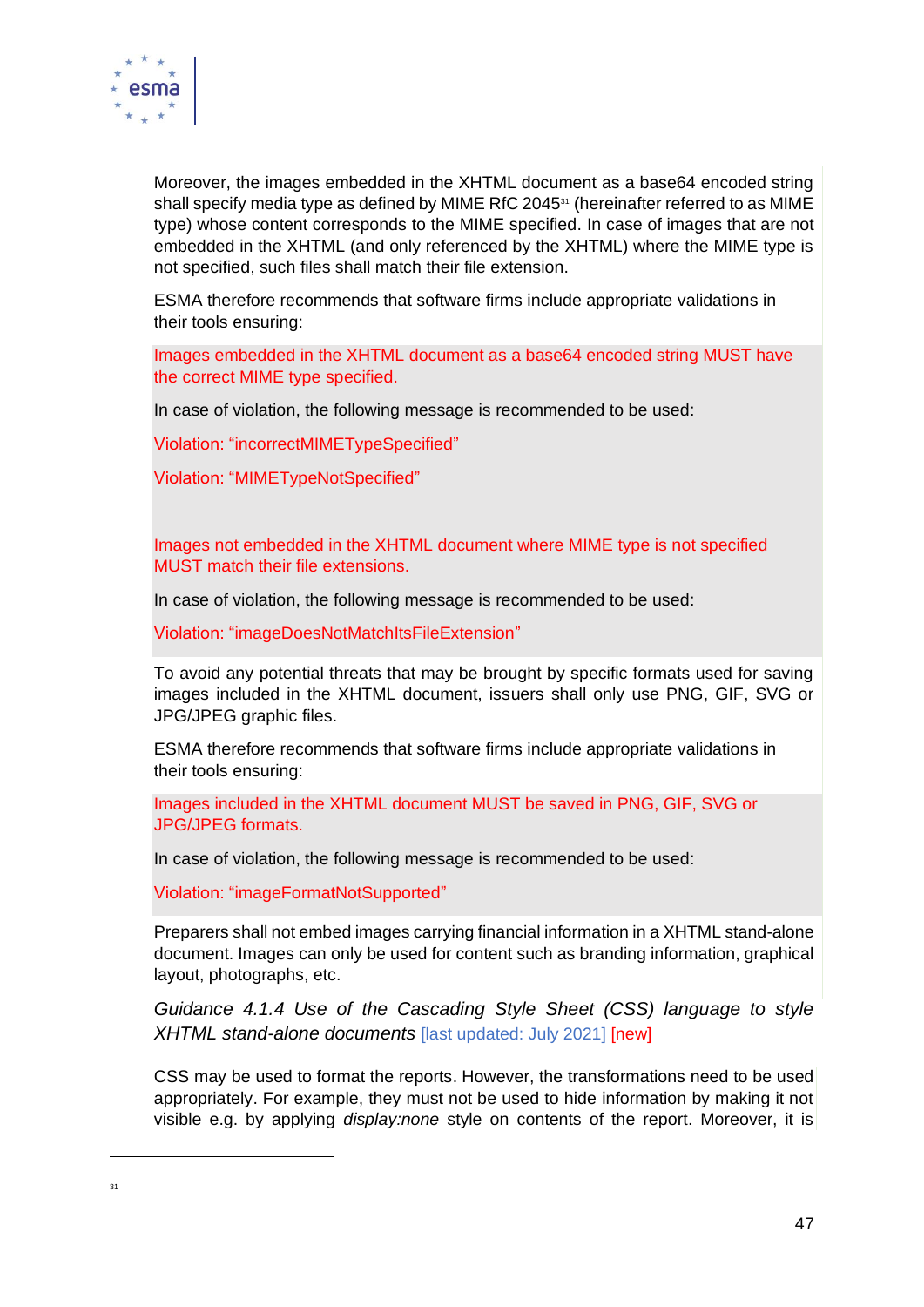Moreover, the images embedded in the XHTML document as a base64 encoded string shall specify media type as defined by MIME RfC 2045[31] (hereinafter referred to as MIME type) whose content corresponds to the MIME specified. In case of images that are not embedded in the XHTML (and only referenced by the XHTML) where the MIME type is not specified, such files shall match their file extension.

ESMA therefore recommends that software firms include appropriate validations in their tools ensuring:

Images embedded in the XHTML document as a base64 encoded string MUST have the correct MIME type specified.

In case of violation, the following message is recommended to be used:

Violation: "incorrectMIMETypeSpecified"

Violation: "MIMETypeNotSpecified"

Images not embedded in the XHTML document where MIME type is not specified MUST match their file extensions.

In case of violation, the following message is recommended to be used:

Violation: "imageDoesNotMatchItsFileExtension"

To avoid any potential threats that may be brought by specific formats used for saving images included in the XHTML document, issuers shall only use PNG, GIF, SVG or JPG/JPEG graphic files.

ESMA therefore recommends that software firms include appropriate validations in their tools ensuring:

Images included in the XHTML document MUST be saved in PNG, GIF, SVG or JPG/JPEG formats.

In case of violation, the following message is recommended to be used:

Violation: "imageFormatNotSupported"

Preparers shall not embed images carrying financial information in a XHTML stand-alone document. Images can only be used for content such as branding information, graphical layout, photographs, etc.

*Guidance 4.1.4 Use of the Cascading Style Sheet (CSS) language to style XHTML stand-alone documents* [last updated: July 2021] [new]

CSS may be used to format the reports. However, the transformations need to be used appropriately. For example, they must not be used to hide information by making it not visible e.g. by applying *display:none* style on contents of the report. Moreover, it is

[31]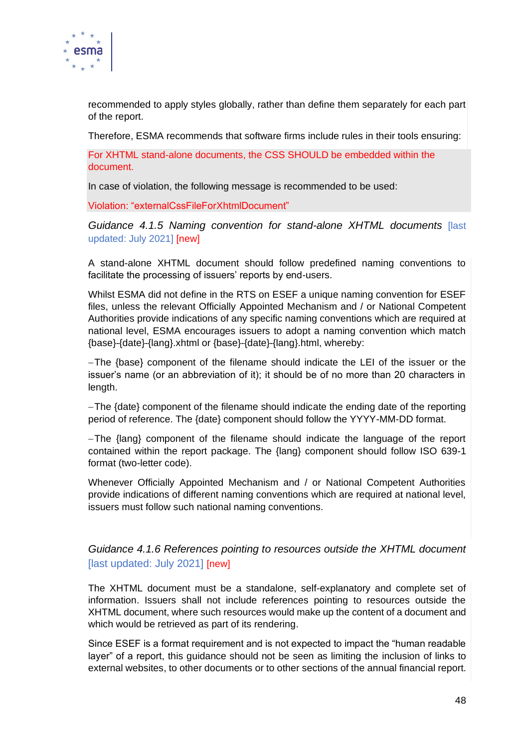recommended to apply styles globally, rather than define them separately for each part of the report.

Therefore, ESMA recommends that software firms include rules in their tools ensuring:

For XHTML stand-alone documents, the CSS SHOULD be embedded within the document.

In case of violation, the following message is recommended to be used:

Violation: “externalCssFileForXhtmlDocument”

### *Guidance 4.1.5 Naming convention for stand-alone XHTML documents* [last updated: July 2021] [new]

A stand-alone XHTML document should follow predefined naming conventions to facilitate the processing of issuers’ reports by end-users.

Whilst ESMA did not define in the RTS on ESEF a unique naming convention for ESEF files, unless the relevant Officially Appointed Mechanism and / or National Competent Authorities provide indications of any specific naming conventions which are required at national level, ESMA encourages issuers to adopt a naming convention which match {base}-{date}-{lang}.xhtml or {base}-{date}-{lang}.html, whereby:

- The {base} component of the filename should indicate the LEI of the issuer or the issuer’s name (or an abbreviation of it); it should be of no more than 20 characters in length.
- The {date} component of the filename should indicate the ending date of the reporting period of reference. The {date} component should follow the YYYY-MM-DD format.
- The {lang} component of the filename should indicate the language of the report contained within the report package. The {lang} component should follow ISO 639-1 format (two-letter code).

Whenever Officially Appointed Mechanism and / or National Competent Authorities provide indications of different naming conventions which are required at national level, issuers must follow such national naming conventions.

### *Guidance 4.1.6 References pointing to resources outside the XHTML document* [last updated: July 2021] [new]

The XHTML document must be a standalone, self-explanatory and complete set of information. Issuers shall not include references pointing to resources outside the XHTML document, where such resources would make up the content of a document and which would be retrieved as part of its rendering.

Since ESEF is a format requirement and is not expected to impact the “human readable layer” of a report, this guidance should not be seen as limiting the inclusion of links to external websites, to other documents or to other sections of the annual financial report.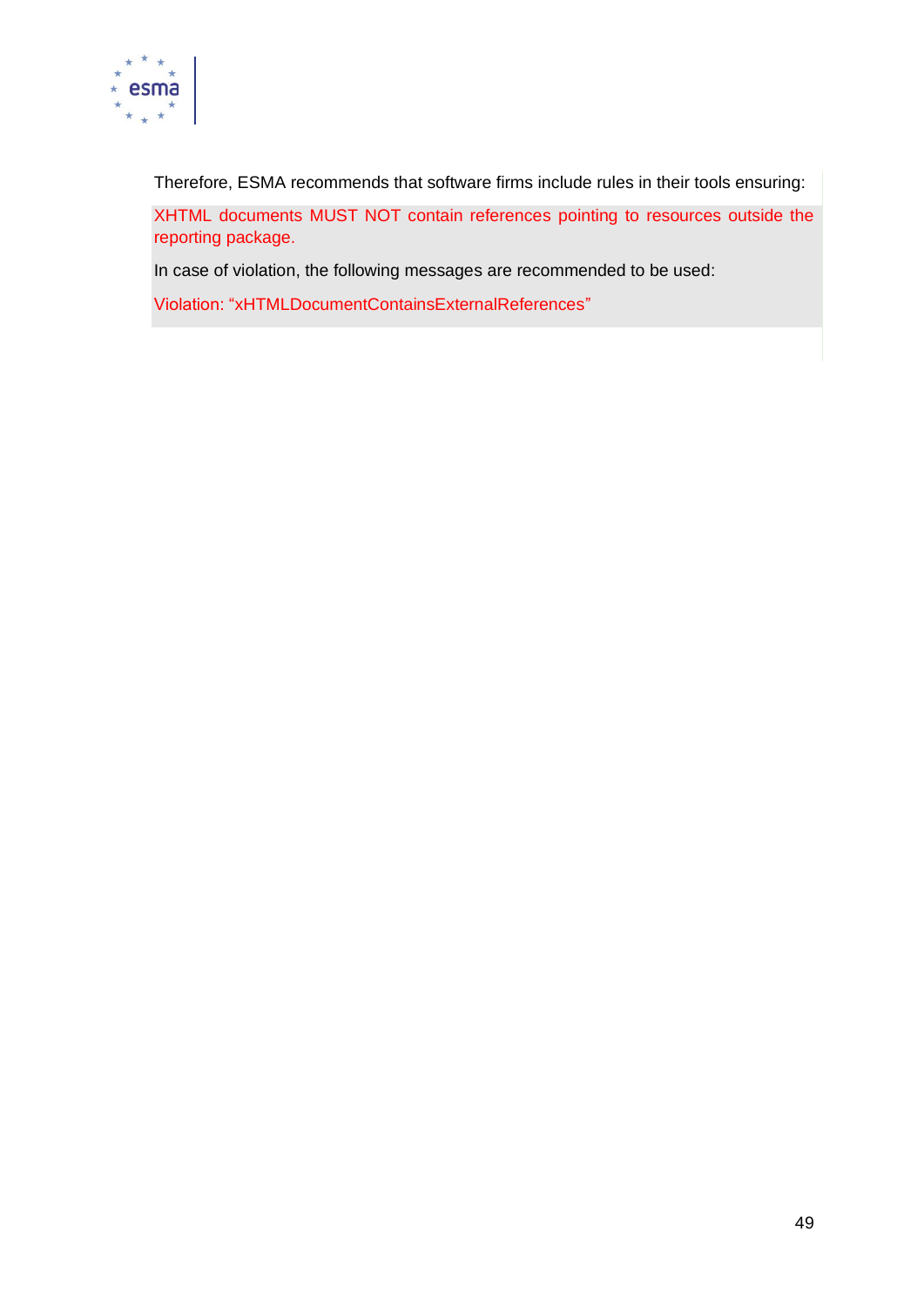Therefore, ESMA recommends that software firms include rules in their tools ensuring:

XHTML documents MUST NOT contain references pointing to resources outside the reporting package.

In case of violation, the following messages are recommended to be used:

Violation: “xHTMLDocumentContainsExternalReferences”